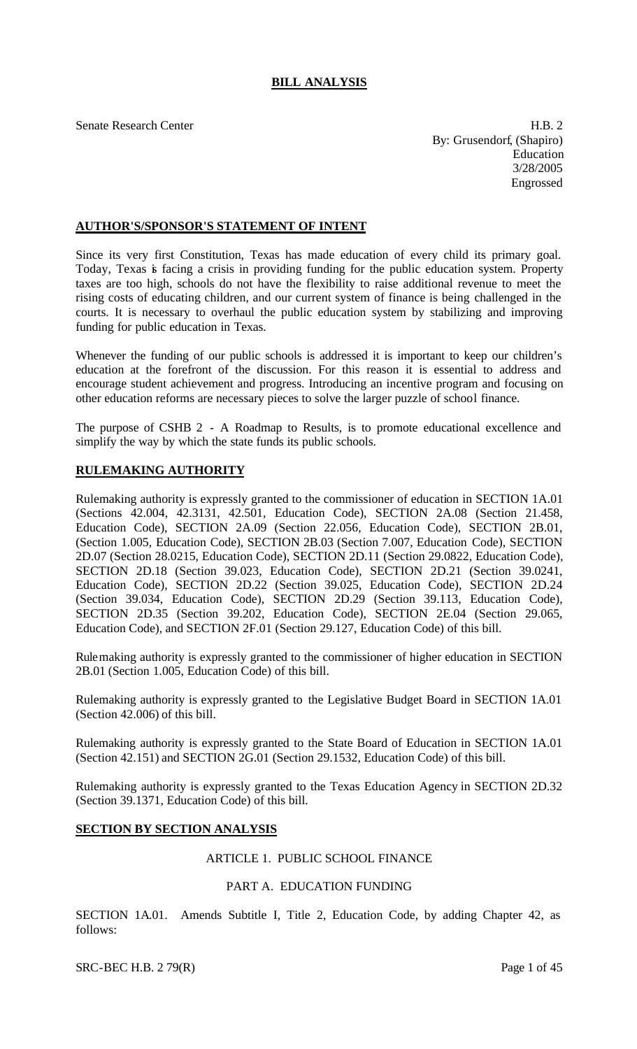# BILL ANALYSIS

Senate Research Center

H.B. 2
By: Grusendorf, (Shapiro)
Education
3/28/2005
Engrossed

## AUTHOR'S/SPONSOR'S STATEMENT OF INTENT

Since its very first Constitution, Texas has made education of every child its primary goal. Today, Texas is facing a crisis in providing funding for the public education system. Property taxes are too high, schools do not have the flexibility to raise additional revenue to meet the rising costs of educating children, and our current system of finance is being challenged in the courts. It is necessary to overhaul the public education system by stabilizing and improving funding for public education in Texas.

Whenever the funding of our public schools is addressed it is important to keep our children's education at the forefront of the discussion. For this reason it is essential to address and encourage student achievement and progress. Introducing an incentive program and focusing on other education reforms are necessary pieces to solve the larger puzzle of school finance.

The purpose of CSHB 2 - A Roadmap to Results, is to promote educational excellence and simplify the way by which the state funds its public schools.

## RULEMAKING AUTHORITY

Rulemaking authority is expressly granted to the commissioner of education in SECTION 1A.01 (Sections 42.004, 42.3131, 42.501, Education Code), SECTION 2A.08 (Section 21.458, Education Code), SECTION 2A.09 (Section 22.056, Education Code), SECTION 2B.01, (Section 1.005, Education Code), SECTION 2B.03 (Section 7.007, Education Code), SECTION 2D.07 (Section 28.0215, Education Code), SECTION 2D.11 (Section 29.0822, Education Code), SECTION 2D.18 (Section 39.023, Education Code), SECTION 2D.21 (Section 39.0241, Education Code), SECTION 2D.22 (Section 39.025, Education Code), SECTION 2D.24 (Section 39.034, Education Code), SECTION 2D.29 (Section 39.113, Education Code), SECTION 2D.35 (Section 39.202, Education Code), SECTION 2E.04 (Section 29.065, Education Code), and SECTION 2F.01 (Section 29.127, Education Code) of this bill.

Rulemaking authority is expressly granted to the commissioner of higher education in SECTION 2B.01 (Section 1.005, Education Code) of this bill.

Rulemaking authority is expressly granted to the Legislative Budget Board in SECTION 1A.01 (Section 42.006) of this bill.

Rulemaking authority is expressly granted to the State Board of Education in SECTION 1A.01 (Section 42.151) and SECTION 2G.01 (Section 29.1532, Education Code) of this bill.

Rulemaking authority is expressly granted to the Texas Education Agency in SECTION 2D.32 (Section 39.1371, Education Code) of this bill.

## SECTION BY SECTION ANALYSIS

### ARTICLE 1. PUBLIC SCHOOL FINANCE

### PART A. EDUCATION FUNDING

SECTION 1A.01. Amends Subtitle I, Title 2, Education Code, by adding Chapter 42, as follows: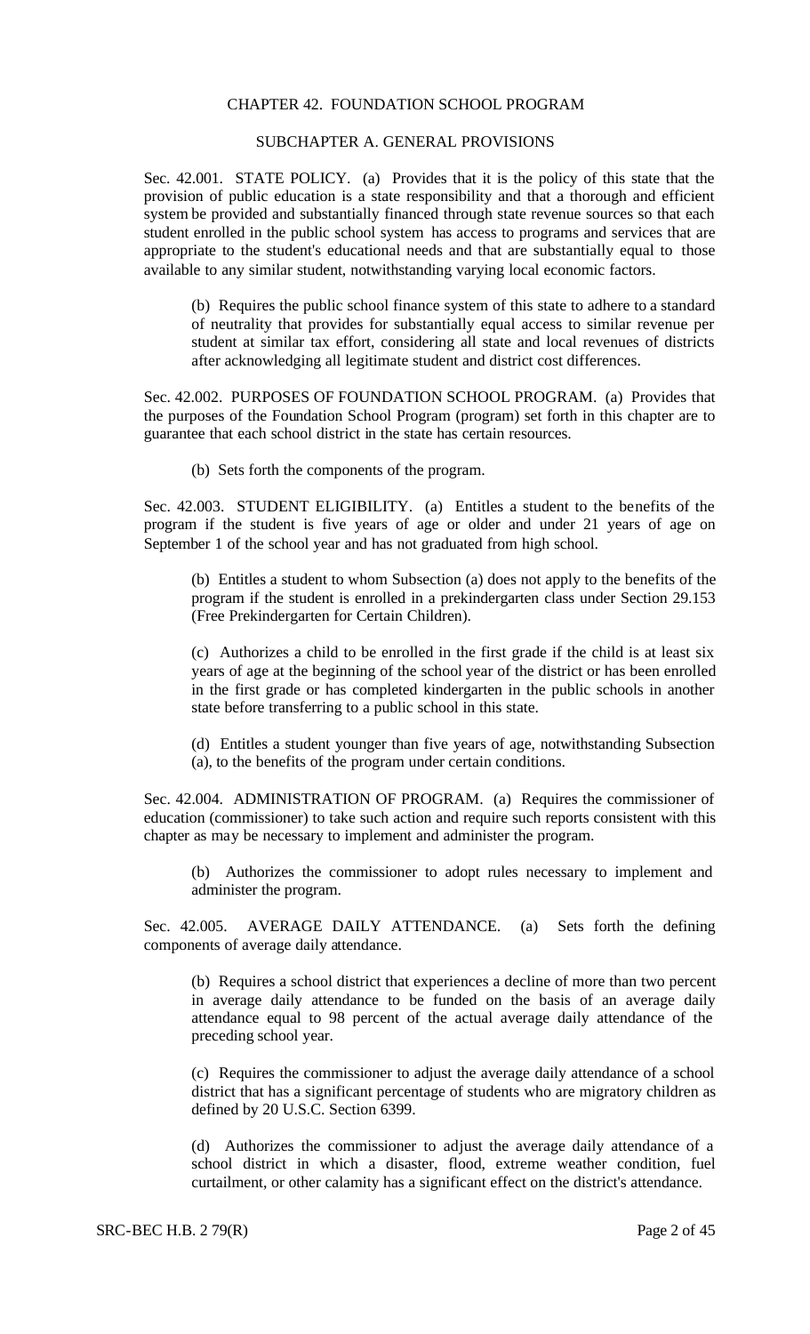CHAPTER 42. FOUNDATION SCHOOL PROGRAM

SUBCHAPTER A. GENERAL PROVISIONS

Sec. 42.001. STATE POLICY. (a) Provides that it is the policy of this state that the provision of public education is a state responsibility and that a thorough and efficient system be provided and substantially financed through state revenue sources so that each student enrolled in the public school system has access to programs and services that are appropriate to the student's educational needs and that are substantially equal to those available to any similar student, notwithstanding varying local economic factors.

(b) Requires the public school finance system of this state to adhere to a standard of neutrality that provides for substantially equal access to similar revenue per student at similar tax effort, considering all state and local revenues of districts after acknowledging all legitimate student and district cost differences.

Sec. 42.002. PURPOSES OF FOUNDATION SCHOOL PROGRAM. (a) Provides that the purposes of the Foundation School Program (program) set forth in this chapter are to guarantee that each school district in the state has certain resources.

(b) Sets forth the components of the program.

Sec. 42.003. STUDENT ELIGIBILITY. (a) Entitles a student to the benefits of the program if the student is five years of age or older and under 21 years of age on September 1 of the school year and has not graduated from high school.

(b) Entitles a student to whom Subsection (a) does not apply to the benefits of the program if the student is enrolled in a prekindergarten class under Section 29.153 (Free Prekindergarten for Certain Children).

(c) Authorizes a child to be enrolled in the first grade if the child is at least six years of age at the beginning of the school year of the district or has been enrolled in the first grade or has completed kindergarten in the public schools in another state before transferring to a public school in this state.

(d) Entitles a student younger than five years of age, notwithstanding Subsection (a), to the benefits of the program under certain conditions.

Sec. 42.004. ADMINISTRATION OF PROGRAM. (a) Requires the commissioner of education (commissioner) to take such action and require such reports consistent with this chapter as may be necessary to implement and administer the program.

(b) Authorizes the commissioner to adopt rules necessary to implement and administer the program.

Sec. 42.005. AVERAGE DAILY ATTENDANCE. (a) Sets forth the defining components of average daily attendance.

(b) Requires a school district that experiences a decline of more than two percent in average daily attendance to be funded on the basis of an average daily attendance equal to 98 percent of the actual average daily attendance of the preceding school year.

(c) Requires the commissioner to adjust the average daily attendance of a school district that has a significant percentage of students who are migratory children as defined by 20 U.S.C. Section 6399.

(d) Authorizes the commissioner to adjust the average daily attendance of a school district in which a disaster, flood, extreme weather condition, fuel curtailment, or other calamity has a significant effect on the district's attendance.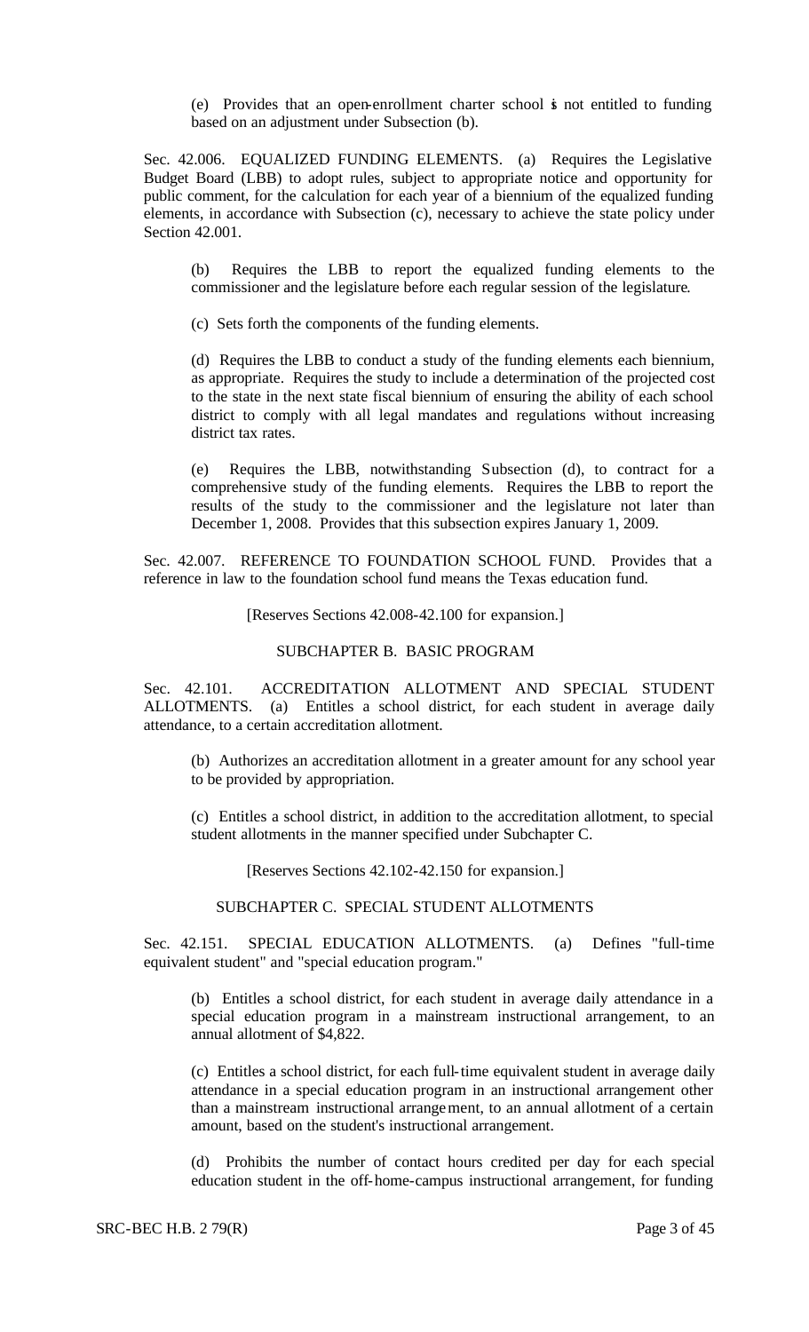(e) Provides that an open-enrollment charter school is not entitled to funding based on an adjustment under Subsection (b).

Sec. 42.006. EQUALIZED FUNDING ELEMENTS. (a) Requires the Legislative Budget Board (LBB) to adopt rules, subject to appropriate notice and opportunity for public comment, for the calculation for each year of a biennium of the equalized funding elements, in accordance with Subsection (c), necessary to achieve the state policy under Section 42.001.

(b) Requires the LBB to report the equalized funding elements to the commissioner and the legislature before each regular session of the legislature.

(c) Sets forth the components of the funding elements.

(d) Requires the LBB to conduct a study of the funding elements each biennium, as appropriate. Requires the study to include a determination of the projected cost to the state in the next state fiscal biennium of ensuring the ability of each school district to comply with all legal mandates and regulations without increasing district tax rates.

(e) Requires the LBB, notwithstanding Subsection (d), to contract for a comprehensive study of the funding elements. Requires the LBB to report the results of the study to the commissioner and the legislature not later than December 1, 2008. Provides that this subsection expires January 1, 2009.

Sec. 42.007. REFERENCE TO FOUNDATION SCHOOL FUND. Provides that a reference in law to the foundation school fund means the Texas education fund.

[Reserves Sections 42.008-42.100 for expansion.]

SUBCHAPTER B. BASIC PROGRAM

Sec. 42.101. ACCREDITATION ALLOTMENT AND SPECIAL STUDENT ALLOTMENTS. (a) Entitles a school district, for each student in average daily attendance, to a certain accreditation allotment.

(b) Authorizes an accreditation allotment in a greater amount for any school year to be provided by appropriation.

(c) Entitles a school district, in addition to the accreditation allotment, to special student allotments in the manner specified under Subchapter C.

[Reserves Sections 42.102-42.150 for expansion.]

SUBCHAPTER C. SPECIAL STUDENT ALLOTMENTS

Sec. 42.151. SPECIAL EDUCATION ALLOTMENTS. (a) Defines "full-time equivalent student" and "special education program."

(b) Entitles a school district, for each student in average daily attendance in a special education program in a mainstream instructional arrangement, to an annual allotment of $4,822.

(c) Entitles a school district, for each full-time equivalent student in average daily attendance in a special education program in an instructional arrangement other than a mainstream instructional arrangement, to an annual allotment of a certain amount, based on the student's instructional arrangement.

(d) Prohibits the number of contact hours credited per day for each special education student in the off-home-campus instructional arrangement, for funding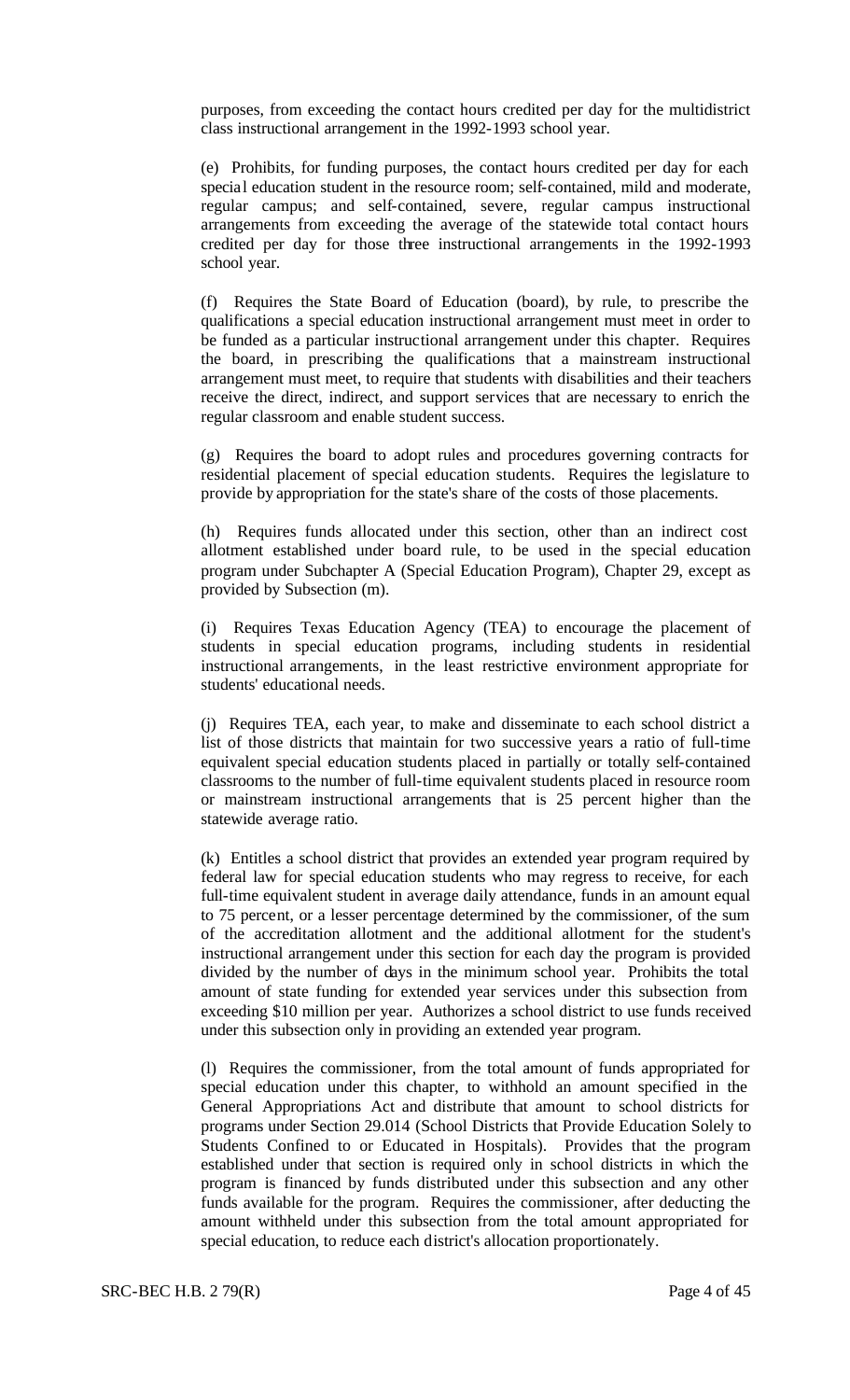purposes, from exceeding the contact hours credited per day for the multidistrict class instructional arrangement in the 1992-1993 school year.

(e) Prohibits, for funding purposes, the contact hours credited per day for each special education student in the resource room; self-contained, mild and moderate, regular campus; and self-contained, severe, regular campus instructional arrangements from exceeding the average of the statewide total contact hours credited per day for those three instructional arrangements in the 1992-1993 school year.

(f) Requires the State Board of Education (board), by rule, to prescribe the qualifications a special education instructional arrangement must meet in order to be funded as a particular instructional arrangement under this chapter. Requires the board, in prescribing the qualifications that a mainstream instructional arrangement must meet, to require that students with disabilities and their teachers receive the direct, indirect, and support services that are necessary to enrich the regular classroom and enable student success.

(g) Requires the board to adopt rules and procedures governing contracts for residential placement of special education students. Requires the legislature to provide by appropriation for the state's share of the costs of those placements.

(h) Requires funds allocated under this section, other than an indirect cost allotment established under board rule, to be used in the special education program under Subchapter A (Special Education Program), Chapter 29, except as provided by Subsection (m).

(i) Requires Texas Education Agency (TEA) to encourage the placement of students in special education programs, including students in residential instructional arrangements, in the least restrictive environment appropriate for students' educational needs.

(j) Requires TEA, each year, to make and disseminate to each school district a list of those districts that maintain for two successive years a ratio of full-time equivalent special education students placed in partially or totally self-contained classrooms to the number of full-time equivalent students placed in resource room or mainstream instructional arrangements that is 25 percent higher than the statewide average ratio.

(k) Entitles a school district that provides an extended year program required by federal law for special education students who may regress to receive, for each full-time equivalent student in average daily attendance, funds in an amount equal to 75 percent, or a lesser percentage determined by the commissioner, of the sum of the accreditation allotment and the additional allotment for the student's instructional arrangement under this section for each day the program is provided divided by the number of days in the minimum school year. Prohibits the total amount of state funding for extended year services under this subsection from exceeding $10 million per year. Authorizes a school district to use funds received under this subsection only in providing an extended year program.

(l) Requires the commissioner, from the total amount of funds appropriated for special education under this chapter, to withhold an amount specified in the General Appropriations Act and distribute that amount to school districts for programs under Section 29.014 (School Districts that Provide Education Solely to Students Confined to or Educated in Hospitals). Provides that the program established under that section is required only in school districts in which the program is financed by funds distributed under this subsection and any other funds available for the program. Requires the commissioner, after deducting the amount withheld under this subsection from the total amount appropriated for special education, to reduce each district's allocation proportionately.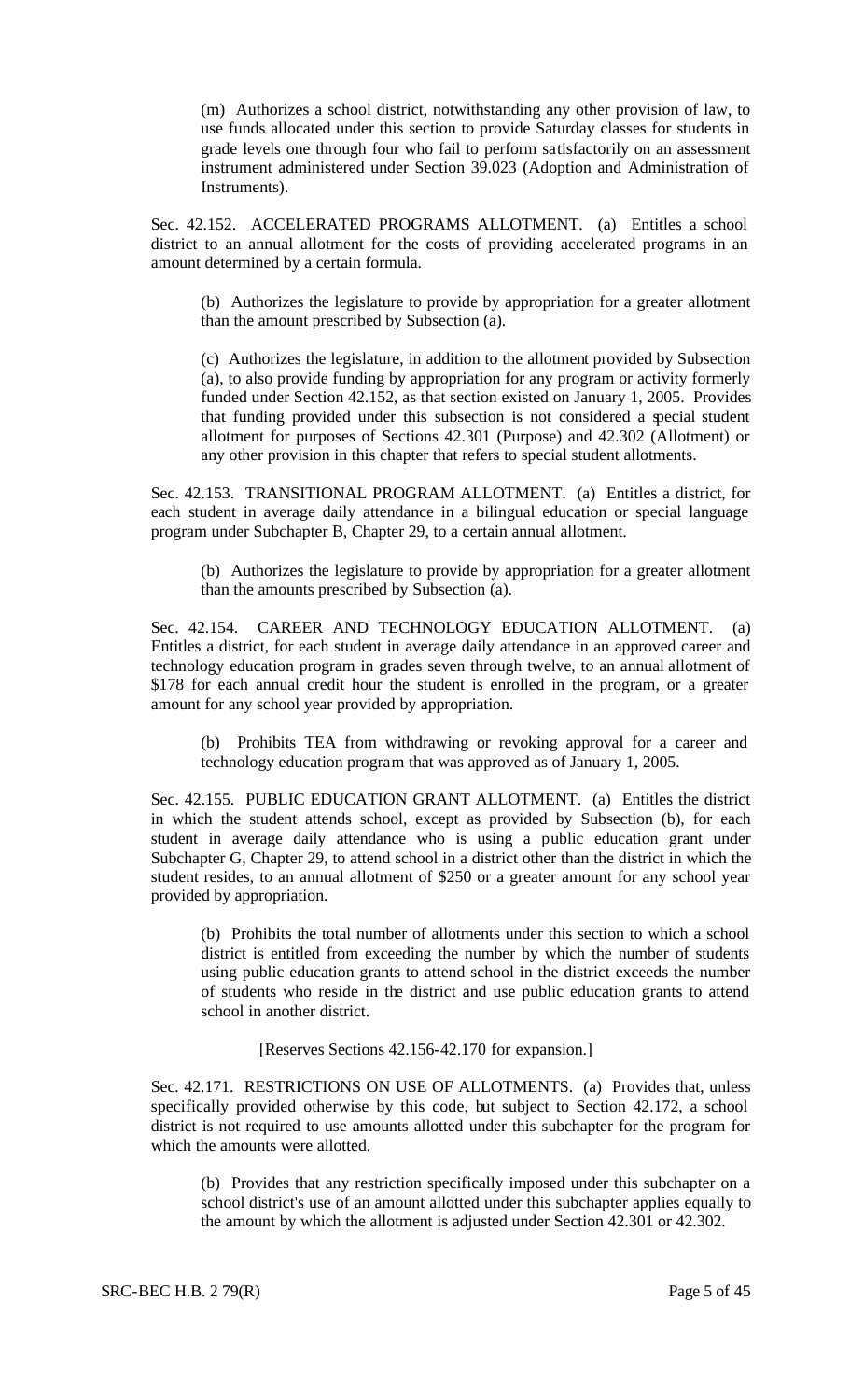(m) Authorizes a school district, notwithstanding any other provision of law, to use funds allocated under this section to provide Saturday classes for students in grade levels one through four who fail to perform satisfactorily on an assessment instrument administered under Section 39.023 (Adoption and Administration of Instruments).

Sec. 42.152. ACCELERATED PROGRAMS ALLOTMENT. (a) Entitles a school district to an annual allotment for the costs of providing accelerated programs in an amount determined by a certain formula.

(b) Authorizes the legislature to provide by appropriation for a greater allotment than the amount prescribed by Subsection (a).

(c) Authorizes the legislature, in addition to the allotment provided by Subsection (a), to also provide funding by appropriation for any program or activity formerly funded under Section 42.152, as that section existed on January 1, 2005. Provides that funding provided under this subsection is not considered a special student allotment for purposes of Sections 42.301 (Purpose) and 42.302 (Allotment) or any other provision in this chapter that refers to special student allotments.

Sec. 42.153. TRANSITIONAL PROGRAM ALLOTMENT. (a) Entitles a district, for each student in average daily attendance in a bilingual education or special language program under Subchapter B, Chapter 29, to a certain annual allotment.

(b) Authorizes the legislature to provide by appropriation for a greater allotment than the amounts prescribed by Subsection (a).

Sec. 42.154. CAREER AND TECHNOLOGY EDUCATION ALLOTMENT. (a) Entitles a district, for each student in average daily attendance in an approved career and technology education program in grades seven through twelve, to an annual allotment of $178 for each annual credit hour the student is enrolled in the program, or a greater amount for any school year provided by appropriation.

(b) Prohibits TEA from withdrawing or revoking approval for a career and technology education program that was approved as of January 1, 2005.

Sec. 42.155. PUBLIC EDUCATION GRANT ALLOTMENT. (a) Entitles the district in which the student attends school, except as provided by Subsection (b), for each student in average daily attendance who is using a public education grant under Subchapter G, Chapter 29, to attend school in a district other than the district in which the student resides, to an annual allotment of $250 or a greater amount for any school year provided by appropriation.

(b) Prohibits the total number of allotments under this section to which a school district is entitled from exceeding the number by which the number of students using public education grants to attend school in the district exceeds the number of students who reside in the district and use public education grants to attend school in another district.

[Reserves Sections 42.156-42.170 for expansion.]

Sec. 42.171. RESTRICTIONS ON USE OF ALLOTMENTS. (a) Provides that, unless specifically provided otherwise by this code, but subject to Section 42.172, a school district is not required to use amounts allotted under this subchapter for the program for which the amounts were allotted.

(b) Provides that any restriction specifically imposed under this subchapter on a school district's use of an amount allotted under this subchapter applies equally to the amount by which the allotment is adjusted under Section 42.301 or 42.302.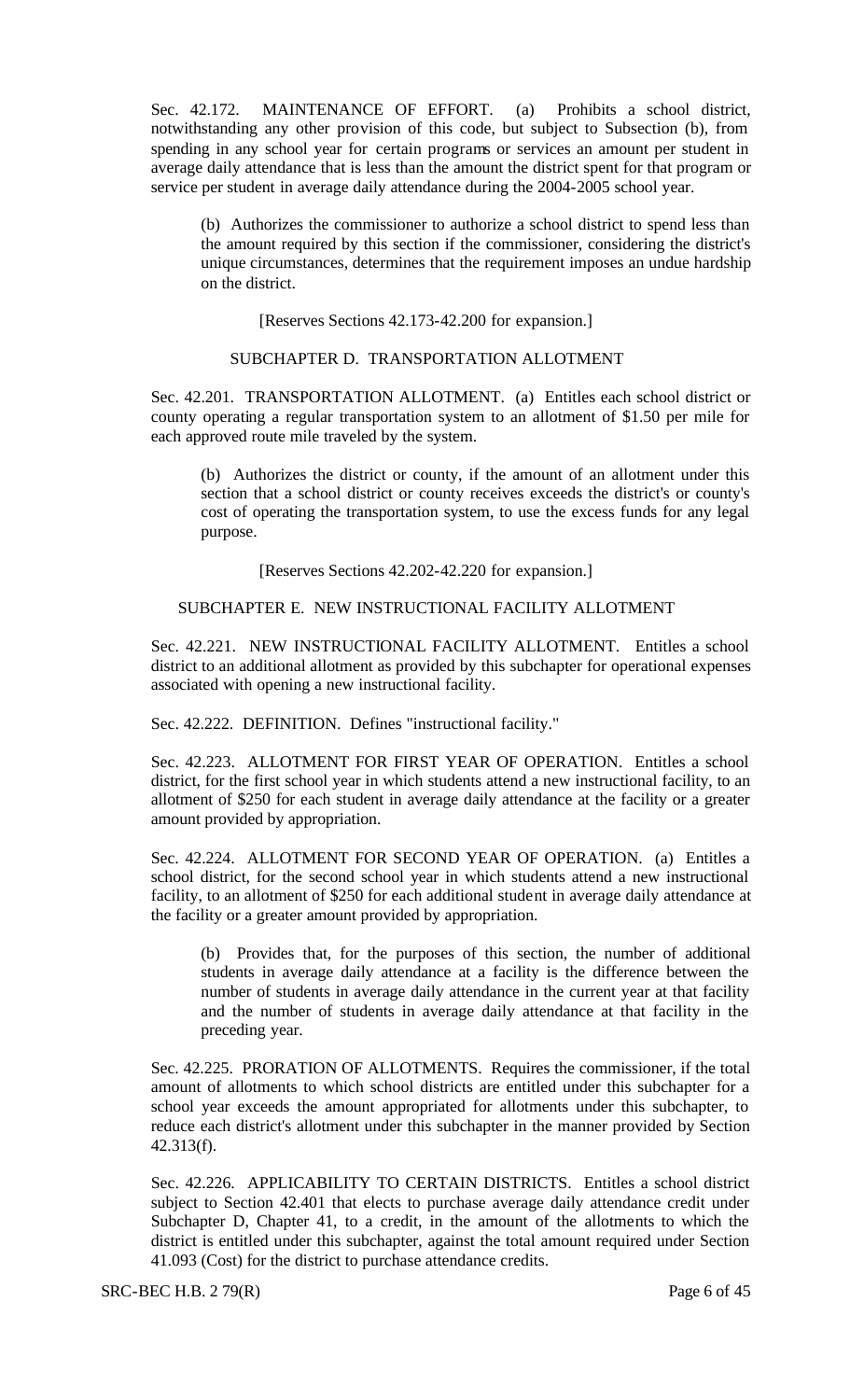Sec. 42.172. MAINTENANCE OF EFFORT. (a) Prohibits a school district, notwithstanding any other provision of this code, but subject to Subsection (b), from spending in any school year for certain programs or services an amount per student in average daily attendance that is less than the amount the district spent for that program or service per student in average daily attendance during the 2004-2005 school year.

(b) Authorizes the commissioner to authorize a school district to spend less than the amount required by this section if the commissioner, considering the district's unique circumstances, determines that the requirement imposes an undue hardship on the district.

[Reserves Sections 42.173-42.200 for expansion.]

SUBCHAPTER D. TRANSPORTATION ALLOTMENT

Sec. 42.201. TRANSPORTATION ALLOTMENT. (a) Entitles each school district or county operating a regular transportation system to an allotment of $1.50 per mile for each approved route mile traveled by the system.

(b) Authorizes the district or county, if the amount of an allotment under this section that a school district or county receives exceeds the district's or county's cost of operating the transportation system, to use the excess funds for any legal purpose.

[Reserves Sections 42.202-42.220 for expansion.]

SUBCHAPTER E. NEW INSTRUCTIONAL FACILITY ALLOTMENT

Sec. 42.221. NEW INSTRUCTIONAL FACILITY ALLOTMENT. Entitles a school district to an additional allotment as provided by this subchapter for operational expenses associated with opening a new instructional facility.

Sec. 42.222. DEFINITION. Defines "instructional facility."

Sec. 42.223. ALLOTMENT FOR FIRST YEAR OF OPERATION. Entitles a school district, for the first school year in which students attend a new instructional facility, to an allotment of $250 for each student in average daily attendance at the facility or a greater amount provided by appropriation.

Sec. 42.224. ALLOTMENT FOR SECOND YEAR OF OPERATION. (a) Entitles a school district, for the second school year in which students attend a new instructional facility, to an allotment of $250 for each additional student in average daily attendance at the facility or a greater amount provided by appropriation.

(b) Provides that, for the purposes of this section, the number of additional students in average daily attendance at a facility is the difference between the number of students in average daily attendance in the current year at that facility and the number of students in average daily attendance at that facility in the preceding year.

Sec. 42.225. PRORATION OF ALLOTMENTS. Requires the commissioner, if the total amount of allotments to which school districts are entitled under this subchapter for a school year exceeds the amount appropriated for allotments under this subchapter, to reduce each district's allotment under this subchapter in the manner provided by Section 42.313(f).

Sec. 42.226. APPLICABILITY TO CERTAIN DISTRICTS. Entitles a school district subject to Section 42.401 that elects to purchase average daily attendance credit under Subchapter D, Chapter 41, to a credit, in the amount of the allotments to which the district is entitled under this subchapter, against the total amount required under Section 41.093 (Cost) for the district to purchase attendance credits.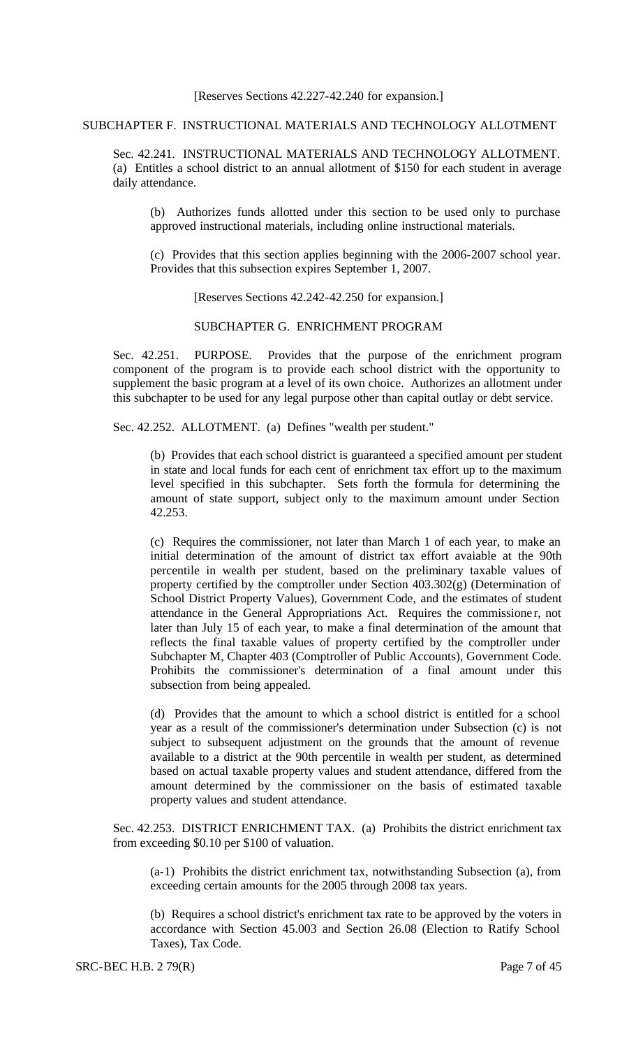[Reserves Sections 42.227-42.240 for expansion.]

SUBCHAPTER F. INSTRUCTIONAL MATERIALS AND TECHNOLOGY ALLOTMENT

Sec. 42.241. INSTRUCTIONAL MATERIALS AND TECHNOLOGY ALLOTMENT. (a) Entitles a school district to an annual allotment of $150 for each student in average daily attendance.

(b) Authorizes funds allotted under this section to be used only to purchase approved instructional materials, including online instructional materials.

(c) Provides that this section applies beginning with the 2006-2007 school year. Provides that this subsection expires September 1, 2007.

[Reserves Sections 42.242-42.250 for expansion.]

SUBCHAPTER G. ENRICHMENT PROGRAM

Sec. 42.251. PURPOSE. Provides that the purpose of the enrichment program component of the program is to provide each school district with the opportunity to supplement the basic program at a level of its own choice. Authorizes an allotment under this subchapter to be used for any legal purpose other than capital outlay or debt service.

Sec. 42.252. ALLOTMENT. (a) Defines "wealth per student."

(b) Provides that each school district is guaranteed a specified amount per student in state and local funds for each cent of enrichment tax effort up to the maximum level specified in this subchapter. Sets forth the formula for determining the amount of state support, subject only to the maximum amount under Section 42.253.

(c) Requires the commissioner, not later than March 1 of each year, to make an initial determination of the amount of district tax effort avaiable at the 90th percentile in wealth per student, based on the preliminary taxable values of property certified by the comptroller under Section 403.302(g) (Determination of School District Property Values), Government Code, and the estimates of student attendance in the General Appropriations Act. Requires the commissioner, not later than July 15 of each year, to make a final determination of the amount that reflects the final taxable values of property certified by the comptroller under Subchapter M, Chapter 403 (Comptroller of Public Accounts), Government Code. Prohibits the commissioner's determination of a final amount under this subsection from being appealed.

(d) Provides that the amount to which a school district is entitled for a school year as a result of the commissioner's determination under Subsection (c) is not subject to subsequent adjustment on the grounds that the amount of revenue available to a district at the 90th percentile in wealth per student, as determined based on actual taxable property values and student attendance, differed from the amount determined by the commissioner on the basis of estimated taxable property values and student attendance.

Sec. 42.253. DISTRICT ENRICHMENT TAX. (a) Prohibits the district enrichment tax from exceeding $0.10 per $100 of valuation.

(a-1) Prohibits the district enrichment tax, notwithstanding Subsection (a), from exceeding certain amounts for the 2005 through 2008 tax years.

(b) Requires a school district's enrichment tax rate to be approved by the voters in accordance with Section 45.003 and Section 26.08 (Election to Ratify School Taxes), Tax Code.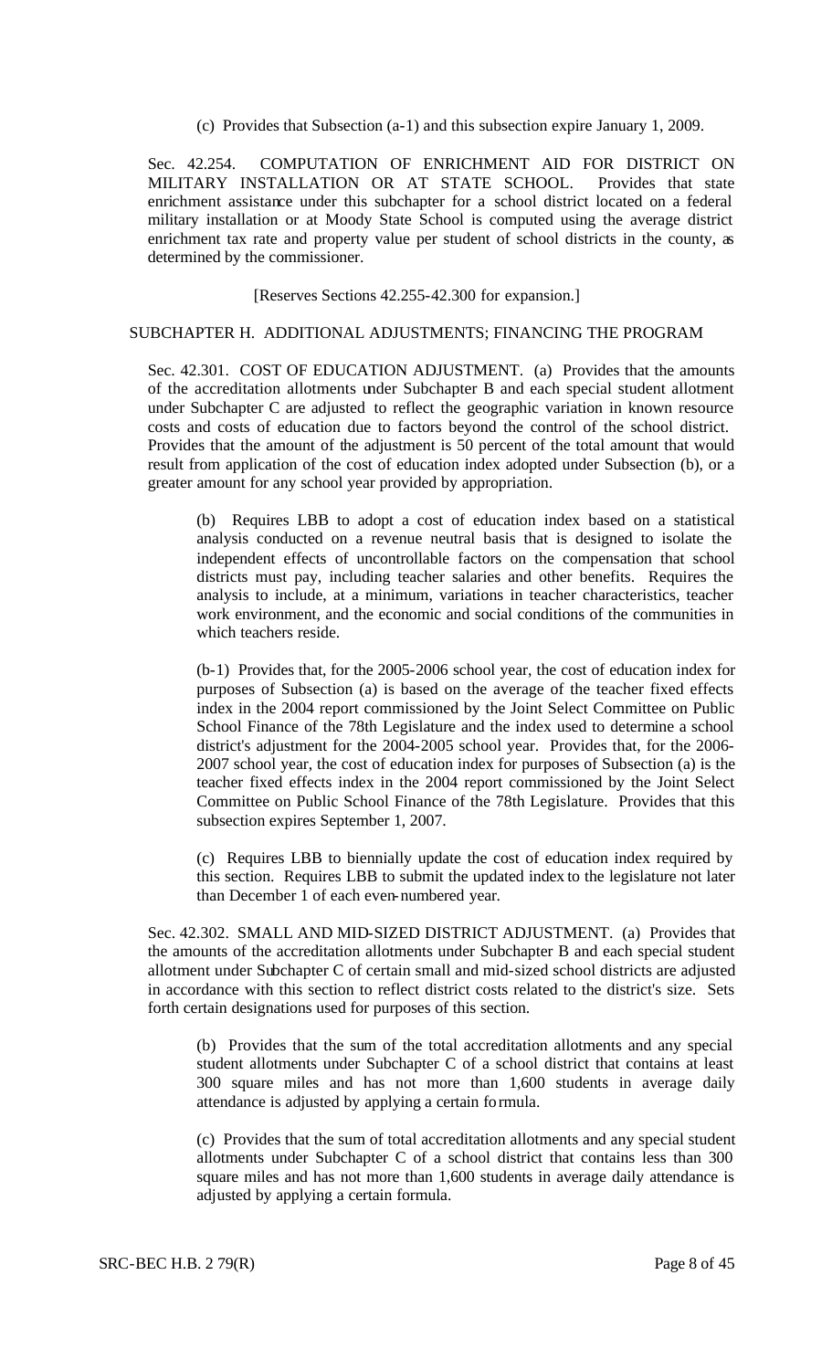(c) Provides that Subsection (a-1) and this subsection expire January 1, 2009.

Sec. 42.254. COMPUTATION OF ENRICHMENT AID FOR DISTRICT ON MILITARY INSTALLATION OR AT STATE SCHOOL. Provides that state enrichment assistance under this subchapter for a school district located on a federal military installation or at Moody State School is computed using the average district enrichment tax rate and property value per student of school districts in the county, as determined by the commissioner.

[Reserves Sections 42.255-42.300 for expansion.]

SUBCHAPTER H. ADDITIONAL ADJUSTMENTS; FINANCING THE PROGRAM

Sec. 42.301. COST OF EDUCATION ADJUSTMENT. (a) Provides that the amounts of the accreditation allotments under Subchapter B and each special student allotment under Subchapter C are adjusted to reflect the geographic variation in known resource costs and costs of education due to factors beyond the control of the school district. Provides that the amount of the adjustment is 50 percent of the total amount that would result from application of the cost of education index adopted under Subsection (b), or a greater amount for any school year provided by appropriation.

(b) Requires LBB to adopt a cost of education index based on a statistical analysis conducted on a revenue neutral basis that is designed to isolate the independent effects of uncontrollable factors on the compensation that school districts must pay, including teacher salaries and other benefits. Requires the analysis to include, at a minimum, variations in teacher characteristics, teacher work environment, and the economic and social conditions of the communities in which teachers reside.

(b-1) Provides that, for the 2005-2006 school year, the cost of education index for purposes of Subsection (a) is based on the average of the teacher fixed effects index in the 2004 report commissioned by the Joint Select Committee on Public School Finance of the 78th Legislature and the index used to determine a school district's adjustment for the 2004-2005 school year. Provides that, for the 2006-2007 school year, the cost of education index for purposes of Subsection (a) is the teacher fixed effects index in the 2004 report commissioned by the Joint Select Committee on Public School Finance of the 78th Legislature. Provides that this subsection expires September 1, 2007.

(c) Requires LBB to biennially update the cost of education index required by this section. Requires LBB to submit the updated index to the legislature not later than December 1 of each even-numbered year.

Sec. 42.302. SMALL AND MID-SIZED DISTRICT ADJUSTMENT. (a) Provides that the amounts of the accreditation allotments under Subchapter B and each special student allotment under Subchapter C of certain small and mid-sized school districts are adjusted in accordance with this section to reflect district costs related to the district's size. Sets forth certain designations used for purposes of this section.

(b) Provides that the sum of the total accreditation allotments and any special student allotments under Subchapter C of a school district that contains at least 300 square miles and has not more than 1,600 students in average daily attendance is adjusted by applying a certain formula.

(c) Provides that the sum of total accreditation allotments and any special student allotments under Subchapter C of a school district that contains less than 300 square miles and has not more than 1,600 students in average daily attendance is adjusted by applying a certain formula.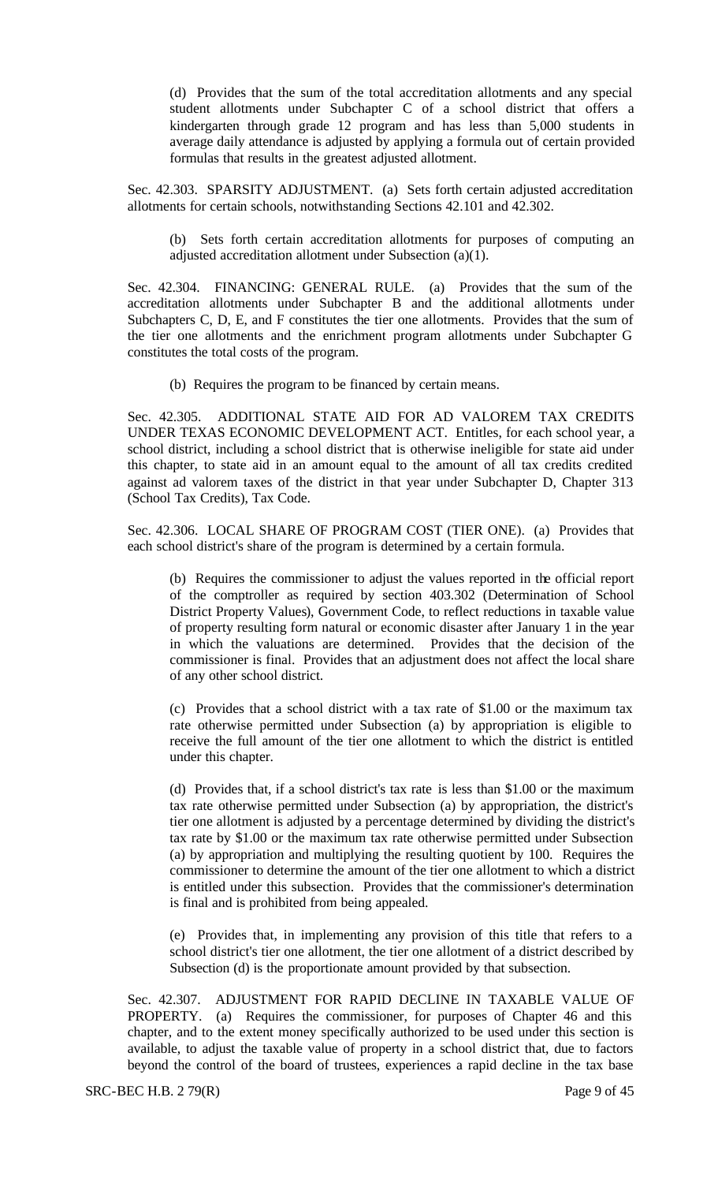(d) Provides that the sum of the total accreditation allotments and any special student allotments under Subchapter C of a school district that offers a kindergarten through grade 12 program and has less than 5,000 students in average daily attendance is adjusted by applying a formula out of certain provided formulas that results in the greatest adjusted allotment.

Sec. 42.303. SPARSITY ADJUSTMENT. (a) Sets forth certain adjusted accreditation allotments for certain schools, notwithstanding Sections 42.101 and 42.302.

(b) Sets forth certain accreditation allotments for purposes of computing an adjusted accreditation allotment under Subsection (a)(1).

Sec. 42.304. FINANCING: GENERAL RULE. (a) Provides that the sum of the accreditation allotments under Subchapter B and the additional allotments under Subchapters C, D, E, and F constitutes the tier one allotments. Provides that the sum of the tier one allotments and the enrichment program allotments under Subchapter G constitutes the total costs of the program.

(b) Requires the program to be financed by certain means.

Sec. 42.305. ADDITIONAL STATE AID FOR AD VALOREM TAX CREDITS UNDER TEXAS ECONOMIC DEVELOPMENT ACT. Entitles, for each school year, a school district, including a school district that is otherwise ineligible for state aid under this chapter, to state aid in an amount equal to the amount of all tax credits credited against ad valorem taxes of the district in that year under Subchapter D, Chapter 313 (School Tax Credits), Tax Code.

Sec. 42.306. LOCAL SHARE OF PROGRAM COST (TIER ONE). (a) Provides that each school district's share of the program is determined by a certain formula.

(b) Requires the commissioner to adjust the values reported in the official report of the comptroller as required by section 403.302 (Determination of School District Property Values), Government Code, to reflect reductions in taxable value of property resulting form natural or economic disaster after January 1 in the year in which the valuations are determined. Provides that the decision of the commissioner is final. Provides that an adjustment does not affect the local share of any other school district.

(c) Provides that a school district with a tax rate of $1.00 or the maximum tax rate otherwise permitted under Subsection (a) by appropriation is eligible to receive the full amount of the tier one allotment to which the district is entitled under this chapter.

(d) Provides that, if a school district's tax rate is less than $1.00 or the maximum tax rate otherwise permitted under Subsection (a) by appropriation, the district's tier one allotment is adjusted by a percentage determined by dividing the district's tax rate by $1.00 or the maximum tax rate otherwise permitted under Subsection (a) by appropriation and multiplying the resulting quotient by 100. Requires the commissioner to determine the amount of the tier one allotment to which a district is entitled under this subsection. Provides that the commissioner's determination is final and is prohibited from being appealed.

(e) Provides that, in implementing any provision of this title that refers to a school district's tier one allotment, the tier one allotment of a district described by Subsection (d) is the proportionate amount provided by that subsection.

Sec. 42.307. ADJUSTMENT FOR RAPID DECLINE IN TAXABLE VALUE OF PROPERTY. (a) Requires the commissioner, for purposes of Chapter 46 and this chapter, and to the extent money specifically authorized to be used under this section is available, to adjust the taxable value of property in a school district that, due to factors beyond the control of the board of trustees, experiences a rapid decline in the tax base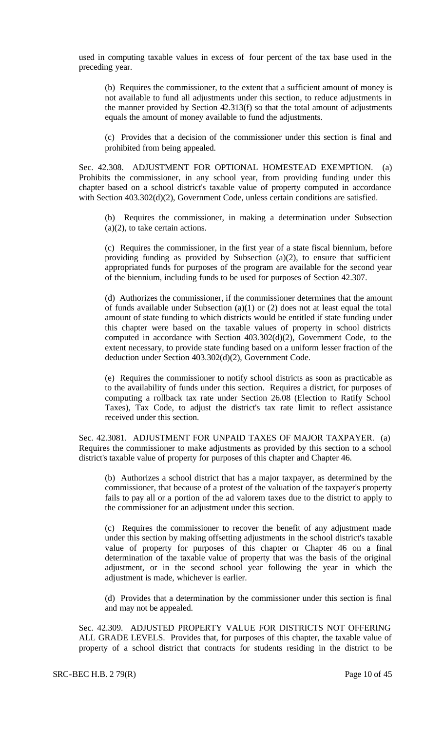used in computing taxable values in excess of four percent of the tax base used in the preceding year.

(b) Requires the commissioner, to the extent that a sufficient amount of money is not available to fund all adjustments under this section, to reduce adjustments in the manner provided by Section 42.313(f) so that the total amount of adjustments equals the amount of money available to fund the adjustments.

(c) Provides that a decision of the commissioner under this section is final and prohibited from being appealed.

Sec. 42.308. ADJUSTMENT FOR OPTIONAL HOMESTEAD EXEMPTION. (a) Prohibits the commissioner, in any school year, from providing funding under this chapter based on a school district's taxable value of property computed in accordance with Section 403.302(d)(2), Government Code, unless certain conditions are satisfied.

(b) Requires the commissioner, in making a determination under Subsection (a)(2), to take certain actions.

(c) Requires the commissioner, in the first year of a state fiscal biennium, before providing funding as provided by Subsection (a)(2), to ensure that sufficient appropriated funds for purposes of the program are available for the second year of the biennium, including funds to be used for purposes of Section 42.307.

(d) Authorizes the commissioner, if the commissioner determines that the amount of funds available under Subsection (a)(1) or (2) does not at least equal the total amount of state funding to which districts would be entitled if state funding under this chapter were based on the taxable values of property in school districts computed in accordance with Section 403.302(d)(2), Government Code, to the extent necessary, to provide state funding based on a uniform lesser fraction of the deduction under Section 403.302(d)(2), Government Code.

(e) Requires the commissioner to notify school districts as soon as practicable as to the availability of funds under this section. Requires a district, for purposes of computing a rollback tax rate under Section 26.08 (Election to Ratify School Taxes), Tax Code, to adjust the district's tax rate limit to reflect assistance received under this section.

Sec. 42.3081. ADJUSTMENT FOR UNPAID TAXES OF MAJOR TAXPAYER. (a) Requires the commissioner to make adjustments as provided by this section to a school district's taxable value of property for purposes of this chapter and Chapter 46.

(b) Authorizes a school district that has a major taxpayer, as determined by the commissioner, that because of a protest of the valuation of the taxpayer's property fails to pay all or a portion of the ad valorem taxes due to the district to apply to the commissioner for an adjustment under this section.

(c) Requires the commissioner to recover the benefit of any adjustment made under this section by making offsetting adjustments in the school district's taxable value of property for purposes of this chapter or Chapter 46 on a final determination of the taxable value of property that was the basis of the original adjustment, or in the second school year following the year in which the adjustment is made, whichever is earlier.

(d) Provides that a determination by the commissioner under this section is final and may not be appealed.

Sec. 42.309. ADJUSTED PROPERTY VALUE FOR DISTRICTS NOT OFFERING ALL GRADE LEVELS. Provides that, for purposes of this chapter, the taxable value of property of a school district that contracts for students residing in the district to be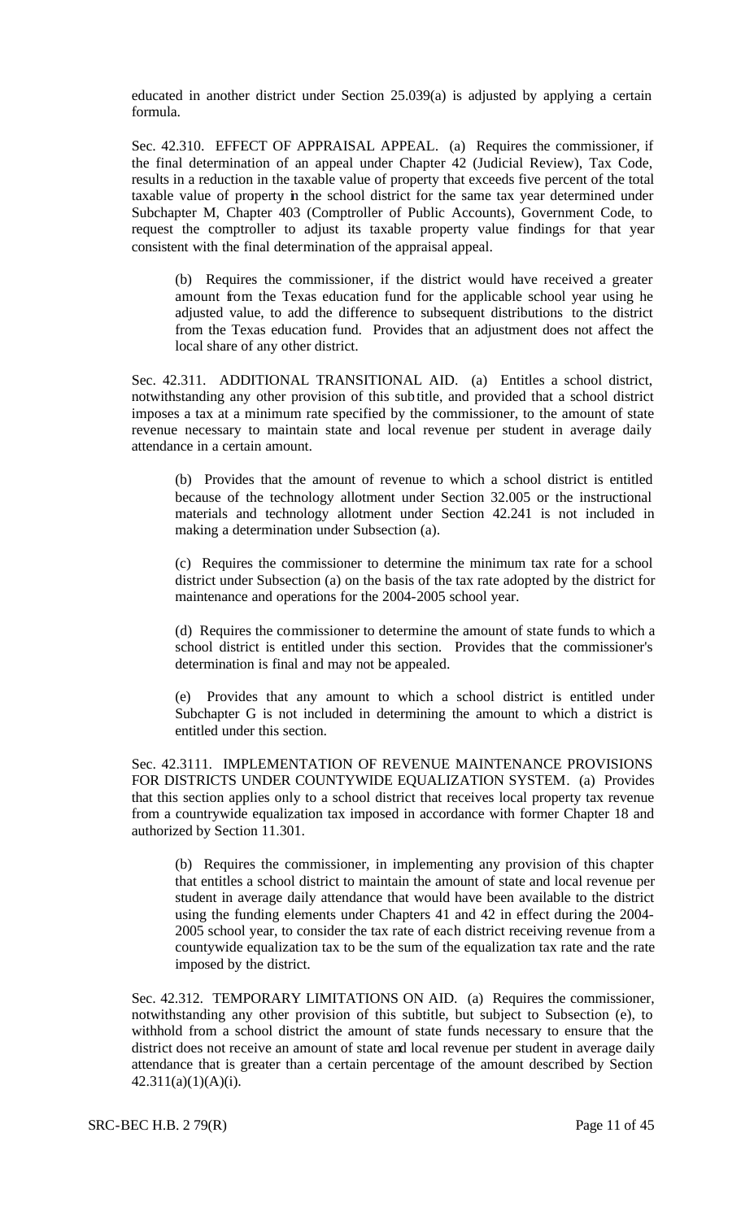educated in another district under Section 25.039(a) is adjusted by applying a certain formula.

Sec. 42.310. EFFECT OF APPRAISAL APPEAL. (a) Requires the commissioner, if the final determination of an appeal under Chapter 42 (Judicial Review), Tax Code, results in a reduction in the taxable value of property that exceeds five percent of the total taxable value of property in the school district for the same tax year determined under Subchapter M, Chapter 403 (Comptroller of Public Accounts), Government Code, to request the comptroller to adjust its taxable property value findings for that year consistent with the final determination of the appraisal appeal.

(b) Requires the commissioner, if the district would have received a greater amount from the Texas education fund for the applicable school year using he adjusted value, to add the difference to subsequent distributions to the district from the Texas education fund. Provides that an adjustment does not affect the local share of any other district.

Sec. 42.311. ADDITIONAL TRANSITIONAL AID. (a) Entitles a school district, notwithstanding any other provision of this subtitle, and provided that a school district imposes a tax at a minimum rate specified by the commissioner, to the amount of state revenue necessary to maintain state and local revenue per student in average daily attendance in a certain amount.

(b) Provides that the amount of revenue to which a school district is entitled because of the technology allotment under Section 32.005 or the instructional materials and technology allotment under Section 42.241 is not included in making a determination under Subsection (a).

(c) Requires the commissioner to determine the minimum tax rate for a school district under Subsection (a) on the basis of the tax rate adopted by the district for maintenance and operations for the 2004-2005 school year.

(d) Requires the commissioner to determine the amount of state funds to which a school district is entitled under this section. Provides that the commissioner's determination is final and may not be appealed.

(e) Provides that any amount to which a school district is entitled under Subchapter G is not included in determining the amount to which a district is entitled under this section.

Sec. 42.3111. IMPLEMENTATION OF REVENUE MAINTENANCE PROVISIONS FOR DISTRICTS UNDER COUNTYWIDE EQUALIZATION SYSTEM. (a) Provides that this section applies only to a school district that receives local property tax revenue from a countrywide equalization tax imposed in accordance with former Chapter 18 and authorized by Section 11.301.

(b) Requires the commissioner, in implementing any provision of this chapter that entitles a school district to maintain the amount of state and local revenue per student in average daily attendance that would have been available to the district using the funding elements under Chapters 41 and 42 in effect during the 2004-2005 school year, to consider the tax rate of each district receiving revenue from a countywide equalization tax to be the sum of the equalization tax rate and the rate imposed by the district.

Sec. 42.312. TEMPORARY LIMITATIONS ON AID. (a) Requires the commissioner, notwithstanding any other provision of this subtitle, but subject to Subsection (e), to withhold from a school district the amount of state funds necessary to ensure that the district does not receive an amount of state and local revenue per student in average daily attendance that is greater than a certain percentage of the amount described by Section 42.311(a)(1)(A)(i).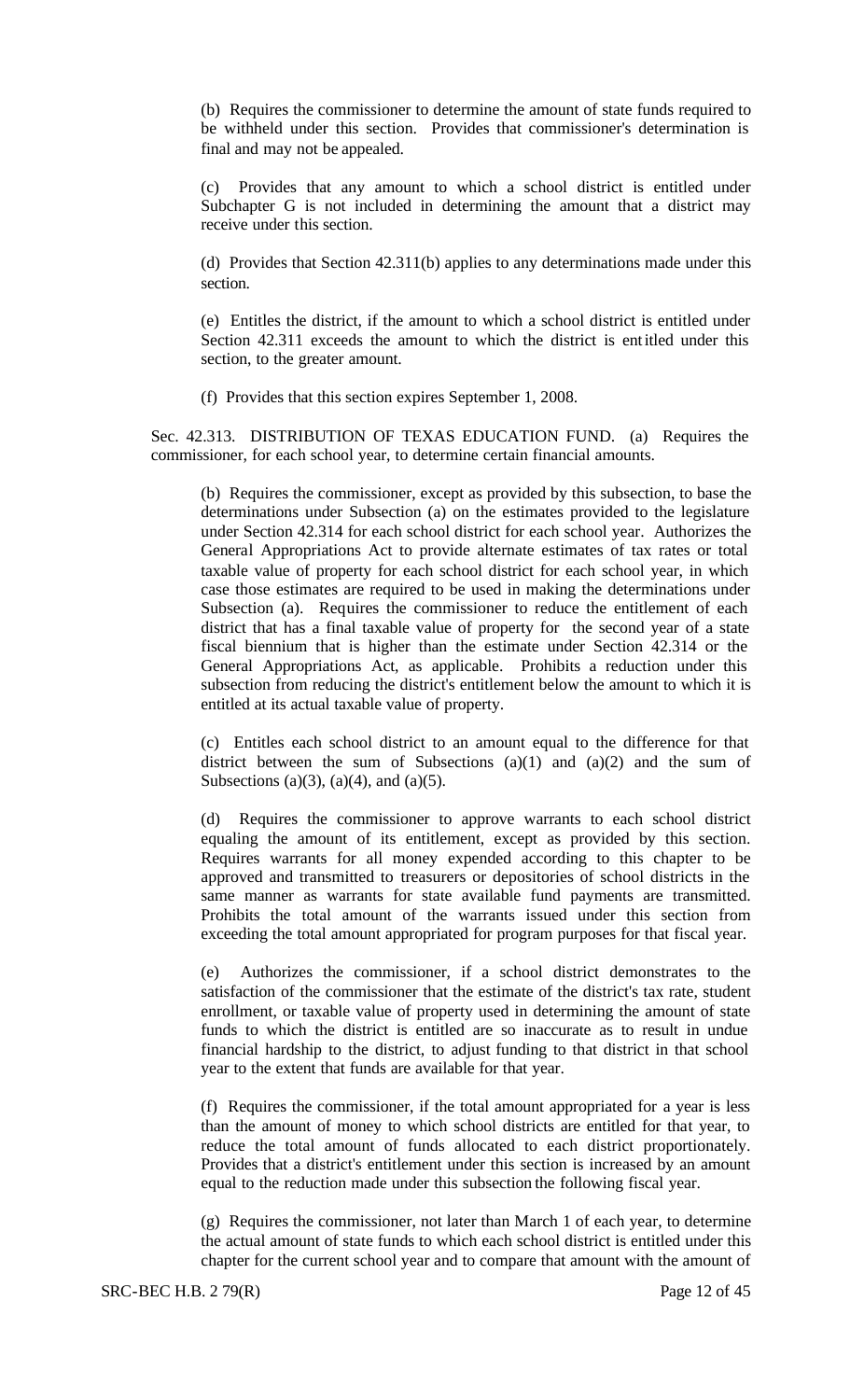(b) Requires the commissioner to determine the amount of state funds required to be withheld under this section. Provides that commissioner's determination is final and may not be appealed.

(c) Provides that any amount to which a school district is entitled under Subchapter G is not included in determining the amount that a district may receive under this section.

(d) Provides that Section 42.311(b) applies to any determinations made under this section.

(e) Entitles the district, if the amount to which a school district is entitled under Section 42.311 exceeds the amount to which the district is entitled under this section, to the greater amount.

(f) Provides that this section expires September 1, 2008.

Sec. 42.313. DISTRIBUTION OF TEXAS EDUCATION FUND. (a) Requires the commissioner, for each school year, to determine certain financial amounts.

(b) Requires the commissioner, except as provided by this subsection, to base the determinations under Subsection (a) on the estimates provided to the legislature under Section 42.314 for each school district for each school year. Authorizes the General Appropriations Act to provide alternate estimates of tax rates or total taxable value of property for each school district for each school year, in which case those estimates are required to be used in making the determinations under Subsection (a). Requires the commissioner to reduce the entitlement of each district that has a final taxable value of property for the second year of a state fiscal biennium that is higher than the estimate under Section 42.314 or the General Appropriations Act, as applicable. Prohibits a reduction under this subsection from reducing the district's entitlement below the amount to which it is entitled at its actual taxable value of property.

(c) Entitles each school district to an amount equal to the difference for that district between the sum of Subsections (a)(1) and (a)(2) and the sum of Subsections (a)(3), (a)(4), and (a)(5).

(d) Requires the commissioner to approve warrants to each school district equaling the amount of its entitlement, except as provided by this section. Requires warrants for all money expended according to this chapter to be approved and transmitted to treasurers or depositories of school districts in the same manner as warrants for state available fund payments are transmitted. Prohibits the total amount of the warrants issued under this section from exceeding the total amount appropriated for program purposes for that fiscal year.

(e) Authorizes the commissioner, if a school district demonstrates to the satisfaction of the commissioner that the estimate of the district's tax rate, student enrollment, or taxable value of property used in determining the amount of state funds to which the district is entitled are so inaccurate as to result in undue financial hardship to the district, to adjust funding to that district in that school year to the extent that funds are available for that year.

(f) Requires the commissioner, if the total amount appropriated for a year is less than the amount of money to which school districts are entitled for that year, to reduce the total amount of funds allocated to each district proportionately. Provides that a district's entitlement under this section is increased by an amount equal to the reduction made under this subsection the following fiscal year.

(g) Requires the commissioner, not later than March 1 of each year, to determine the actual amount of state funds to which each school district is entitled under this chapter for the current school year and to compare that amount with the amount of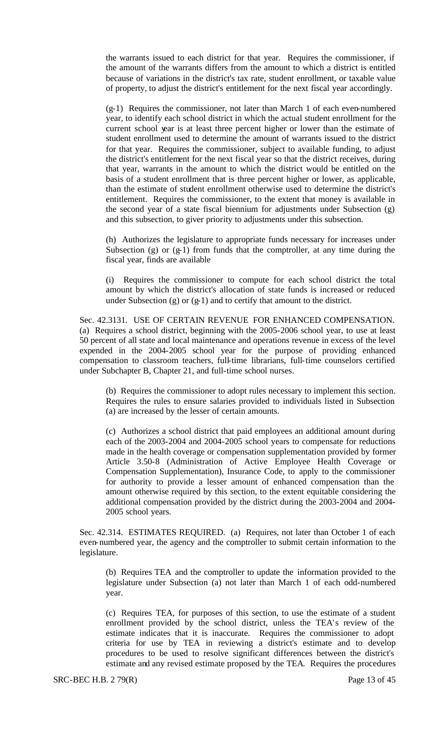the warrants issued to each district for that year. Requires the commissioner, if the amount of the warrants differs from the amount to which a district is entitled because of variations in the district's tax rate, student enrollment, or taxable value of property, to adjust the district's entitlement for the next fiscal year accordingly.

(g-1) Requires the commissioner, not later than March 1 of each even-numbered year, to identify each school district in which the actual student enrollment for the current school year is at least three percent higher or lower than the estimate of student enrollment used to determine the amount of warrants issued to the district for that year. Requires the commissioner, subject to available funding, to adjust the district's entitlement for the next fiscal year so that the district receives, during that year, warrants in the amount to which the district would be entitled on the basis of a student enrollment that is three percent higher or lower, as applicable, than the estimate of student enrollment otherwise used to determine the district's entitlement. Requires the commissioner, to the extent that money is available in the second year of a state fiscal biennium for adjustments under Subsection (g) and this subsection, to giver priority to adjustments under this subsection.

(h) Authorizes the legislature to appropriate funds necessary for increases under Subsection (g) or (g-1) from funds that the comptroller, at any time during the fiscal year, finds are available

(i) Requires the commissioner to compute for each school district the total amount by which the district's allocation of state funds is increased or reduced under Subsection (g) or (g-1) and to certify that amount to the district.

Sec. 42.3131. USE OF CERTAIN REVENUE FOR ENHANCED COMPENSATION. (a) Requires a school district, beginning with the 2005-2006 school year, to use at least 50 percent of all state and local maintenance and operations revenue in excess of the level expended in the 2004-2005 school year for the purpose of providing enhanced compensation to classroom teachers, full-time librarians, full-time counselors certified under Subchapter B, Chapter 21, and full-time school nurses.

(b) Requires the commissioner to adopt rules necessary to implement this section. Requires the rules to ensure salaries provided to individuals listed in Subsection (a) are increased by the lesser of certain amounts.

(c) Authorizes a school district that paid employees an additional amount during each of the 2003-2004 and 2004-2005 school years to compensate for reductions made in the health coverage or compensation supplementation provided by former Article 3.50-8 (Administration of Active Employee Health Coverage or Compensation Supplementation), Insurance Code, to apply to the commissioner for authority to provide a lesser amount of enhanced compensation than the amount otherwise required by this section, to the extent equitable considering the additional compensation provided by the district during the 2003-2004 and 2004-2005 school years.

Sec. 42.314. ESTIMATES REQUIRED. (a) Requires, not later than October 1 of each even-numbered year, the agency and the comptroller to submit certain information to the legislature.

(b) Requires TEA and the comptroller to update the information provided to the legislature under Subsection (a) not later than March 1 of each odd-numbered year.

(c) Requires TEA, for purposes of this section, to use the estimate of a student enrollment provided by the school district, unless the TEA's review of the estimate indicates that it is inaccurate. Requires the commissioner to adopt criteria for use by TEA in reviewing a district's estimate and to develop procedures to be used to resolve significant differences between the district's estimate and any revised estimate proposed by the TEA. Requires the procedures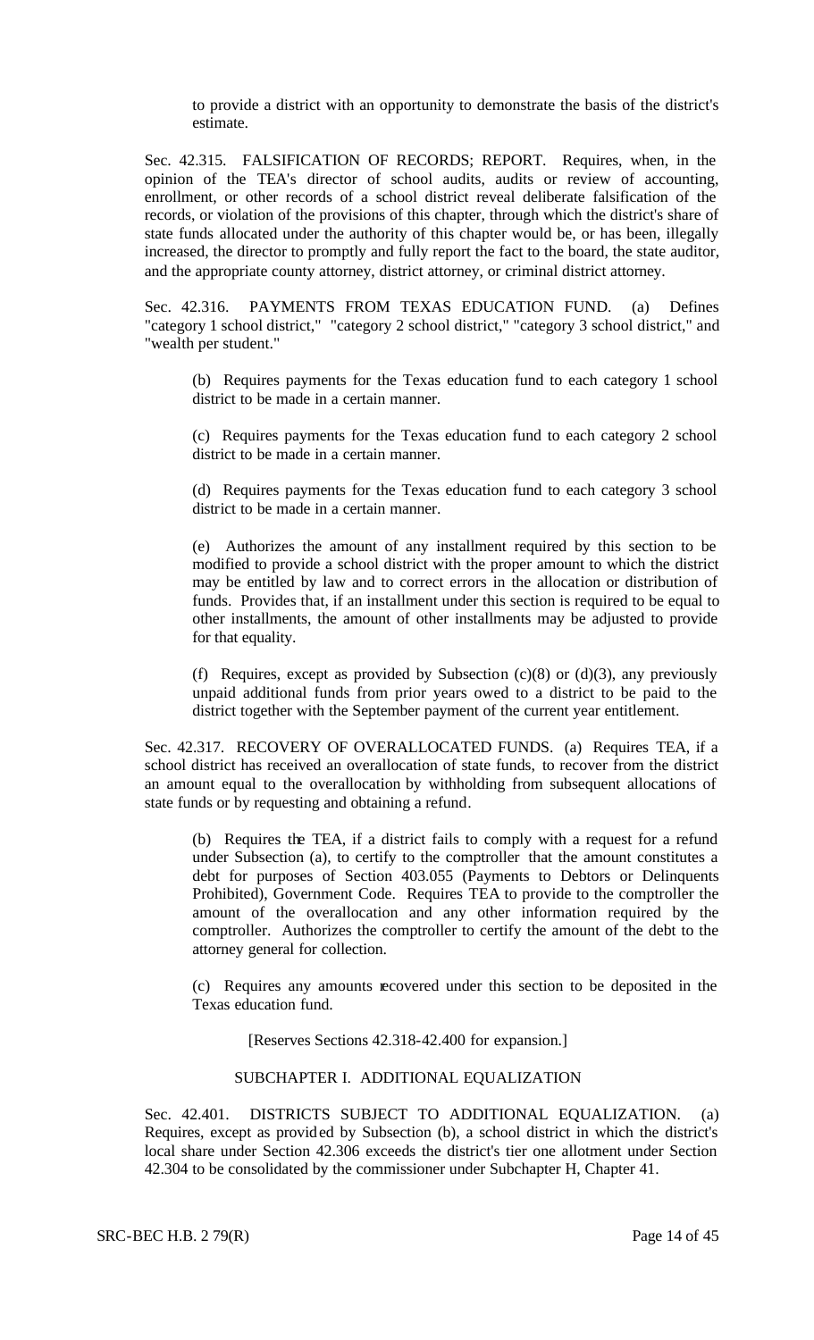to provide a district with an opportunity to demonstrate the basis of the district's estimate.

Sec. 42.315. FALSIFICATION OF RECORDS; REPORT. Requires, when, in the opinion of the TEA's director of school audits, audits or review of accounting, enrollment, or other records of a school district reveal deliberate falsification of the records, or violation of the provisions of this chapter, through which the district's share of state funds allocated under the authority of this chapter would be, or has been, illegally increased, the director to promptly and fully report the fact to the board, the state auditor, and the appropriate county attorney, district attorney, or criminal district attorney.

Sec. 42.316. PAYMENTS FROM TEXAS EDUCATION FUND. (a) Defines "category 1 school district," "category 2 school district," "category 3 school district," and "wealth per student."

(b) Requires payments for the Texas education fund to each category 1 school district to be made in a certain manner.

(c) Requires payments for the Texas education fund to each category 2 school district to be made in a certain manner.

(d) Requires payments for the Texas education fund to each category 3 school district to be made in a certain manner.

(e) Authorizes the amount of any installment required by this section to be modified to provide a school district with the proper amount to which the district may be entitled by law and to correct errors in the allocation or distribution of funds. Provides that, if an installment under this section is required to be equal to other installments, the amount of other installments may be adjusted to provide for that equality.

(f) Requires, except as provided by Subsection (c)(8) or (d)(3), any previously unpaid additional funds from prior years owed to a district to be paid to the district together with the September payment of the current year entitlement.

Sec. 42.317. RECOVERY OF OVERALLOCATED FUNDS. (a) Requires TEA, if a school district has received an overallocation of state funds, to recover from the district an amount equal to the overallocation by withholding from subsequent allocations of state funds or by requesting and obtaining a refund.

(b) Requires the TEA, if a district fails to comply with a request for a refund under Subsection (a), to certify to the comptroller that the amount constitutes a debt for purposes of Section 403.055 (Payments to Debtors or Delinquents Prohibited), Government Code. Requires TEA to provide to the comptroller the amount of the overallocation and any other information required by the comptroller. Authorizes the comptroller to certify the amount of the debt to the attorney general for collection.

(c) Requires any amounts recovered under this section to be deposited in the Texas education fund.

[Reserves Sections 42.318-42.400 for expansion.]

SUBCHAPTER I. ADDITIONAL EQUALIZATION

Sec. 42.401. DISTRICTS SUBJECT TO ADDITIONAL EQUALIZATION. (a) Requires, except as provided by Subsection (b), a school district in which the district's local share under Section 42.306 exceeds the district's tier one allotment under Section 42.304 to be consolidated by the commissioner under Subchapter H, Chapter 41.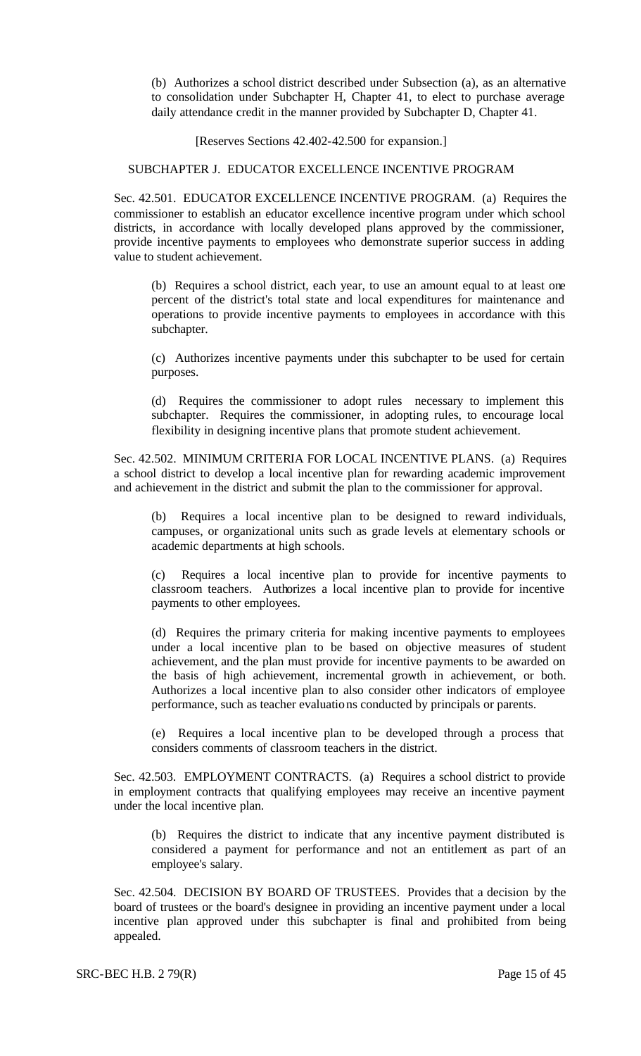(b) Authorizes a school district described under Subsection (a), as an alternative to consolidation under Subchapter H, Chapter 41, to elect to purchase average daily attendance credit in the manner provided by Subchapter D, Chapter 41.

[Reserves Sections 42.402-42.500 for expansion.]

SUBCHAPTER J. EDUCATOR EXCELLENCE INCENTIVE PROGRAM

Sec. 42.501. EDUCATOR EXCELLENCE INCENTIVE PROGRAM. (a) Requires the commissioner to establish an educator excellence incentive program under which school districts, in accordance with locally developed plans approved by the commissioner, provide incentive payments to employees who demonstrate superior success in adding value to student achievement.

(b) Requires a school district, each year, to use an amount equal to at least one percent of the district's total state and local expenditures for maintenance and operations to provide incentive payments to employees in accordance with this subchapter.

(c) Authorizes incentive payments under this subchapter to be used for certain purposes.

(d) Requires the commissioner to adopt rules necessary to implement this subchapter. Requires the commissioner, in adopting rules, to encourage local flexibility in designing incentive plans that promote student achievement.

Sec. 42.502. MINIMUM CRITERIA FOR LOCAL INCENTIVE PLANS. (a) Requires a school district to develop a local incentive plan for rewarding academic improvement and achievement in the district and submit the plan to the commissioner for approval.

(b) Requires a local incentive plan to be designed to reward individuals, campuses, or organizational units such as grade levels at elementary schools or academic departments at high schools.

(c) Requires a local incentive plan to provide for incentive payments to classroom teachers. Authorizes a local incentive plan to provide for incentive payments to other employees.

(d) Requires the primary criteria for making incentive payments to employees under a local incentive plan to be based on objective measures of student achievement, and the plan must provide for incentive payments to be awarded on the basis of high achievement, incremental growth in achievement, or both. Authorizes a local incentive plan to also consider other indicators of employee performance, such as teacher evaluations conducted by principals or parents.

(e) Requires a local incentive plan to be developed through a process that considers comments of classroom teachers in the district.

Sec. 42.503. EMPLOYMENT CONTRACTS. (a) Requires a school district to provide in employment contracts that qualifying employees may receive an incentive payment under the local incentive plan.

(b) Requires the district to indicate that any incentive payment distributed is considered a payment for performance and not an entitlement as part of an employee's salary.

Sec. 42.504. DECISION BY BOARD OF TRUSTEES. Provides that a decision by the board of trustees or the board's designee in providing an incentive payment under a local incentive plan approved under this subchapter is final and prohibited from being appealed.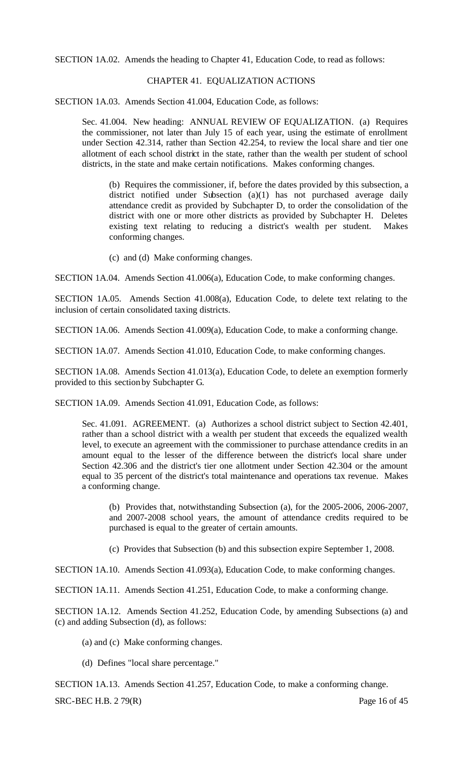SECTION 1A.02. Amends the heading to Chapter 41, Education Code, to read as follows:

CHAPTER 41. EQUALIZATION ACTIONS

SECTION 1A.03. Amends Section 41.004, Education Code, as follows:

> Sec. 41.004. New heading: ANNUAL REVIEW OF EQUALIZATION. (a) Requires the commissioner, not later than July 15 of each year, using the estimate of enrollment under Section 42.314, rather than Section 42.254, to review the local share and tier one allotment of each school district in the state, rather than the wealth per student of school districts, in the state and make certain notifications. Makes conforming changes.
>
> > (b) Requires the commissioner, if, before the dates provided by this subsection, a district notified under Subsection (a)(1) has not purchased average daily attendance credit as provided by Subchapter D, to order the consolidation of the district with one or more other districts as provided by Subchapter H. Deletes existing text relating to reducing a district's wealth per student. Makes conforming changes.
> >
> > (c) and (d) Make conforming changes.

SECTION 1A.04. Amends Section 41.006(a), Education Code, to make conforming changes.

SECTION 1A.05. Amends Section 41.008(a), Education Code, to delete text relating to the inclusion of certain consolidated taxing districts.

SECTION 1A.06. Amends Section 41.009(a), Education Code, to make a conforming change.

SECTION 1A.07. Amends Section 41.010, Education Code, to make conforming changes.

SECTION 1A.08. Amends Section 41.013(a), Education Code, to delete an exemption formerly provided to this section by Subchapter G.

SECTION 1A.09. Amends Section 41.091, Education Code, as follows:

> Sec. 41.091. AGREEMENT. (a) Authorizes a school district subject to Section 42.401, rather than a school district with a wealth per student that exceeds the equalized wealth level, to execute an agreement with the commissioner to purchase attendance credits in an amount equal to the lesser of the difference between the district's local share under Section 42.306 and the district's tier one allotment under Section 42.304 or the amount equal to 35 percent of the district's total maintenance and operations tax revenue. Makes a conforming change.
>
> > (b) Provides that, notwithstanding Subsection (a), for the 2005-2006, 2006-2007, and 2007-2008 school years, the amount of attendance credits required to be purchased is equal to the greater of certain amounts.
> >
> > (c) Provides that Subsection (b) and this subsection expire September 1, 2008.

SECTION 1A.10. Amends Section 41.093(a), Education Code, to make conforming changes.

SECTION 1A.11. Amends Section 41.251, Education Code, to make a conforming change.

SECTION 1A.12. Amends Section 41.252, Education Code, by amending Subsections (a) and (c) and adding Subsection (d), as follows:

> (a) and (c) Make conforming changes.
>
> (d) Defines "local share percentage."

SECTION 1A.13. Amends Section 41.257, Education Code, to make a conforming change.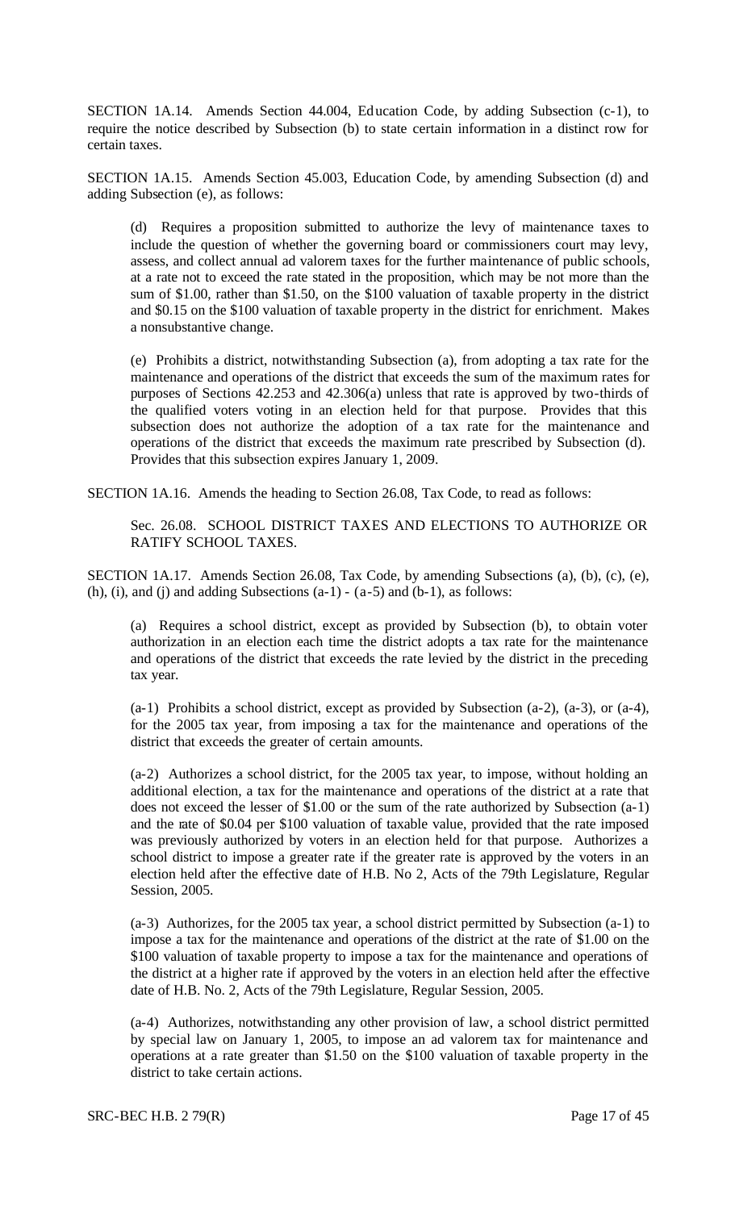SECTION 1A.14. Amends Section 44.004, Education Code, by adding Subsection (c-1), to require the notice described by Subsection (b) to state certain information in a distinct row for certain taxes.

SECTION 1A.15. Amends Section 45.003, Education Code, by amending Subsection (d) and adding Subsection (e), as follows:

> (d) Requires a proposition submitted to authorize the levy of maintenance taxes to include the question of whether the governing board or commissioners court may levy, assess, and collect annual ad valorem taxes for the further maintenance of public schools, at a rate not to exceed the rate stated in the proposition, which may be not more than the sum of $1.00, rather than $1.50, on the $100 valuation of taxable property in the district and $0.15 on the $100 valuation of taxable property in the district for enrichment. Makes a nonsubstantive change.
>
> (e) Prohibits a district, notwithstanding Subsection (a), from adopting a tax rate for the maintenance and operations of the district that exceeds the sum of the maximum rates for purposes of Sections 42.253 and 42.306(a) unless that rate is approved by two-thirds of the qualified voters voting in an election held for that purpose. Provides that this subsection does not authorize the adoption of a tax rate for the maintenance and operations of the district that exceeds the maximum rate prescribed by Subsection (d). Provides that this subsection expires January 1, 2009.

SECTION 1A.16. Amends the heading to Section 26.08, Tax Code, to read as follows:

> Sec. 26.08. SCHOOL DISTRICT TAXES AND ELECTIONS TO AUTHORIZE OR RATIFY SCHOOL TAXES.

SECTION 1A.17. Amends Section 26.08, Tax Code, by amending Subsections (a), (b), (c), (e), (h), (i), and (j) and adding Subsections (a-1) - (a-5) and (b-1), as follows:

> (a) Requires a school district, except as provided by Subsection (b), to obtain voter authorization in an election each time the district adopts a tax rate for the maintenance and operations of the district that exceeds the rate levied by the district in the preceding tax year.
>
> (a-1) Prohibits a school district, except as provided by Subsection (a-2), (a-3), or (a-4), for the 2005 tax year, from imposing a tax for the maintenance and operations of the district that exceeds the greater of certain amounts.
>
> (a-2) Authorizes a school district, for the 2005 tax year, to impose, without holding an additional election, a tax for the maintenance and operations of the district at a rate that does not exceed the lesser of $1.00 or the sum of the rate authorized by Subsection (a-1) and the rate of $0.04 per $100 valuation of taxable value, provided that the rate imposed was previously authorized by voters in an election held for that purpose. Authorizes a school district to impose a greater rate if the greater rate is approved by the voters in an election held after the effective date of H.B. No 2, Acts of the 79th Legislature, Regular Session, 2005.
>
> (a-3) Authorizes, for the 2005 tax year, a school district permitted by Subsection (a-1) to impose a tax for the maintenance and operations of the district at the rate of $1.00 on the $100 valuation of taxable property to impose a tax for the maintenance and operations of the district at a higher rate if approved by the voters in an election held after the effective date of H.B. No. 2, Acts of the 79th Legislature, Regular Session, 2005.
>
> (a-4) Authorizes, notwithstanding any other provision of law, a school district permitted by special law on January 1, 2005, to impose an ad valorem tax for maintenance and operations at a rate greater than $1.50 on the $100 valuation of taxable property in the district to take certain actions.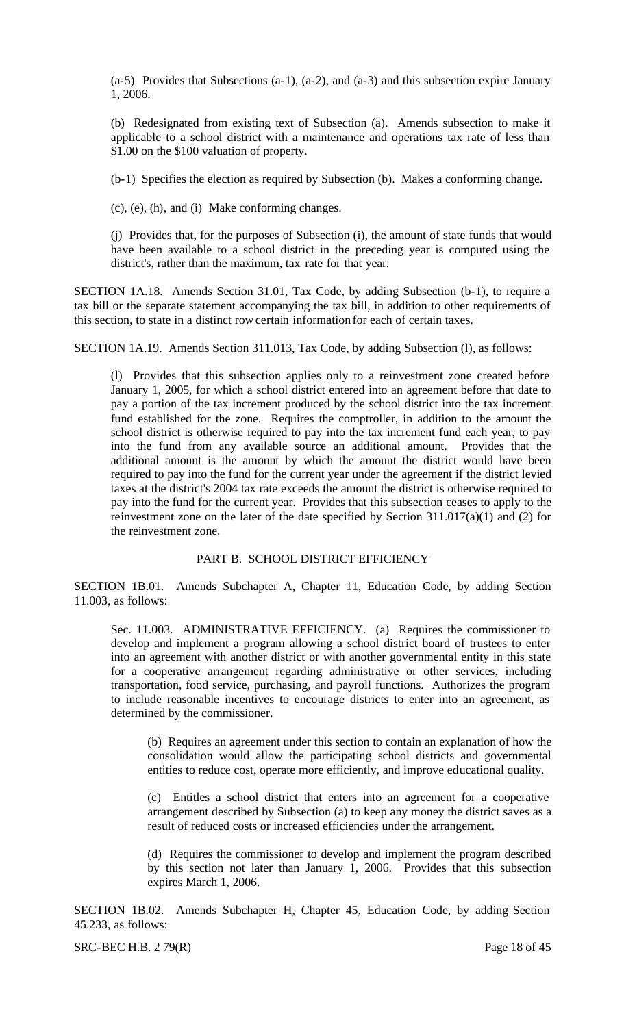(a-5) Provides that Subsections (a-1), (a-2), and (a-3) and this subsection expire January 1, 2006.

(b) Redesignated from existing text of Subsection (a). Amends subsection to make it applicable to a school district with a maintenance and operations tax rate of less than $1.00 on the $100 valuation of property.

(b-1) Specifies the election as required by Subsection (b). Makes a conforming change.

(c), (e), (h), and (i) Make conforming changes.

(j) Provides that, for the purposes of Subsection (i), the amount of state funds that would have been available to a school district in the preceding year is computed using the district's, rather than the maximum, tax rate for that year.

SECTION 1A.18. Amends Section 31.01, Tax Code, by adding Subsection (b-1), to require a tax bill or the separate statement accompanying the tax bill, in addition to other requirements of this section, to state in a distinct row certain information for each of certain taxes.

SECTION 1A.19. Amends Section 311.013, Tax Code, by adding Subsection (l), as follows:

(l) Provides that this subsection applies only to a reinvestment zone created before January 1, 2005, for which a school district entered into an agreement before that date to pay a portion of the tax increment produced by the school district into the tax increment fund established for the zone. Requires the comptroller, in addition to the amount the school district is otherwise required to pay into the tax increment fund each year, to pay into the fund from any available source an additional amount. Provides that the additional amount is the amount by which the amount the district would have been required to pay into the fund for the current year under the agreement if the district levied taxes at the district's 2004 tax rate exceeds the amount the district is otherwise required to pay into the fund for the current year. Provides that this subsection ceases to apply to the reinvestment zone on the later of the date specified by Section 311.017(a)(1) and (2) for the reinvestment zone.

## PART B. SCHOOL DISTRICT EFFICIENCY

SECTION 1B.01. Amends Subchapter A, Chapter 11, Education Code, by adding Section 11.003, as follows:

Sec. 11.003. ADMINISTRATIVE EFFICIENCY. (a) Requires the commissioner to develop and implement a program allowing a school district board of trustees to enter into an agreement with another district or with another governmental entity in this state for a cooperative arrangement regarding administrative or other services, including transportation, food service, purchasing, and payroll functions. Authorizes the program to include reasonable incentives to encourage districts to enter into an agreement, as determined by the commissioner.

(b) Requires an agreement under this section to contain an explanation of how the consolidation would allow the participating school districts and governmental entities to reduce cost, operate more efficiently, and improve educational quality.

(c) Entitles a school district that enters into an agreement for a cooperative arrangement described by Subsection (a) to keep any money the district saves as a result of reduced costs or increased efficiencies under the arrangement.

(d) Requires the commissioner to develop and implement the program described by this section not later than January 1, 2006. Provides that this subsection expires March 1, 2006.

SECTION 1B.02. Amends Subchapter H, Chapter 45, Education Code, by adding Section 45.233, as follows: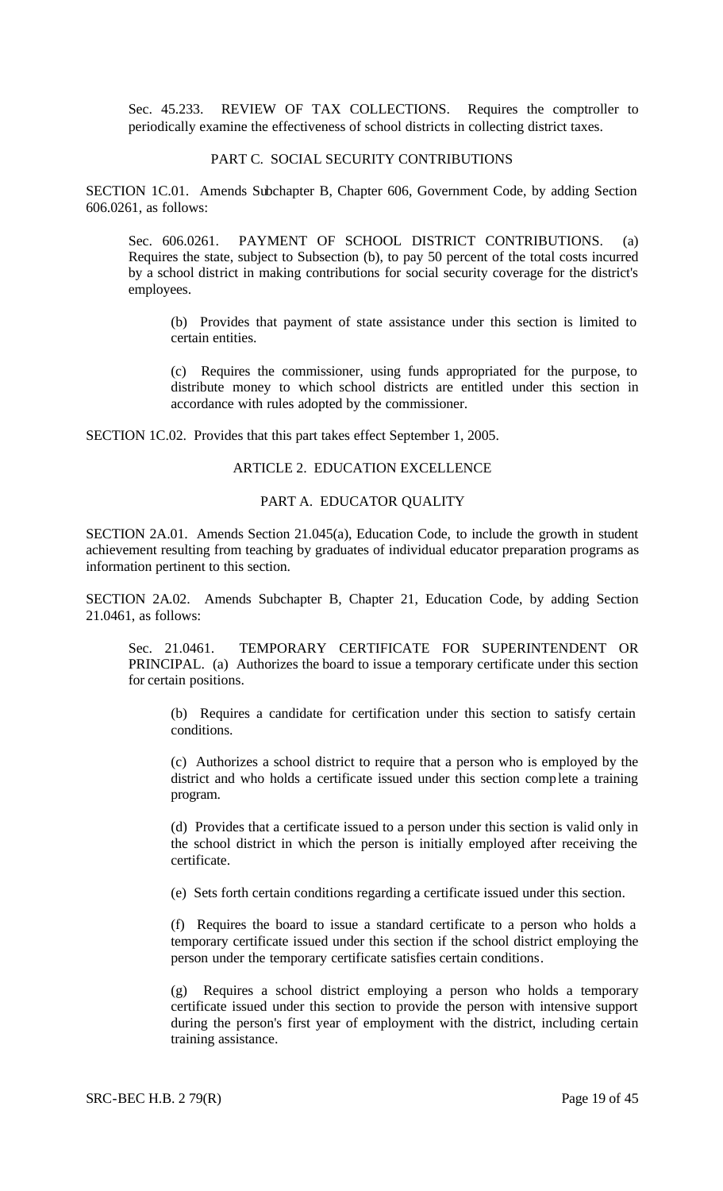Sec. 45.233. REVIEW OF TAX COLLECTIONS. Requires the comptroller to periodically examine the effectiveness of school districts in collecting district taxes.

PART C. SOCIAL SECURITY CONTRIBUTIONS

SECTION 1C.01. Amends Subchapter B, Chapter 606, Government Code, by adding Section 606.0261, as follows:

Sec. 606.0261. PAYMENT OF SCHOOL DISTRICT CONTRIBUTIONS. (a) Requires the state, subject to Subsection (b), to pay 50 percent of the total costs incurred by a school district in making contributions for social security coverage for the district's employees.

(b) Provides that payment of state assistance under this section is limited to certain entities.

(c) Requires the commissioner, using funds appropriated for the purpose, to distribute money to which school districts are entitled under this section in accordance with rules adopted by the commissioner.

SECTION 1C.02. Provides that this part takes effect September 1, 2005.

ARTICLE 2. EDUCATION EXCELLENCE

PART A. EDUCATOR QUALITY

SECTION 2A.01. Amends Section 21.045(a), Education Code, to include the growth in student achievement resulting from teaching by graduates of individual educator preparation programs as information pertinent to this section.

SECTION 2A.02. Amends Subchapter B, Chapter 21, Education Code, by adding Section 21.0461, as follows:

Sec. 21.0461. TEMPORARY CERTIFICATE FOR SUPERINTENDENT OR PRINCIPAL. (a) Authorizes the board to issue a temporary certificate under this section for certain positions.

(b) Requires a candidate for certification under this section to satisfy certain conditions.

(c) Authorizes a school district to require that a person who is employed by the district and who holds a certificate issued under this section complete a training program.

(d) Provides that a certificate issued to a person under this section is valid only in the school district in which the person is initially employed after receiving the certificate.

(e) Sets forth certain conditions regarding a certificate issued under this section.

(f) Requires the board to issue a standard certificate to a person who holds a temporary certificate issued under this section if the school district employing the person under the temporary certificate satisfies certain conditions.

(g) Requires a school district employing a person who holds a temporary certificate issued under this section to provide the person with intensive support during the person's first year of employment with the district, including certain training assistance.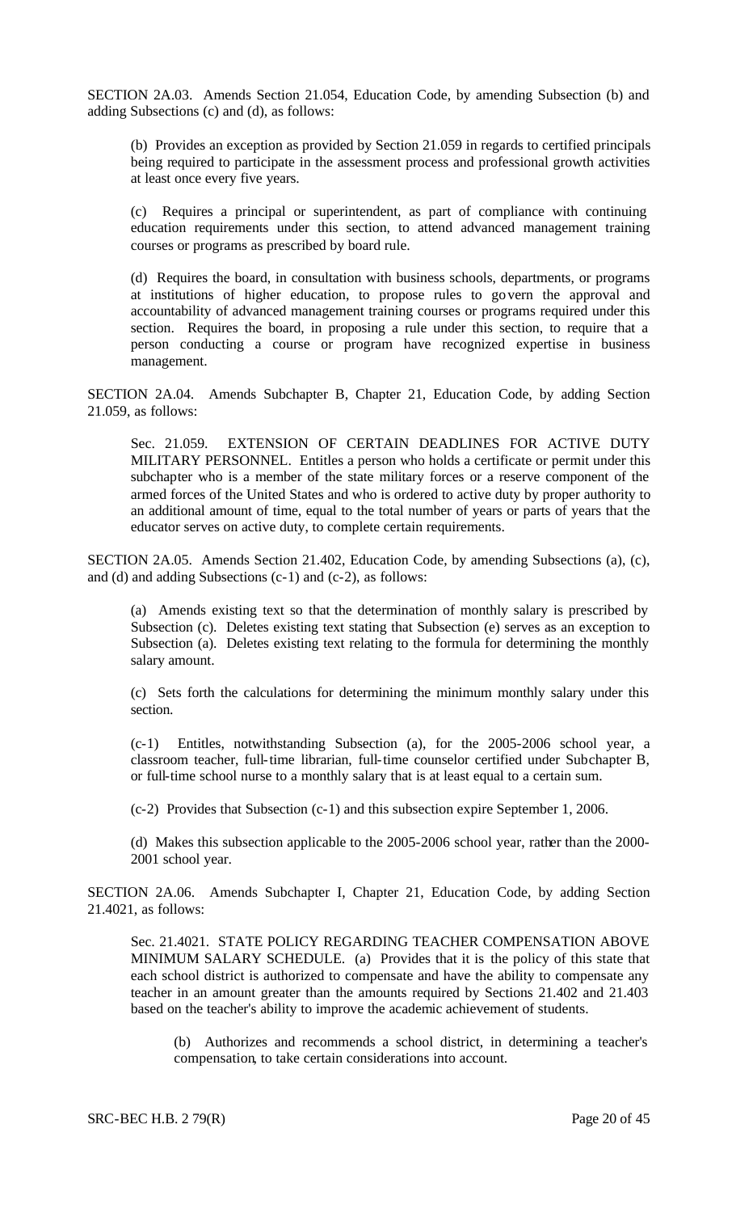SECTION 2A.03. Amends Section 21.054, Education Code, by amending Subsection (b) and adding Subsections (c) and (d), as follows:

(b) Provides an exception as provided by Section 21.059 in regards to certified principals being required to participate in the assessment process and professional growth activities at least once every five years.

(c) Requires a principal or superintendent, as part of compliance with continuing education requirements under this section, to attend advanced management training courses or programs as prescribed by board rule.

(d) Requires the board, in consultation with business schools, departments, or programs at institutions of higher education, to propose rules to govern the approval and accountability of advanced management training courses or programs required under this section. Requires the board, in proposing a rule under this section, to require that a person conducting a course or program have recognized expertise in business management.

SECTION 2A.04. Amends Subchapter B, Chapter 21, Education Code, by adding Section 21.059, as follows:

Sec. 21.059. EXTENSION OF CERTAIN DEADLINES FOR ACTIVE DUTY MILITARY PERSONNEL. Entitles a person who holds a certificate or permit under this subchapter who is a member of the state military forces or a reserve component of the armed forces of the United States and who is ordered to active duty by proper authority to an additional amount of time, equal to the total number of years or parts of years that the educator serves on active duty, to complete certain requirements.

SECTION 2A.05. Amends Section 21.402, Education Code, by amending Subsections (a), (c), and (d) and adding Subsections (c-1) and (c-2), as follows:

(a) Amends existing text so that the determination of monthly salary is prescribed by Subsection (c). Deletes existing text stating that Subsection (e) serves as an exception to Subsection (a). Deletes existing text relating to the formula for determining the monthly salary amount.

(c) Sets forth the calculations for determining the minimum monthly salary under this section.

(c-1) Entitles, notwithstanding Subsection (a), for the 2005-2006 school year, a classroom teacher, full-time librarian, full-time counselor certified under Subchapter B, or full-time school nurse to a monthly salary that is at least equal to a certain sum.

(c-2) Provides that Subsection (c-1) and this subsection expire September 1, 2006.

(d) Makes this subsection applicable to the 2005-2006 school year, rather than the 2000-2001 school year.

SECTION 2A.06. Amends Subchapter I, Chapter 21, Education Code, by adding Section 21.4021, as follows:

Sec. 21.4021. STATE POLICY REGARDING TEACHER COMPENSATION ABOVE MINIMUM SALARY SCHEDULE. (a) Provides that it is the policy of this state that each school district is authorized to compensate and have the ability to compensate any teacher in an amount greater than the amounts required by Sections 21.402 and 21.403 based on the teacher's ability to improve the academic achievement of students.

(b) Authorizes and recommends a school district, in determining a teacher's compensation, to take certain considerations into account.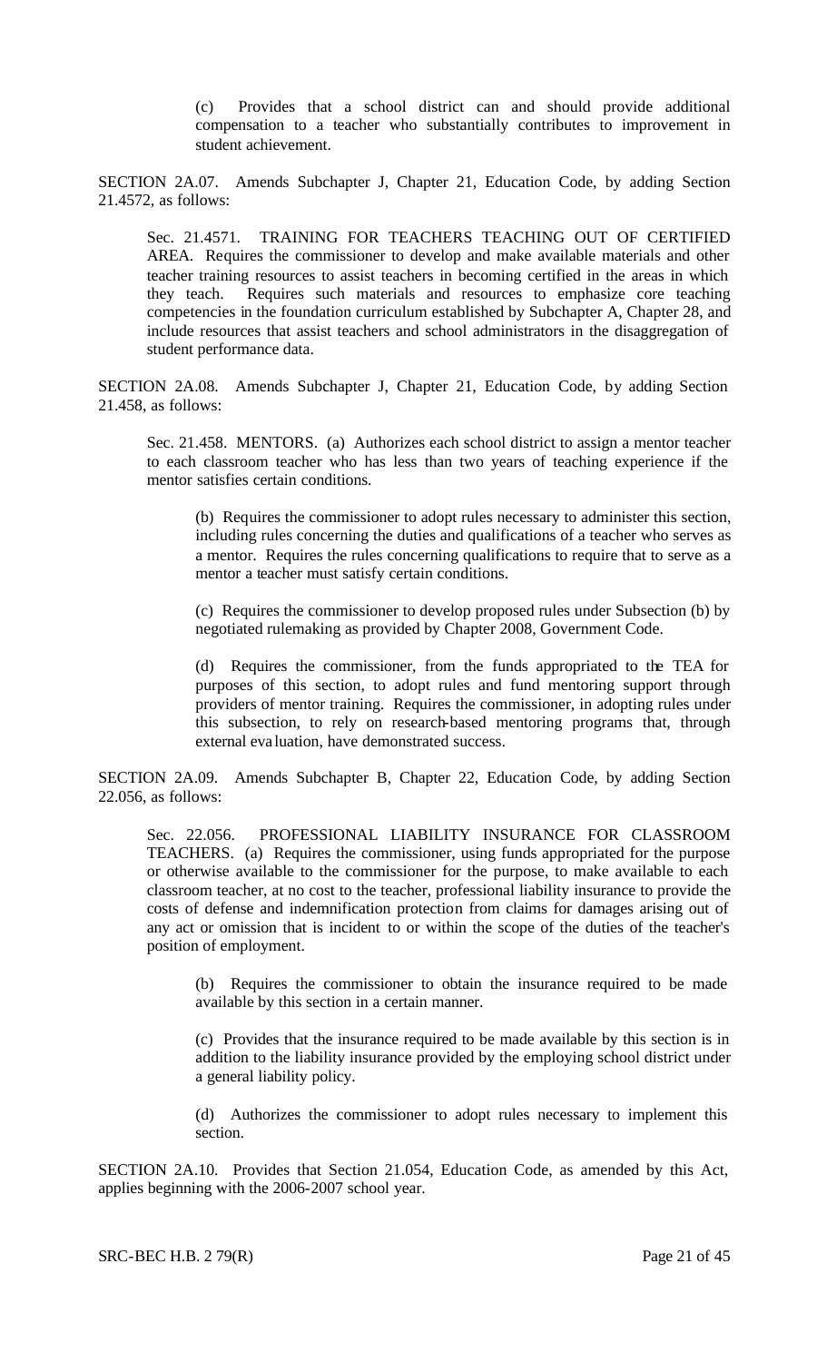(c) Provides that a school district can and should provide additional compensation to a teacher who substantially contributes to improvement in student achievement.

SECTION 2A.07. Amends Subchapter J, Chapter 21, Education Code, by adding Section 21.4572, as follows:

Sec. 21.4571. TRAINING FOR TEACHERS TEACHING OUT OF CERTIFIED AREA. Requires the commissioner to develop and make available materials and other teacher training resources to assist teachers in becoming certified in the areas in which they teach. Requires such materials and resources to emphasize core teaching competencies in the foundation curriculum established by Subchapter A, Chapter 28, and include resources that assist teachers and school administrators in the disaggregation of student performance data.

SECTION 2A.08. Amends Subchapter J, Chapter 21, Education Code, by adding Section 21.458, as follows:

Sec. 21.458. MENTORS. (a) Authorizes each school district to assign a mentor teacher to each classroom teacher who has less than two years of teaching experience if the mentor satisfies certain conditions.

(b) Requires the commissioner to adopt rules necessary to administer this section, including rules concerning the duties and qualifications of a teacher who serves as a mentor. Requires the rules concerning qualifications to require that to serve as a mentor a teacher must satisfy certain conditions.

(c) Requires the commissioner to develop proposed rules under Subsection (b) by negotiated rulemaking as provided by Chapter 2008, Government Code.

(d) Requires the commissioner, from the funds appropriated to the TEA for purposes of this section, to adopt rules and fund mentoring support through providers of mentor training. Requires the commissioner, in adopting rules under this subsection, to rely on research-based mentoring programs that, through external evaluation, have demonstrated success.

SECTION 2A.09. Amends Subchapter B, Chapter 22, Education Code, by adding Section 22.056, as follows:

Sec. 22.056. PROFESSIONAL LIABILITY INSURANCE FOR CLASSROOM TEACHERS. (a) Requires the commissioner, using funds appropriated for the purpose or otherwise available to the commissioner for the purpose, to make available to each classroom teacher, at no cost to the teacher, professional liability insurance to provide the costs of defense and indemnification protection from claims for damages arising out of any act or omission that is incident to or within the scope of the duties of the teacher's position of employment.

(b) Requires the commissioner to obtain the insurance required to be made available by this section in a certain manner.

(c) Provides that the insurance required to be made available by this section is in addition to the liability insurance provided by the employing school district under a general liability policy.

(d) Authorizes the commissioner to adopt rules necessary to implement this section.

SECTION 2A.10. Provides that Section 21.054, Education Code, as amended by this Act, applies beginning with the 2006-2007 school year.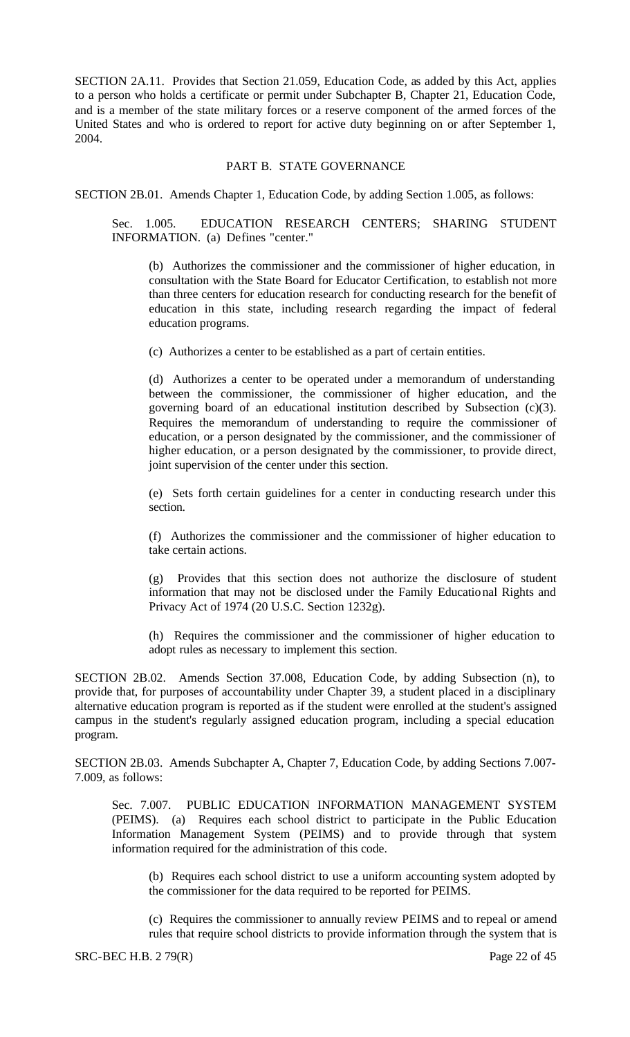SECTION 2A.11. Provides that Section 21.059, Education Code, as added by this Act, applies to a person who holds a certificate or permit under Subchapter B, Chapter 21, Education Code, and is a member of the state military forces or a reserve component of the armed forces of the United States and who is ordered to report for active duty beginning on or after September 1, 2004.

PART B. STATE GOVERNANCE

SECTION 2B.01. Amends Chapter 1, Education Code, by adding Section 1.005, as follows:

> Sec. 1.005. EDUCATION RESEARCH CENTERS; SHARING STUDENT INFORMATION. (a) Defines "center."
>
> > (b) Authorizes the commissioner and the commissioner of higher education, in consultation with the State Board for Educator Certification, to establish not more than three centers for education research for conducting research for the benefit of education in this state, including research regarding the impact of federal education programs.
> >
> > (c) Authorizes a center to be established as a part of certain entities.
> >
> > (d) Authorizes a center to be operated under a memorandum of understanding between the commissioner, the commissioner of higher education, and the governing board of an educational institution described by Subsection (c)(3). Requires the memorandum of understanding to require the commissioner of education, or a person designated by the commissioner, and the commissioner of higher education, or a person designated by the commissioner, to provide direct, joint supervision of the center under this section.
> >
> > (e) Sets forth certain guidelines for a center in conducting research under this section.
> >
> > (f) Authorizes the commissioner and the commissioner of higher education to take certain actions.
> >
> > (g) Provides that this section does not authorize the disclosure of student information that may not be disclosed under the Family Educational Rights and Privacy Act of 1974 (20 U.S.C. Section 1232g).
> >
> > (h) Requires the commissioner and the commissioner of higher education to adopt rules as necessary to implement this section.

SECTION 2B.02. Amends Section 37.008, Education Code, by adding Subsection (n), to provide that, for purposes of accountability under Chapter 39, a student placed in a disciplinary alternative education program is reported as if the student were enrolled at the student's assigned campus in the student's regularly assigned education program, including a special education program.

SECTION 2B.03. Amends Subchapter A, Chapter 7, Education Code, by adding Sections 7.007-7.009, as follows:

> Sec. 7.007. PUBLIC EDUCATION INFORMATION MANAGEMENT SYSTEM (PEIMS). (a) Requires each school district to participate in the Public Education Information Management System (PEIMS) and to provide through that system information required for the administration of this code.
>
> > (b) Requires each school district to use a uniform accounting system adopted by the commissioner for the data required to be reported for PEIMS.
> >
> > (c) Requires the commissioner to annually review PEIMS and to repeal or amend rules that require school districts to provide information through the system that is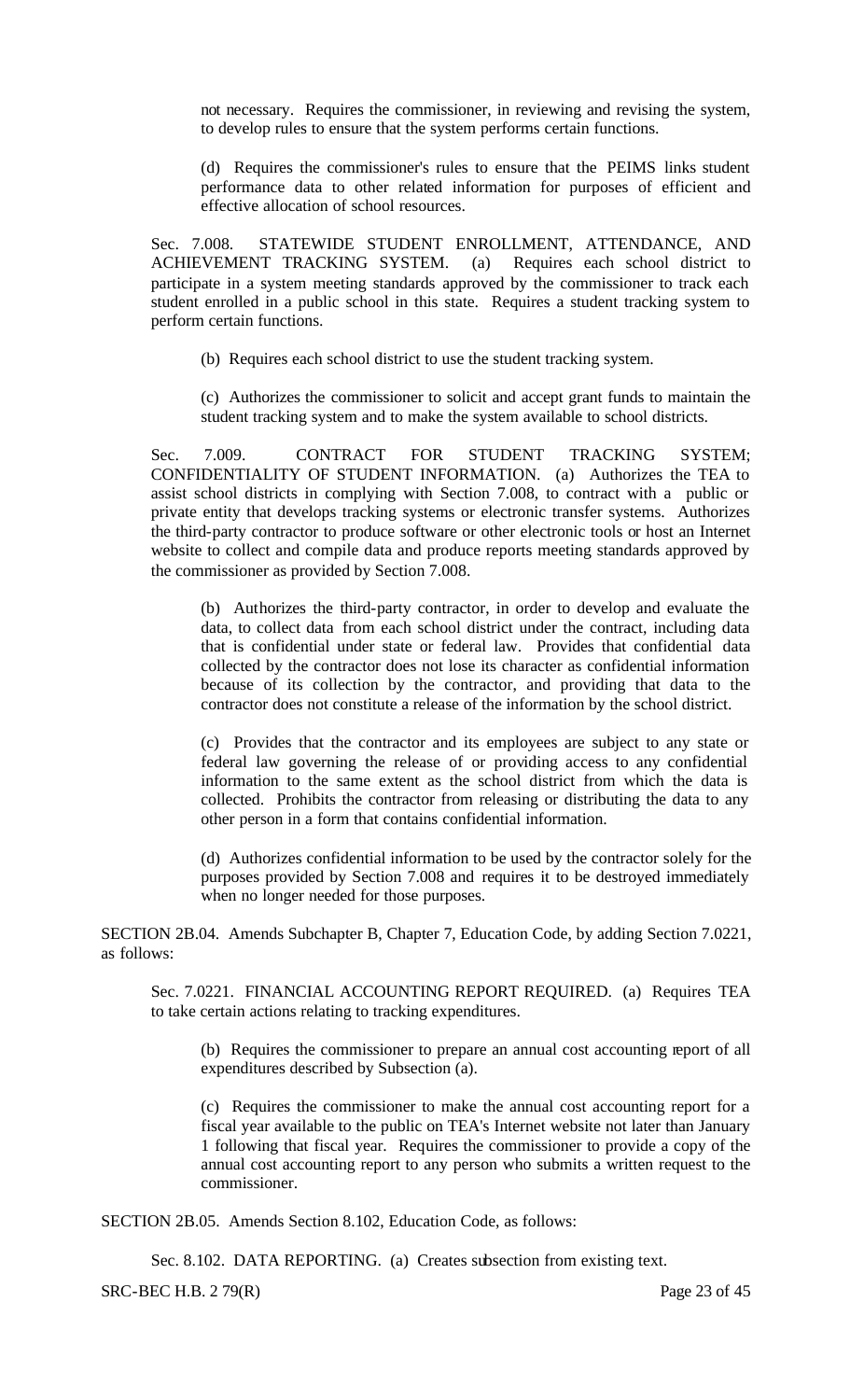not necessary. Requires the commissioner, in reviewing and revising the system, to develop rules to ensure that the system performs certain functions.

(d) Requires the commissioner's rules to ensure that the PEIMS links student performance data to other related information for purposes of efficient and effective allocation of school resources.

Sec. 7.008. STATEWIDE STUDENT ENROLLMENT, ATTENDANCE, AND ACHIEVEMENT TRACKING SYSTEM. (a) Requires each school district to participate in a system meeting standards approved by the commissioner to track each student enrolled in a public school in this state. Requires a student tracking system to perform certain functions.

(b) Requires each school district to use the student tracking system.

(c) Authorizes the commissioner to solicit and accept grant funds to maintain the student tracking system and to make the system available to school districts.

Sec. 7.009. CONTRACT FOR STUDENT TRACKING SYSTEM; CONFIDENTIALITY OF STUDENT INFORMATION. (a) Authorizes the TEA to assist school districts in complying with Section 7.008, to contract with a public or private entity that develops tracking systems or electronic transfer systems. Authorizes the third-party contractor to produce software or other electronic tools or host an Internet website to collect and compile data and produce reports meeting standards approved by the commissioner as provided by Section 7.008.

(b) Authorizes the third-party contractor, in order to develop and evaluate the data, to collect data from each school district under the contract, including data that is confidential under state or federal law. Provides that confidential data collected by the contractor does not lose its character as confidential information because of its collection by the contractor, and providing that data to the contractor does not constitute a release of the information by the school district.

(c) Provides that the contractor and its employees are subject to any state or federal law governing the release of or providing access to any confidential information to the same extent as the school district from which the data is collected. Prohibits the contractor from releasing or distributing the data to any other person in a form that contains confidential information.

(d) Authorizes confidential information to be used by the contractor solely for the purposes provided by Section 7.008 and requires it to be destroyed immediately when no longer needed for those purposes.

SECTION 2B.04. Amends Subchapter B, Chapter 7, Education Code, by adding Section 7.0221, as follows:

Sec. 7.0221. FINANCIAL ACCOUNTING REPORT REQUIRED. (a) Requires TEA to take certain actions relating to tracking expenditures.

(b) Requires the commissioner to prepare an annual cost accounting report of all expenditures described by Subsection (a).

(c) Requires the commissioner to make the annual cost accounting report for a fiscal year available to the public on TEA's Internet website not later than January 1 following that fiscal year. Requires the commissioner to provide a copy of the annual cost accounting report to any person who submits a written request to the commissioner.

SECTION 2B.05. Amends Section 8.102, Education Code, as follows:

Sec. 8.102. DATA REPORTING. (a) Creates subsection from existing text.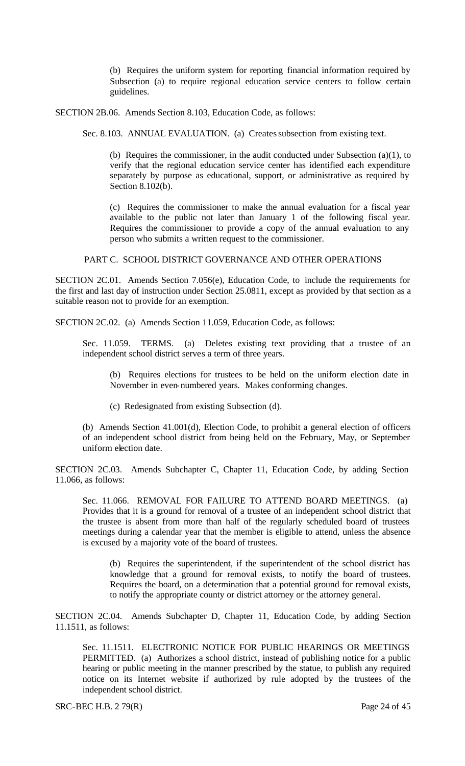(b) Requires the uniform system for reporting financial information required by Subsection (a) to require regional education service centers to follow certain guidelines.

SECTION 2B.06. Amends Section 8.103, Education Code, as follows:

Sec. 8.103. ANNUAL EVALUATION. (a) Creates subsection from existing text.

(b) Requires the commissioner, in the audit conducted under Subsection (a)(1), to verify that the regional education service center has identified each expenditure separately by purpose as educational, support, or administrative as required by Section 8.102(b).

(c) Requires the commissioner to make the annual evaluation for a fiscal year available to the public not later than January 1 of the following fiscal year. Requires the commissioner to provide a copy of the annual evaluation to any person who submits a written request to the commissioner.

PART C. SCHOOL DISTRICT GOVERNANCE AND OTHER OPERATIONS

SECTION 2C.01. Amends Section 7.056(e), Education Code, to include the requirements for the first and last day of instruction under Section 25.0811, except as provided by that section as a suitable reason not to provide for an exemption.

SECTION 2C.02. (a) Amends Section 11.059, Education Code, as follows:

Sec. 11.059. TERMS. (a) Deletes existing text providing that a trustee of an independent school district serves a term of three years.

(b) Requires elections for trustees to be held on the uniform election date in November in even-numbered years. Makes conforming changes.

(c) Redesignated from existing Subsection (d).

(b) Amends Section 41.001(d), Election Code, to prohibit a general election of officers of an independent school district from being held on the February, May, or September uniform election date.

SECTION 2C.03. Amends Subchapter C, Chapter 11, Education Code, by adding Section 11.066, as follows:

Sec. 11.066. REMOVAL FOR FAILURE TO ATTEND BOARD MEETINGS. (a) Provides that it is a ground for removal of a trustee of an independent school district that the trustee is absent from more than half of the regularly scheduled board of trustees meetings during a calendar year that the member is eligible to attend, unless the absence is excused by a majority vote of the board of trustees.

(b) Requires the superintendent, if the superintendent of the school district has knowledge that a ground for removal exists, to notify the board of trustees. Requires the board, on a determination that a potential ground for removal exists, to notify the appropriate county or district attorney or the attorney general.

SECTION 2C.04. Amends Subchapter D, Chapter 11, Education Code, by adding Section 11.1511, as follows:

Sec. 11.1511. ELECTRONIC NOTICE FOR PUBLIC HEARINGS OR MEETINGS PERMITTED. (a) Authorizes a school district, instead of publishing notice for a public hearing or public meeting in the manner prescribed by the statue, to publish any required notice on its Internet website if authorized by rule adopted by the trustees of the independent school district.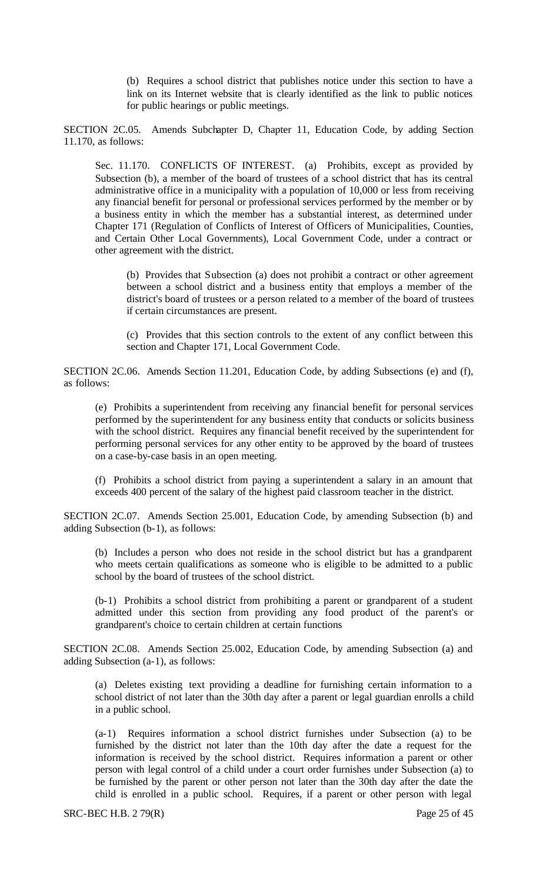(b) Requires a school district that publishes notice under this section to have a link on its Internet website that is clearly identified as the link to public notices for public hearings or public meetings.

SECTION 2C.05. Amends Subchapter D, Chapter 11, Education Code, by adding Section 11.170, as follows:

Sec. 11.170. CONFLICTS OF INTEREST. (a) Prohibits, except as provided by Subsection (b), a member of the board of trustees of a school district that has its central administrative office in a municipality with a population of 10,000 or less from receiving any financial benefit for personal or professional services performed by the member or by a business entity in which the member has a substantial interest, as determined under Chapter 171 (Regulation of Conflicts of Interest of Officers of Municipalities, Counties, and Certain Other Local Governments), Local Government Code, under a contract or other agreement with the district.

(b) Provides that Subsection (a) does not prohibit a contract or other agreement between a school district and a business entity that employs a member of the district's board of trustees or a person related to a member of the board of trustees if certain circumstances are present.

(c) Provides that this section controls to the extent of any conflict between this section and Chapter 171, Local Government Code.

SECTION 2C.06. Amends Section 11.201, Education Code, by adding Subsections (e) and (f), as follows:

(e) Prohibits a superintendent from receiving any financial benefit for personal services performed by the superintendent for any business entity that conducts or solicits business with the school district. Requires any financial benefit received by the superintendent for performing personal services for any other entity to be approved by the board of trustees on a case-by-case basis in an open meeting.

(f) Prohibits a school district from paying a superintendent a salary in an amount that exceeds 400 percent of the salary of the highest paid classroom teacher in the district.

SECTION 2C.07. Amends Section 25.001, Education Code, by amending Subsection (b) and adding Subsection (b-1), as follows:

(b) Includes a person who does not reside in the school district but has a grandparent who meets certain qualifications as someone who is eligible to be admitted to a public school by the board of trustees of the school district.

(b-1) Prohibits a school district from prohibiting a parent or grandparent of a student admitted under this section from providing any food product of the parent's or grandparent's choice to certain children at certain functions

SECTION 2C.08. Amends Section 25.002, Education Code, by amending Subsection (a) and adding Subsection (a-1), as follows:

(a) Deletes existing text providing a deadline for furnishing certain information to a school district of not later than the 30th day after a parent or legal guardian enrolls a child in a public school.

(a-1) Requires information a school district furnishes under Subsection (a) to be furnished by the district not later than the 10th day after the date a request for the information is received by the school district. Requires information a parent or other person with legal control of a child under a court order furnishes under Subsection (a) to be furnished by the parent or other person not later than the 30th day after the date the child is enrolled in a public school. Requires, if a parent or other person with legal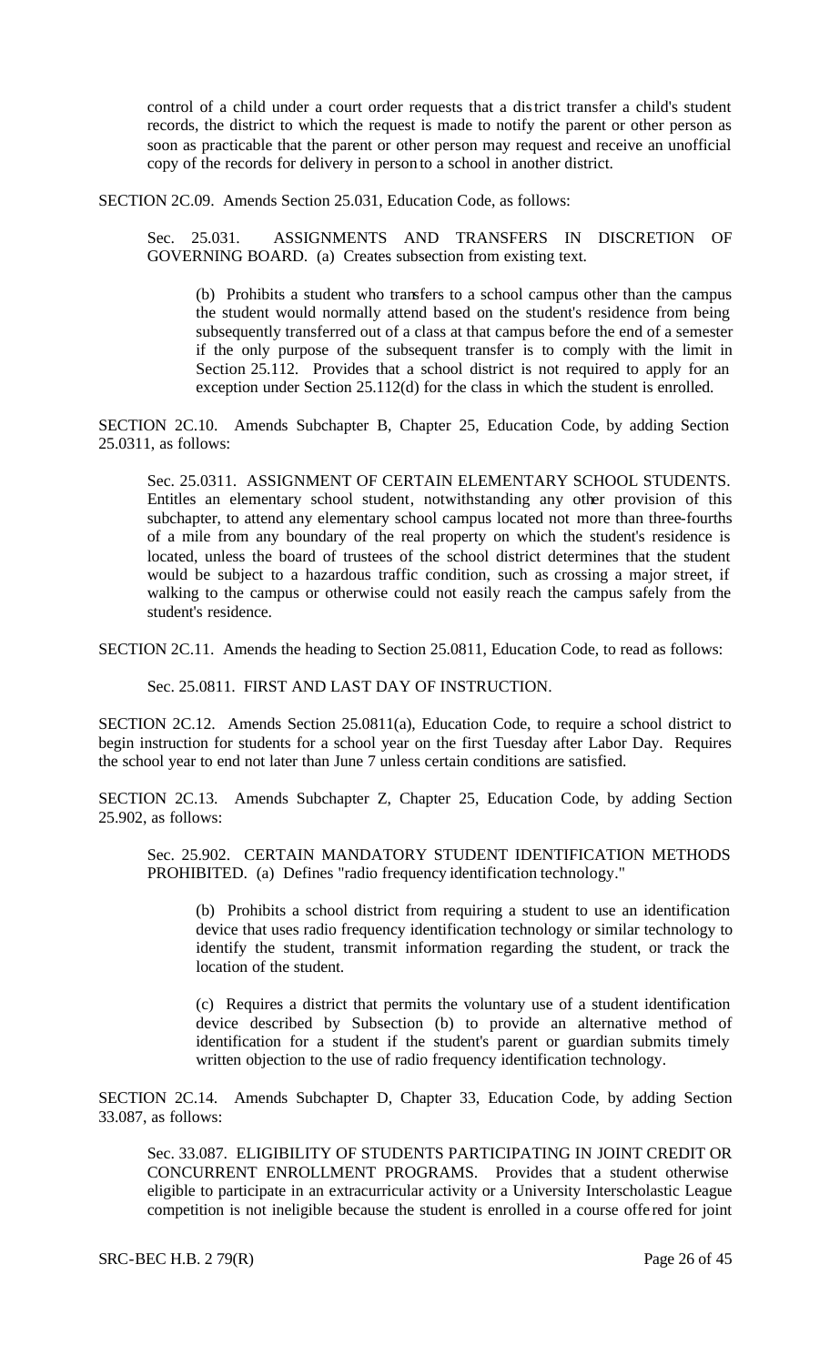control of a child under a court order requests that a district transfer a child's student records, the district to which the request is made to notify the parent or other person as soon as practicable that the parent or other person may request and receive an unofficial copy of the records for delivery in person to a school in another district.

SECTION 2C.09. Amends Section 25.031, Education Code, as follows:

> Sec. 25.031. ASSIGNMENTS AND TRANSFERS IN DISCRETION OF GOVERNING BOARD. (a) Creates subsection from existing text.
>
> > (b) Prohibits a student who transfers to a school campus other than the campus the student would normally attend based on the student's residence from being subsequently transferred out of a class at that campus before the end of a semester if the only purpose of the subsequent transfer is to comply with the limit in Section 25.112. Provides that a school district is not required to apply for an exception under Section 25.112(d) for the class in which the student is enrolled.

SECTION 2C.10. Amends Subchapter B, Chapter 25, Education Code, by adding Section 25.0311, as follows:

> Sec. 25.0311. ASSIGNMENT OF CERTAIN ELEMENTARY SCHOOL STUDENTS. Entitles an elementary school student, notwithstanding any other provision of this subchapter, to attend any elementary school campus located not more than three-fourths of a mile from any boundary of the real property on which the student's residence is located, unless the board of trustees of the school district determines that the student would be subject to a hazardous traffic condition, such as crossing a major street, if walking to the campus or otherwise could not easily reach the campus safely from the student's residence.

SECTION 2C.11. Amends the heading to Section 25.0811, Education Code, to read as follows:

> Sec. 25.0811. FIRST AND LAST DAY OF INSTRUCTION.

SECTION 2C.12. Amends Section 25.0811(a), Education Code, to require a school district to begin instruction for students for a school year on the first Tuesday after Labor Day. Requires the school year to end not later than June 7 unless certain conditions are satisfied.

SECTION 2C.13. Amends Subchapter Z, Chapter 25, Education Code, by adding Section 25.902, as follows:

> Sec. 25.902. CERTAIN MANDATORY STUDENT IDENTIFICATION METHODS PROHIBITED. (a) Defines "radio frequency identification technology."
>
> > (b) Prohibits a school district from requiring a student to use an identification device that uses radio frequency identification technology or similar technology to identify the student, transmit information regarding the student, or track the location of the student.
> >
> > (c) Requires a district that permits the voluntary use of a student identification device described by Subsection (b) to provide an alternative method of identification for a student if the student's parent or guardian submits timely written objection to the use of radio frequency identification technology.

SECTION 2C.14. Amends Subchapter D, Chapter 33, Education Code, by adding Section 33.087, as follows:

> Sec. 33.087. ELIGIBILITY OF STUDENTS PARTICIPATING IN JOINT CREDIT OR CONCURRENT ENROLLMENT PROGRAMS. Provides that a student otherwise eligible to participate in an extracurricular activity or a University Interscholastic League competition is not ineligible because the student is enrolled in a course offered for joint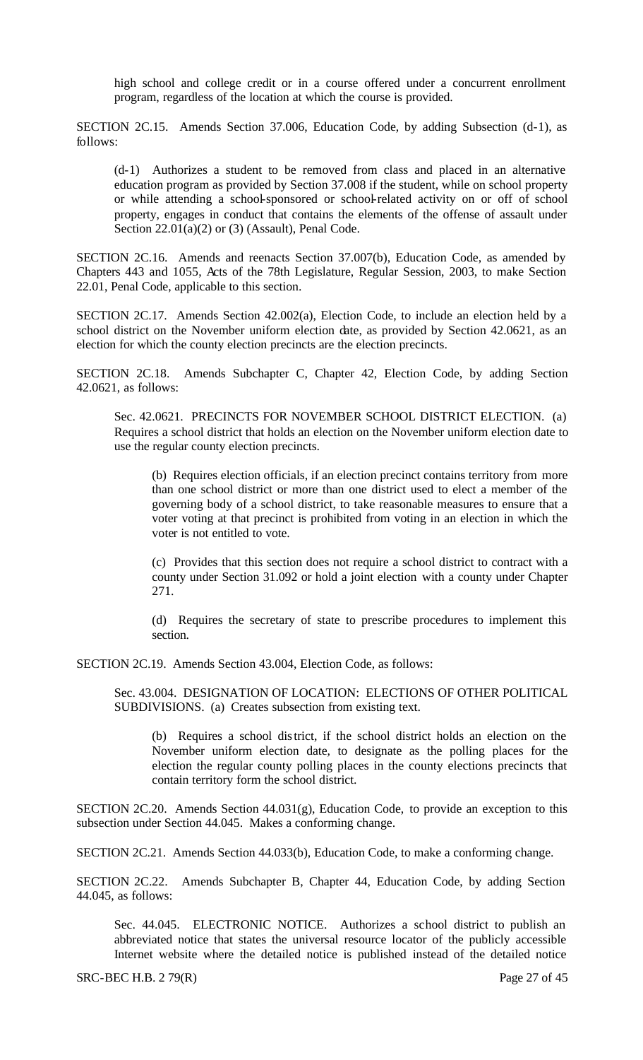high school and college credit or in a course offered under a concurrent enrollment program, regardless of the location at which the course is provided.

SECTION 2C.15. Amends Section 37.006, Education Code, by adding Subsection (d-1), as follows:

> (d-1) Authorizes a student to be removed from class and placed in an alternative education program as provided by Section 37.008 if the student, while on school property or while attending a school-sponsored or school-related activity on or off of school property, engages in conduct that contains the elements of the offense of assault under Section 22.01(a)(2) or (3) (Assault), Penal Code.

SECTION 2C.16. Amends and reenacts Section 37.007(b), Education Code, as amended by Chapters 443 and 1055, Acts of the 78th Legislature, Regular Session, 2003, to make Section 22.01, Penal Code, applicable to this section.

SECTION 2C.17. Amends Section 42.002(a), Election Code, to include an election held by a school district on the November uniform election date, as provided by Section 42.0621, as an election for which the county election precincts are the election precincts.

SECTION 2C.18. Amends Subchapter C, Chapter 42, Election Code, by adding Section 42.0621, as follows:

> Sec. 42.0621. PRECINCTS FOR NOVEMBER SCHOOL DISTRICT ELECTION. (a) Requires a school district that holds an election on the November uniform election date to use the regular county election precincts.
>
> > (b) Requires election officials, if an election precinct contains territory from more than one school district or more than one district used to elect a member of the governing body of a school district, to take reasonable measures to ensure that a voter voting at that precinct is prohibited from voting in an election in which the voter is not entitled to vote.
> >
> > (c) Provides that this section does not require a school district to contract with a county under Section 31.092 or hold a joint election with a county under Chapter 271.
> >
> > (d) Requires the secretary of state to prescribe procedures to implement this section.

SECTION 2C.19. Amends Section 43.004, Election Code, as follows:

> Sec. 43.004. DESIGNATION OF LOCATION: ELECTIONS OF OTHER POLITICAL SUBDIVISIONS. (a) Creates subsection from existing text.
>
> > (b) Requires a school district, if the school district holds an election on the November uniform election date, to designate as the polling places for the election the regular county polling places in the county elections precincts that contain territory form the school district.

SECTION 2C.20. Amends Section 44.031(g), Education Code, to provide an exception to this subsection under Section 44.045. Makes a conforming change.

SECTION 2C.21. Amends Section 44.033(b), Education Code, to make a conforming change.

SECTION 2C.22. Amends Subchapter B, Chapter 44, Education Code, by adding Section 44.045, as follows:

> Sec. 44.045. ELECTRONIC NOTICE. Authorizes a school district to publish an abbreviated notice that states the universal resource locator of the publicly accessible Internet website where the detailed notice is published instead of the detailed notice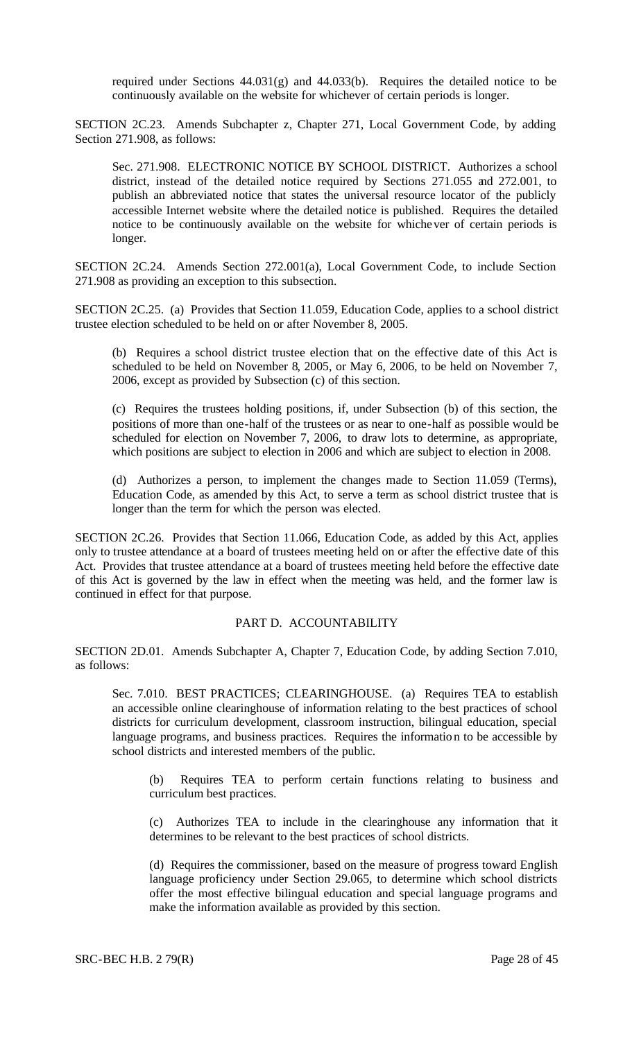required under Sections 44.031(g) and 44.033(b). Requires the detailed notice to be continuously available on the website for whichever of certain periods is longer.

SECTION 2C.23. Amends Subchapter z, Chapter 271, Local Government Code, by adding Section 271.908, as follows:

> Sec. 271.908. ELECTRONIC NOTICE BY SCHOOL DISTRICT. Authorizes a school district, instead of the detailed notice required by Sections 271.055 and 272.001, to publish an abbreviated notice that states the universal resource locator of the publicly accessible Internet website where the detailed notice is published. Requires the detailed notice to be continuously available on the website for whichever of certain periods is longer.

SECTION 2C.24. Amends Section 272.001(a), Local Government Code, to include Section 271.908 as providing an exception to this subsection.

SECTION 2C.25. (a) Provides that Section 11.059, Education Code, applies to a school district trustee election scheduled to be held on or after November 8, 2005.

> (b) Requires a school district trustee election that on the effective date of this Act is scheduled to be held on November 8, 2005, or May 6, 2006, to be held on November 7, 2006, except as provided by Subsection (c) of this section.
>
> (c) Requires the trustees holding positions, if, under Subsection (b) of this section, the positions of more than one-half of the trustees or as near to one-half as possible would be scheduled for election on November 7, 2006, to draw lots to determine, as appropriate, which positions are subject to election in 2006 and which are subject to election in 2008.
>
> (d) Authorizes a person, to implement the changes made to Section 11.059 (Terms), Education Code, as amended by this Act, to serve a term as school district trustee that is longer than the term for which the person was elected.

SECTION 2C.26. Provides that Section 11.066, Education Code, as added by this Act, applies only to trustee attendance at a board of trustees meeting held on or after the effective date of this Act. Provides that trustee attendance at a board of trustees meeting held before the effective date of this Act is governed by the law in effect when the meeting was held, and the former law is continued in effect for that purpose.

## PART D. ACCOUNTABILITY

SECTION 2D.01. Amends Subchapter A, Chapter 7, Education Code, by adding Section 7.010, as follows:

> Sec. 7.010. BEST PRACTICES; CLEARINGHOUSE. (a) Requires TEA to establish an accessible online clearinghouse of information relating to the best practices of school districts for curriculum development, classroom instruction, bilingual education, special language programs, and business practices. Requires the information to be accessible by school districts and interested members of the public.
>
> > (b) Requires TEA to perform certain functions relating to business and curriculum best practices.
> >
> > (c) Authorizes TEA to include in the clearinghouse any information that it determines to be relevant to the best practices of school districts.
> >
> > (d) Requires the commissioner, based on the measure of progress toward English language proficiency under Section 29.065, to determine which school districts offer the most effective bilingual education and special language programs and make the information available as provided by this section.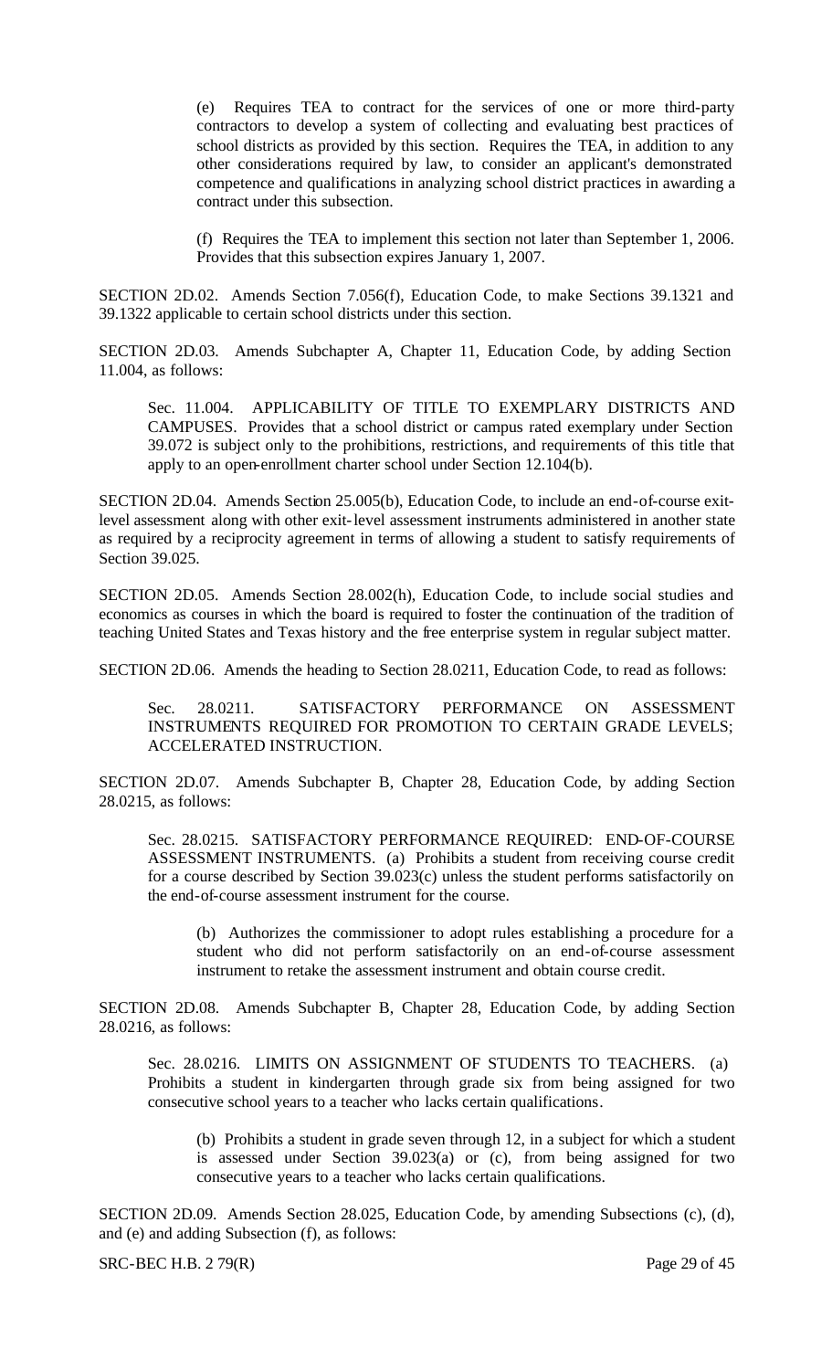(e) Requires TEA to contract for the services of one or more third-party contractors to develop a system of collecting and evaluating best practices of school districts as provided by this section. Requires the TEA, in addition to any other considerations required by law, to consider an applicant's demonstrated competence and qualifications in analyzing school district practices in awarding a contract under this subsection.

(f) Requires the TEA to implement this section not later than September 1, 2006. Provides that this subsection expires January 1, 2007.

SECTION 2D.02. Amends Section 7.056(f), Education Code, to make Sections 39.1321 and 39.1322 applicable to certain school districts under this section.

SECTION 2D.03. Amends Subchapter A, Chapter 11, Education Code, by adding Section 11.004, as follows:

Sec. 11.004. APPLICABILITY OF TITLE TO EXEMPLARY DISTRICTS AND CAMPUSES. Provides that a school district or campus rated exemplary under Section 39.072 is subject only to the prohibitions, restrictions, and requirements of this title that apply to an open-enrollment charter school under Section 12.104(b).

SECTION 2D.04. Amends Section 25.005(b), Education Code, to include an end-of-course exit-level assessment along with other exit-level assessment instruments administered in another state as required by a reciprocity agreement in terms of allowing a student to satisfy requirements of Section 39.025.

SECTION 2D.05. Amends Section 28.002(h), Education Code, to include social studies and economics as courses in which the board is required to foster the continuation of the tradition of teaching United States and Texas history and the free enterprise system in regular subject matter.

SECTION 2D.06. Amends the heading to Section 28.0211, Education Code, to read as follows:

Sec. 28.0211. SATISFACTORY PERFORMANCE ON ASSESSMENT INSTRUMENTS REQUIRED FOR PROMOTION TO CERTAIN GRADE LEVELS; ACCELERATED INSTRUCTION.

SECTION 2D.07. Amends Subchapter B, Chapter 28, Education Code, by adding Section 28.0215, as follows:

Sec. 28.0215. SATISFACTORY PERFORMANCE REQUIRED: END-OF-COURSE ASSESSMENT INSTRUMENTS. (a) Prohibits a student from receiving course credit for a course described by Section 39.023(c) unless the student performs satisfactorily on the end-of-course assessment instrument for the course.

(b) Authorizes the commissioner to adopt rules establishing a procedure for a student who did not perform satisfactorily on an end-of-course assessment instrument to retake the assessment instrument and obtain course credit.

SECTION 2D.08. Amends Subchapter B, Chapter 28, Education Code, by adding Section 28.0216, as follows:

Sec. 28.0216. LIMITS ON ASSIGNMENT OF STUDENTS TO TEACHERS. (a) Prohibits a student in kindergarten through grade six from being assigned for two consecutive school years to a teacher who lacks certain qualifications.

(b) Prohibits a student in grade seven through 12, in a subject for which a student is assessed under Section 39.023(a) or (c), from being assigned for two consecutive years to a teacher who lacks certain qualifications.

SECTION 2D.09. Amends Section 28.025, Education Code, by amending Subsections (c), (d), and (e) and adding Subsection (f), as follows: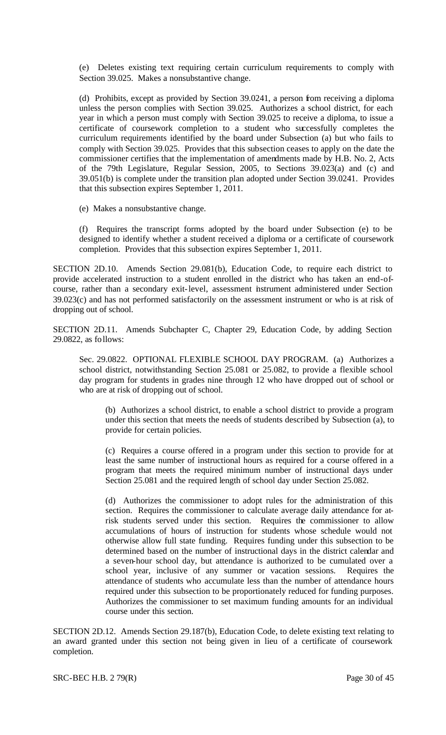(e) Deletes existing text requiring certain curriculum requirements to comply with Section 39.025. Makes a nonsubstantive change.

(d) Prohibits, except as provided by Section 39.0241, a person from receiving a diploma unless the person complies with Section 39.025. Authorizes a school district, for each year in which a person must comply with Section 39.025 to receive a diploma, to issue a certificate of coursework completion to a student who successfully completes the curriculum requirements identified by the board under Subsection (a) but who fails to comply with Section 39.025. Provides that this subsection ceases to apply on the date the commissioner certifies that the implementation of amendments made by H.B. No. 2, Acts of the 79th Legislature, Regular Session, 2005, to Sections 39.023(a) and (c) and 39.051(b) is complete under the transition plan adopted under Section 39.0241. Provides that this subsection expires September 1, 2011.

(e) Makes a nonsubstantive change.

(f) Requires the transcript forms adopted by the board under Subsection (e) to be designed to identify whether a student received a diploma or a certificate of coursework completion. Provides that this subsection expires September 1, 2011.

SECTION 2D.10. Amends Section 29.081(b), Education Code, to require each district to provide accelerated instruction to a student enrolled in the district who has taken an end-of-course, rather than a secondary exit-level, assessment instrument administered under Section 39.023(c) and has not performed satisfactorily on the assessment instrument or who is at risk of dropping out of school.

SECTION 2D.11. Amends Subchapter C, Chapter 29, Education Code, by adding Section 29.0822, as follows:

Sec. 29.0822. OPTIONAL FLEXIBLE SCHOOL DAY PROGRAM. (a) Authorizes a school district, notwithstanding Section 25.081 or 25.082, to provide a flexible school day program for students in grades nine through 12 who have dropped out of school or who are at risk of dropping out of school.

(b) Authorizes a school district, to enable a school district to provide a program under this section that meets the needs of students described by Subsection (a), to provide for certain policies.

(c) Requires a course offered in a program under this section to provide for at least the same number of instructional hours as required for a course offered in a program that meets the required minimum number of instructional days under Section 25.081 and the required length of school day under Section 25.082.

(d) Authorizes the commissioner to adopt rules for the administration of this section. Requires the commissioner to calculate average daily attendance for at-risk students served under this section. Requires the commissioner to allow accumulations of hours of instruction for students whose schedule would not otherwise allow full state funding. Requires funding under this subsection to be determined based on the number of instructional days in the district calendar and a seven-hour school day, but attendance is authorized to be cumulated over a school year, inclusive of any summer or vacation sessions. Requires the attendance of students who accumulate less than the number of attendance hours required under this subsection to be proportionately reduced for funding purposes. Authorizes the commissioner to set maximum funding amounts for an individual course under this section.

SECTION 2D.12. Amends Section 29.187(b), Education Code, to delete existing text relating to an award granted under this section not being given in lieu of a certificate of coursework completion.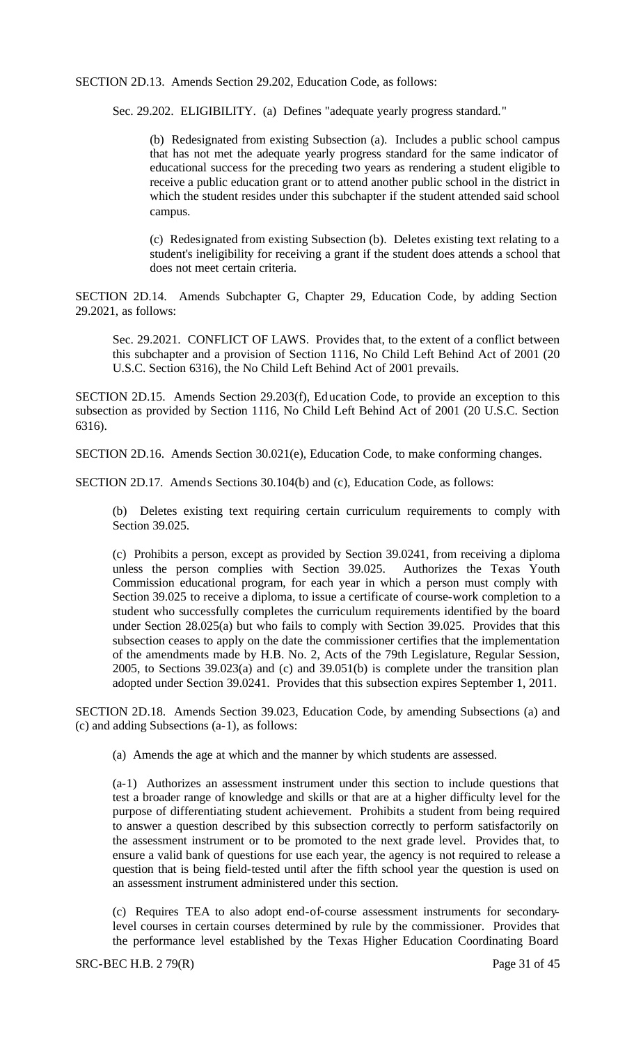SECTION 2D.13. Amends Section 29.202, Education Code, as follows:

Sec. 29.202. ELIGIBILITY. (a) Defines "adequate yearly progress standard."

(b) Redesignated from existing Subsection (a). Includes a public school campus that has not met the adequate yearly progress standard for the same indicator of educational success for the preceding two years as rendering a student eligible to receive a public education grant or to attend another public school in the district in which the student resides under this subchapter if the student attended said school campus.

(c) Redesignated from existing Subsection (b). Deletes existing text relating to a student's ineligibility for receiving a grant if the student does attends a school that does not meet certain criteria.

SECTION 2D.14. Amends Subchapter G, Chapter 29, Education Code, by adding Section 29.2021, as follows:

Sec. 29.2021. CONFLICT OF LAWS. Provides that, to the extent of a conflict between this subchapter and a provision of Section 1116, No Child Left Behind Act of 2001 (20 U.S.C. Section 6316), the No Child Left Behind Act of 2001 prevails.

SECTION 2D.15. Amends Section 29.203(f), Education Code, to provide an exception to this subsection as provided by Section 1116, No Child Left Behind Act of 2001 (20 U.S.C. Section 6316).

SECTION 2D.16. Amends Section 30.021(e), Education Code, to make conforming changes.

SECTION 2D.17. Amends Sections 30.104(b) and (c), Education Code, as follows:

(b) Deletes existing text requiring certain curriculum requirements to comply with Section 39.025.

(c) Prohibits a person, except as provided by Section 39.0241, from receiving a diploma unless the person complies with Section 39.025. Authorizes the Texas Youth Commission educational program, for each year in which a person must comply with Section 39.025 to receive a diploma, to issue a certificate of course-work completion to a student who successfully completes the curriculum requirements identified by the board under Section 28.025(a) but who fails to comply with Section 39.025. Provides that this subsection ceases to apply on the date the commissioner certifies that the implementation of the amendments made by H.B. No. 2, Acts of the 79th Legislature, Regular Session, 2005, to Sections 39.023(a) and (c) and 39.051(b) is complete under the transition plan adopted under Section 39.0241. Provides that this subsection expires September 1, 2011.

SECTION 2D.18. Amends Section 39.023, Education Code, by amending Subsections (a) and (c) and adding Subsections (a-1), as follows:

(a) Amends the age at which and the manner by which students are assessed.

(a-1) Authorizes an assessment instrument under this section to include questions that test a broader range of knowledge and skills or that are at a higher difficulty level for the purpose of differentiating student achievement. Prohibits a student from being required to answer a question described by this subsection correctly to perform satisfactorily on the assessment instrument or to be promoted to the next grade level. Provides that, to ensure a valid bank of questions for use each year, the agency is not required to release a question that is being field-tested until after the fifth school year the question is used on an assessment instrument administered under this section.

(c) Requires TEA to also adopt end-of-course assessment instruments for secondary-level courses in certain courses determined by rule by the commissioner. Provides that the performance level established by the Texas Higher Education Coordinating Board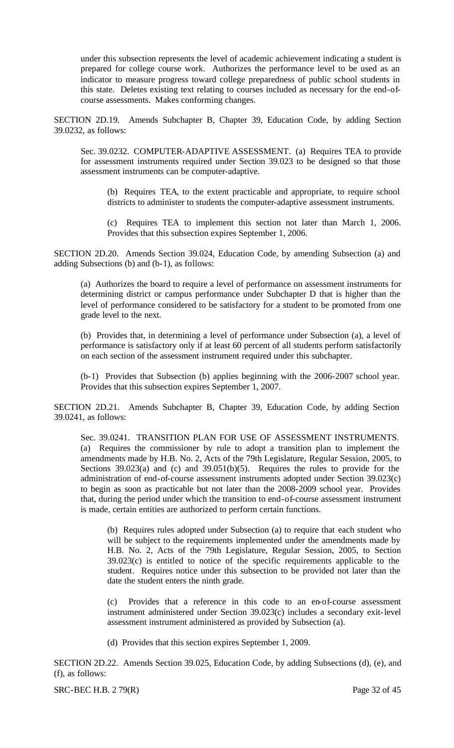under this subsection represents the level of academic achievement indicating a student is prepared for college course work. Authorizes the performance level to be used as an indicator to measure progress toward college preparedness of public school students in this state. Deletes existing text relating to courses included as necessary for the end-of-course assessments. Makes conforming changes.

SECTION 2D.19. Amends Subchapter B, Chapter 39, Education Code, by adding Section 39.0232, as follows:

Sec. 39.0232. COMPUTER-ADAPTIVE ASSESSMENT. (a) Requires TEA to provide for assessment instruments required under Section 39.023 to be designed so that those assessment instruments can be computer-adaptive.

(b) Requires TEA, to the extent practicable and appropriate, to require school districts to administer to students the computer-adaptive assessment instruments.

(c) Requires TEA to implement this section not later than March 1, 2006. Provides that this subsection expires September 1, 2006.

SECTION 2D.20. Amends Section 39.024, Education Code, by amending Subsection (a) and adding Subsections (b) and (b-1), as follows:

(a) Authorizes the board to require a level of performance on assessment instruments for determining district or campus performance under Subchapter D that is higher than the level of performance considered to be satisfactory for a student to be promoted from one grade level to the next.

(b) Provides that, in determining a level of performance under Subsection (a), a level of performance is satisfactory only if at least 60 percent of all students perform satisfactorily on each section of the assessment instrument required under this subchapter.

(b-1) Provides that Subsection (b) applies beginning with the 2006-2007 school year. Provides that this subsection expires September 1, 2007.

SECTION 2D.21. Amends Subchapter B, Chapter 39, Education Code, by adding Section 39.0241, as follows:

Sec. 39.0241. TRANSITION PLAN FOR USE OF ASSESSMENT INSTRUMENTS. (a) Requires the commissioner by rule to adopt a transition plan to implement the amendments made by H.B. No. 2, Acts of the 79th Legislature, Regular Session, 2005, to Sections 39.023(a) and (c) and 39.051(b)(5). Requires the rules to provide for the administration of end-of-course assessment instruments adopted under Section 39.023(c) to begin as soon as practicable but not later than the 2008-2009 school year. Provides that, during the period under which the transition to end-of-course assessment instrument is made, certain entities are authorized to perform certain functions.

(b) Requires rules adopted under Subsection (a) to require that each student who will be subject to the requirements implemented under the amendments made by H.B. No. 2, Acts of the 79th Legislature, Regular Session, 2005, to Section 39.023(c) is entitled to notice of the specific requirements applicable to the student. Requires notice under this subsection to be provided not later than the date the student enters the ninth grade.

(c) Provides that a reference in this code to an en-of-course assessment instrument administered under Section 39.023(c) includes a secondary exit-level assessment instrument administered as provided by Subsection (a).

(d) Provides that this section expires September 1, 2009.

SECTION 2D.22. Amends Section 39.025, Education Code, by adding Subsections (d), (e), and (f), as follows: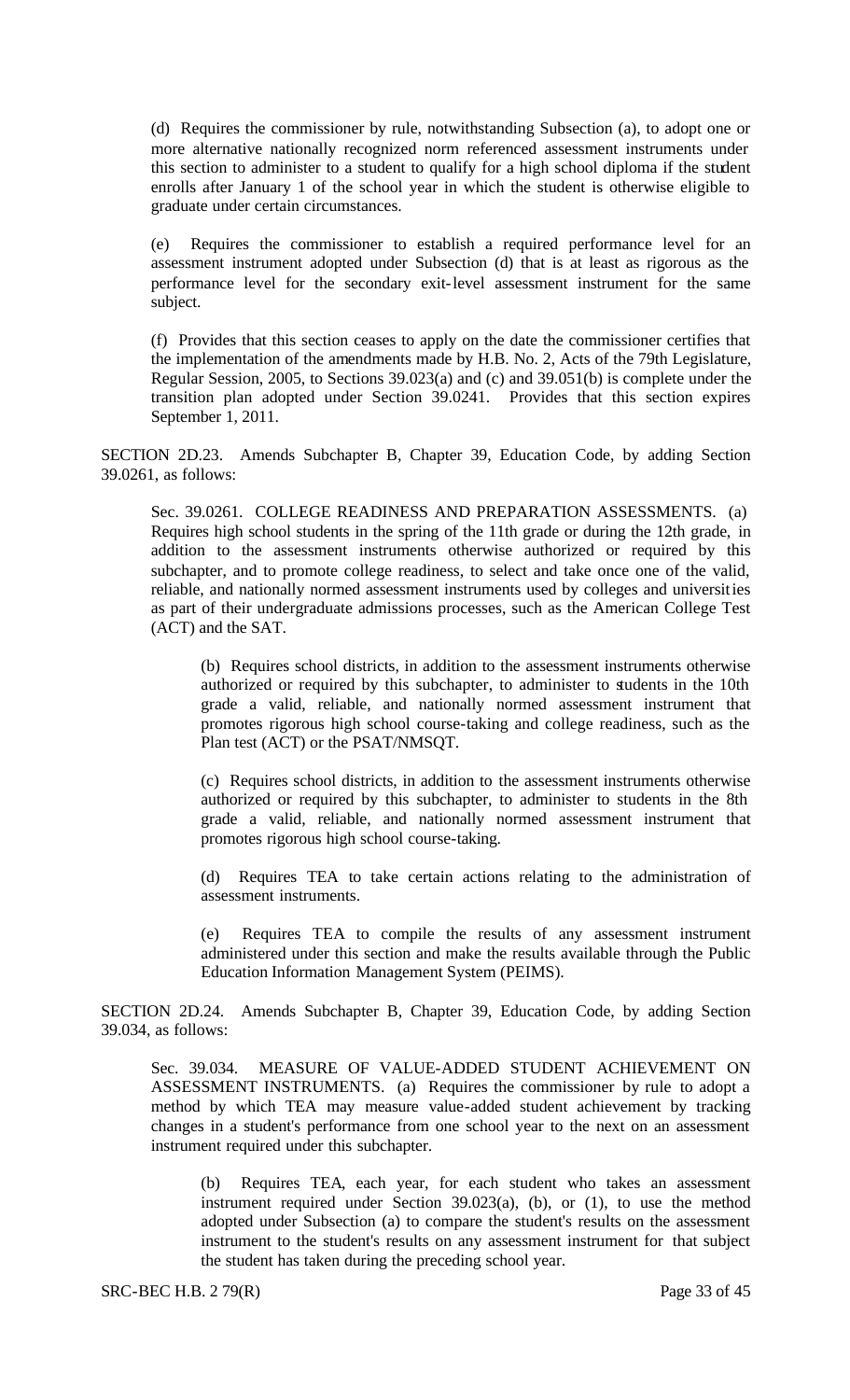(d) Requires the commissioner by rule, notwithstanding Subsection (a), to adopt one or more alternative nationally recognized norm referenced assessment instruments under this section to administer to a student to qualify for a high school diploma if the student enrolls after January 1 of the school year in which the student is otherwise eligible to graduate under certain circumstances.

(e) Requires the commissioner to establish a required performance level for an assessment instrument adopted under Subsection (d) that is at least as rigorous as the performance level for the secondary exit-level assessment instrument for the same subject.

(f) Provides that this section ceases to apply on the date the commissioner certifies that the implementation of the amendments made by H.B. No. 2, Acts of the 79th Legislature, Regular Session, 2005, to Sections 39.023(a) and (c) and 39.051(b) is complete under the transition plan adopted under Section 39.0241. Provides that this section expires September 1, 2011.

SECTION 2D.23. Amends Subchapter B, Chapter 39, Education Code, by adding Section 39.0261, as follows:

Sec. 39.0261. COLLEGE READINESS AND PREPARATION ASSESSMENTS. (a) Requires high school students in the spring of the 11th grade or during the 12th grade, in addition to the assessment instruments otherwise authorized or required by this subchapter, and to promote college readiness, to select and take once one of the valid, reliable, and nationally normed assessment instruments used by colleges and universities as part of their undergraduate admissions processes, such as the American College Test (ACT) and the SAT.

(b) Requires school districts, in addition to the assessment instruments otherwise authorized or required by this subchapter, to administer to students in the 10th grade a valid, reliable, and nationally normed assessment instrument that promotes rigorous high school course-taking and college readiness, such as the Plan test (ACT) or the PSAT/NMSQT.

(c) Requires school districts, in addition to the assessment instruments otherwise authorized or required by this subchapter, to administer to students in the 8th grade a valid, reliable, and nationally normed assessment instrument that promotes rigorous high school course-taking.

(d) Requires TEA to take certain actions relating to the administration of assessment instruments.

(e) Requires TEA to compile the results of any assessment instrument administered under this section and make the results available through the Public Education Information Management System (PEIMS).

SECTION 2D.24. Amends Subchapter B, Chapter 39, Education Code, by adding Section 39.034, as follows:

Sec. 39.034. MEASURE OF VALUE-ADDED STUDENT ACHIEVEMENT ON ASSESSMENT INSTRUMENTS. (a) Requires the commissioner by rule to adopt a method by which TEA may measure value-added student achievement by tracking changes in a student's performance from one school year to the next on an assessment instrument required under this subchapter.

(b) Requires TEA, each year, for each student who takes an assessment instrument required under Section 39.023(a), (b), or (l), to use the method adopted under Subsection (a) to compare the student's results on the assessment instrument to the student's results on any assessment instrument for that subject the student has taken during the preceding school year.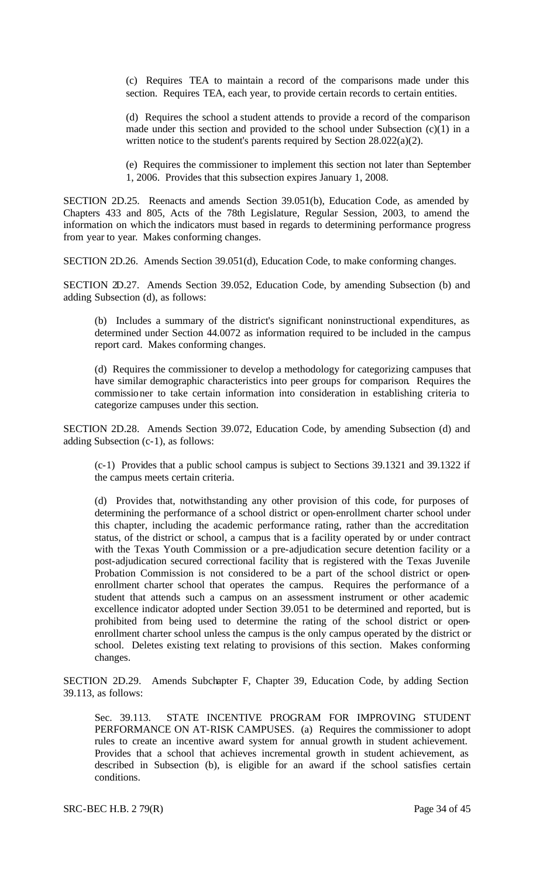(c) Requires TEA to maintain a record of the comparisons made under this section. Requires TEA, each year, to provide certain records to certain entities.

(d) Requires the school a student attends to provide a record of the comparison made under this section and provided to the school under Subsection (c)(1) in a written notice to the student's parents required by Section 28.022(a)(2).

(e) Requires the commissioner to implement this section not later than September 1, 2006. Provides that this subsection expires January 1, 2008.

SECTION 2D.25. Reenacts and amends Section 39.051(b), Education Code, as amended by Chapters 433 and 805, Acts of the 78th Legislature, Regular Session, 2003, to amend the information on which the indicators must based in regards to determining performance progress from year to year. Makes conforming changes.

SECTION 2D.26. Amends Section 39.051(d), Education Code, to make conforming changes.

SECTION 2D.27. Amends Section 39.052, Education Code, by amending Subsection (b) and adding Subsection (d), as follows:

(b) Includes a summary of the district's significant noninstructional expenditures, as determined under Section 44.0072 as information required to be included in the campus report card. Makes conforming changes.

(d) Requires the commissioner to develop a methodology for categorizing campuses that have similar demographic characteristics into peer groups for comparison. Requires the commissioner to take certain information into consideration in establishing criteria to categorize campuses under this section.

SECTION 2D.28. Amends Section 39.072, Education Code, by amending Subsection (d) and adding Subsection (c-1), as follows:

(c-1) Provides that a public school campus is subject to Sections 39.1321 and 39.1322 if the campus meets certain criteria.

(d) Provides that, notwithstanding any other provision of this code, for purposes of determining the performance of a school district or open-enrollment charter school under this chapter, including the academic performance rating, rather than the accreditation status, of the district or school, a campus that is a facility operated by or under contract with the Texas Youth Commission or a pre-adjudication secure detention facility or a post-adjudication secured correctional facility that is registered with the Texas Juvenile Probation Commission is not considered to be a part of the school district or open-enrollment charter school that operates the campus. Requires the performance of a student that attends such a campus on an assessment instrument or other academic excellence indicator adopted under Section 39.051 to be determined and reported, but is prohibited from being used to determine the rating of the school district or open-enrollment charter school unless the campus is the only campus operated by the district or school. Deletes existing text relating to provisions of this section. Makes conforming changes.

SECTION 2D.29. Amends Subchapter F, Chapter 39, Education Code, by adding Section 39.113, as follows:

Sec. 39.113. STATE INCENTIVE PROGRAM FOR IMPROVING STUDENT PERFORMANCE ON AT-RISK CAMPUSES. (a) Requires the commissioner to adopt rules to create an incentive award system for annual growth in student achievement. Provides that a school that achieves incremental growth in student achievement, as described in Subsection (b), is eligible for an award if the school satisfies certain conditions.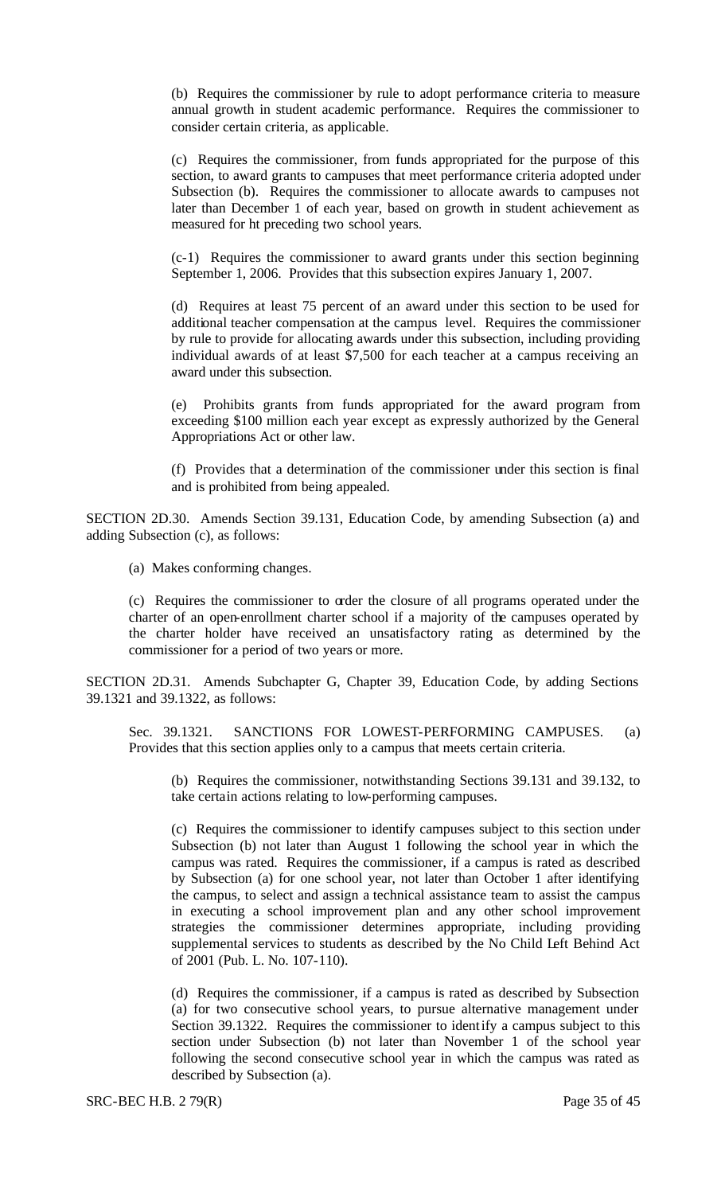(b) Requires the commissioner by rule to adopt performance criteria to measure annual growth in student academic performance. Requires the commissioner to consider certain criteria, as applicable.

(c) Requires the commissioner, from funds appropriated for the purpose of this section, to award grants to campuses that meet performance criteria adopted under Subsection (b). Requires the commissioner to allocate awards to campuses not later than December 1 of each year, based on growth in student achievement as measured for ht preceding two school years.

(c-1) Requires the commissioner to award grants under this section beginning September 1, 2006. Provides that this subsection expires January 1, 2007.

(d) Requires at least 75 percent of an award under this section to be used for additional teacher compensation at the campus level. Requires the commissioner by rule to provide for allocating awards under this subsection, including providing individual awards of at least $7,500 for each teacher at a campus receiving an award under this subsection.

(e) Prohibits grants from funds appropriated for the award program from exceeding $100 million each year except as expressly authorized by the General Appropriations Act or other law.

(f) Provides that a determination of the commissioner under this section is final and is prohibited from being appealed.

SECTION 2D.30. Amends Section 39.131, Education Code, by amending Subsection (a) and adding Subsection (c), as follows:

(a) Makes conforming changes.

(c) Requires the commissioner to order the closure of all programs operated under the charter of an open-enrollment charter school if a majority of the campuses operated by the charter holder have received an unsatisfactory rating as determined by the commissioner for a period of two years or more.

SECTION 2D.31. Amends Subchapter G, Chapter 39, Education Code, by adding Sections 39.1321 and 39.1322, as follows:

Sec. 39.1321. SANCTIONS FOR LOWEST-PERFORMING CAMPUSES. (a) Provides that this section applies only to a campus that meets certain criteria.

(b) Requires the commissioner, notwithstanding Sections 39.131 and 39.132, to take certain actions relating to low-performing campuses.

(c) Requires the commissioner to identify campuses subject to this section under Subsection (b) not later than August 1 following the school year in which the campus was rated. Requires the commissioner, if a campus is rated as described by Subsection (a) for one school year, not later than October 1 after identifying the campus, to select and assign a technical assistance team to assist the campus in executing a school improvement plan and any other school improvement strategies the commissioner determines appropriate, including providing supplemental services to students as described by the No Child Left Behind Act of 2001 (Pub. L. No. 107-110).

(d) Requires the commissioner, if a campus is rated as described by Subsection (a) for two consecutive school years, to pursue alternative management under Section 39.1322. Requires the commissioner to identify a campus subject to this section under Subsection (b) not later than November 1 of the school year following the second consecutive school year in which the campus was rated as described by Subsection (a).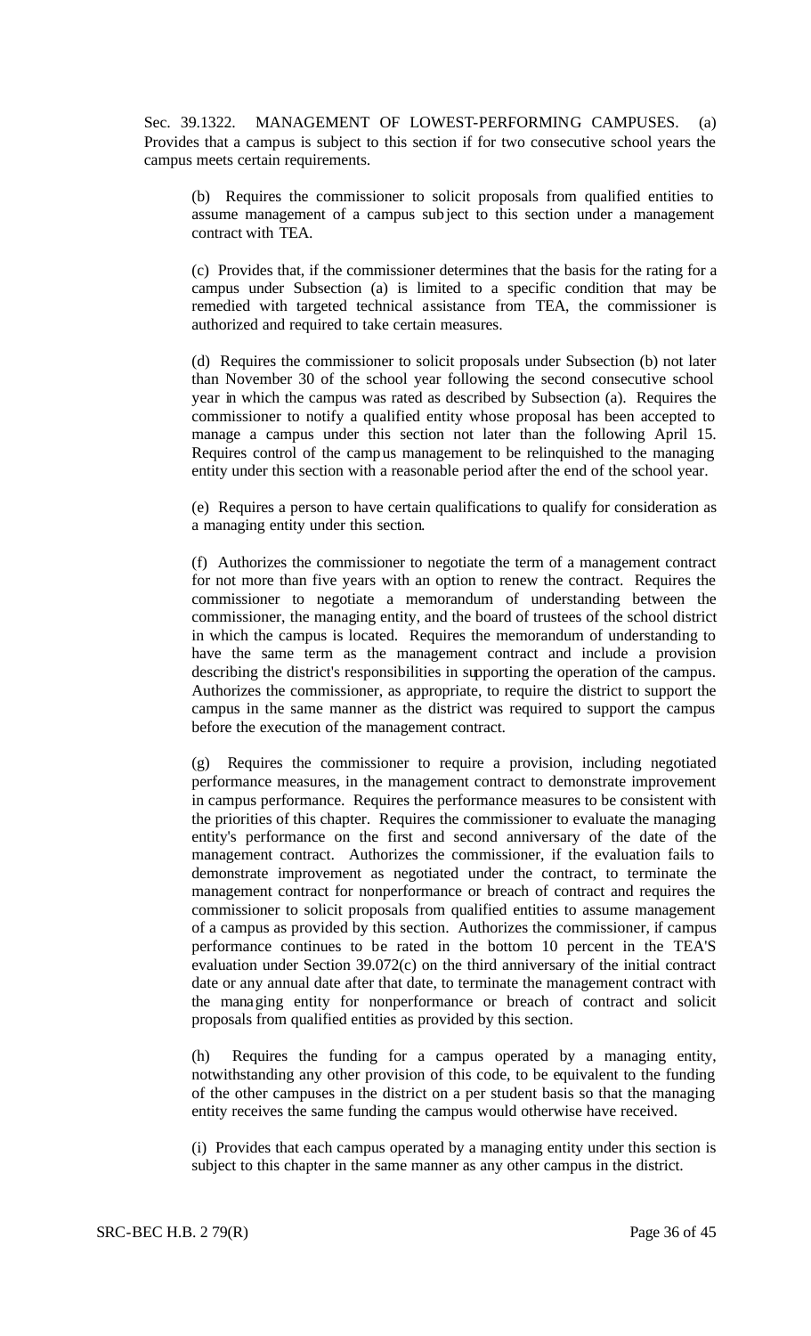Sec. 39.1322. MANAGEMENT OF LOWEST-PERFORMING CAMPUSES. (a) Provides that a campus is subject to this section if for two consecutive school years the campus meets certain requirements.

(b) Requires the commissioner to solicit proposals from qualified entities to assume management of a campus subject to this section under a management contract with TEA.

(c) Provides that, if the commissioner determines that the basis for the rating for a campus under Subsection (a) is limited to a specific condition that may be remedied with targeted technical assistance from TEA, the commissioner is authorized and required to take certain measures.

(d) Requires the commissioner to solicit proposals under Subsection (b) not later than November 30 of the school year following the second consecutive school year in which the campus was rated as described by Subsection (a). Requires the commissioner to notify a qualified entity whose proposal has been accepted to manage a campus under this section not later than the following April 15. Requires control of the campus management to be relinquished to the managing entity under this section with a reasonable period after the end of the school year.

(e) Requires a person to have certain qualifications to qualify for consideration as a managing entity under this section.

(f) Authorizes the commissioner to negotiate the term of a management contract for not more than five years with an option to renew the contract. Requires the commissioner to negotiate a memorandum of understanding between the commissioner, the managing entity, and the board of trustees of the school district in which the campus is located. Requires the memorandum of understanding to have the same term as the management contract and include a provision describing the district's responsibilities in supporting the operation of the campus. Authorizes the commissioner, as appropriate, to require the district to support the campus in the same manner as the district was required to support the campus before the execution of the management contract.

(g) Requires the commissioner to require a provision, including negotiated performance measures, in the management contract to demonstrate improvement in campus performance. Requires the performance measures to be consistent with the priorities of this chapter. Requires the commissioner to evaluate the managing entity's performance on the first and second anniversary of the date of the management contract. Authorizes the commissioner, if the evaluation fails to demonstrate improvement as negotiated under the contract, to terminate the management contract for nonperformance or breach of contract and requires the commissioner to solicit proposals from qualified entities to assume management of a campus as provided by this section. Authorizes the commissioner, if campus performance continues to be rated in the bottom 10 percent in the TEA'S evaluation under Section 39.072(c) on the third anniversary of the initial contract date or any annual date after that date, to terminate the management contract with the managing entity for nonperformance or breach of contract and solicit proposals from qualified entities as provided by this section.

(h) Requires the funding for a campus operated by a managing entity, notwithstanding any other provision of this code, to be equivalent to the funding of the other campuses in the district on a per student basis so that the managing entity receives the same funding the campus would otherwise have received.

(i) Provides that each campus operated by a managing entity under this section is subject to this chapter in the same manner as any other campus in the district.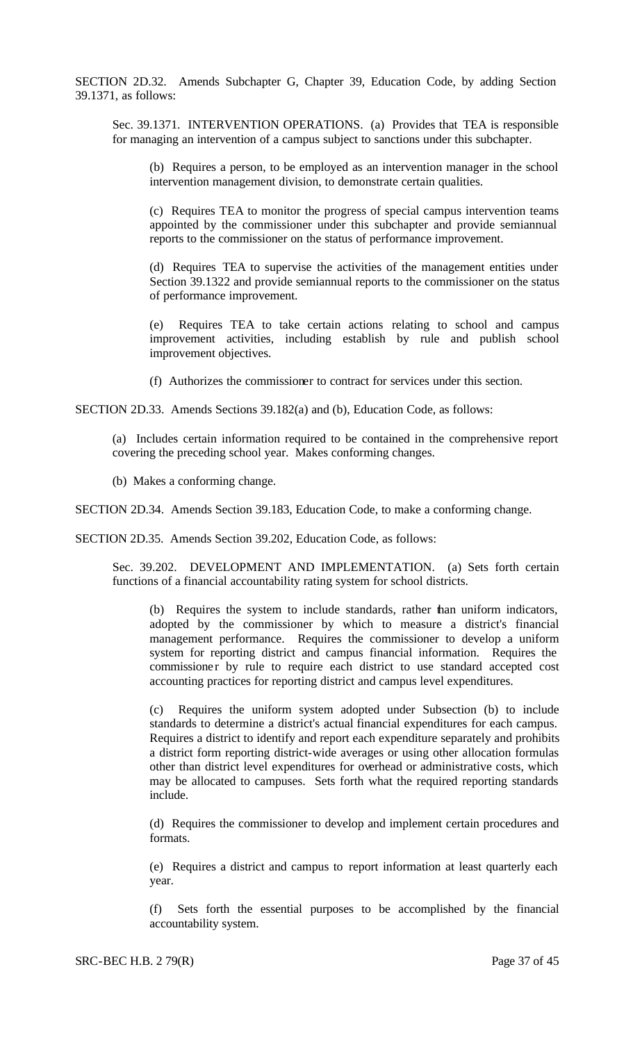SECTION 2D.32. Amends Subchapter G, Chapter 39, Education Code, by adding Section 39.1371, as follows:

Sec. 39.1371. INTERVENTION OPERATIONS. (a) Provides that TEA is responsible for managing an intervention of a campus subject to sanctions under this subchapter.

(b) Requires a person, to be employed as an intervention manager in the school intervention management division, to demonstrate certain qualities.

(c) Requires TEA to monitor the progress of special campus intervention teams appointed by the commissioner under this subchapter and provide semiannual reports to the commissioner on the status of performance improvement.

(d) Requires TEA to supervise the activities of the management entities under Section 39.1322 and provide semiannual reports to the commissioner on the status of performance improvement.

(e) Requires TEA to take certain actions relating to school and campus improvement activities, including establish by rule and publish school improvement objectives.

(f) Authorizes the commissioner to contract for services under this section.

SECTION 2D.33. Amends Sections 39.182(a) and (b), Education Code, as follows:

(a) Includes certain information required to be contained in the comprehensive report covering the preceding school year. Makes conforming changes.

(b) Makes a conforming change.

SECTION 2D.34. Amends Section 39.183, Education Code, to make a conforming change.

SECTION 2D.35. Amends Section 39.202, Education Code, as follows:

Sec. 39.202. DEVELOPMENT AND IMPLEMENTATION. (a) Sets forth certain functions of a financial accountability rating system for school districts.

(b) Requires the system to include standards, rather than uniform indicators, adopted by the commissioner by which to measure a district's financial management performance. Requires the commissioner to develop a uniform system for reporting district and campus financial information. Requires the commissioner by rule to require each district to use standard accepted cost accounting practices for reporting district and campus level expenditures.

(c) Requires the uniform system adopted under Subsection (b) to include standards to determine a district's actual financial expenditures for each campus. Requires a district to identify and report each expenditure separately and prohibits a district form reporting district-wide averages or using other allocation formulas other than district level expenditures for overhead or administrative costs, which may be allocated to campuses. Sets forth what the required reporting standards include.

(d) Requires the commissioner to develop and implement certain procedures and formats.

(e) Requires a district and campus to report information at least quarterly each year.

(f) Sets forth the essential purposes to be accomplished by the financial accountability system.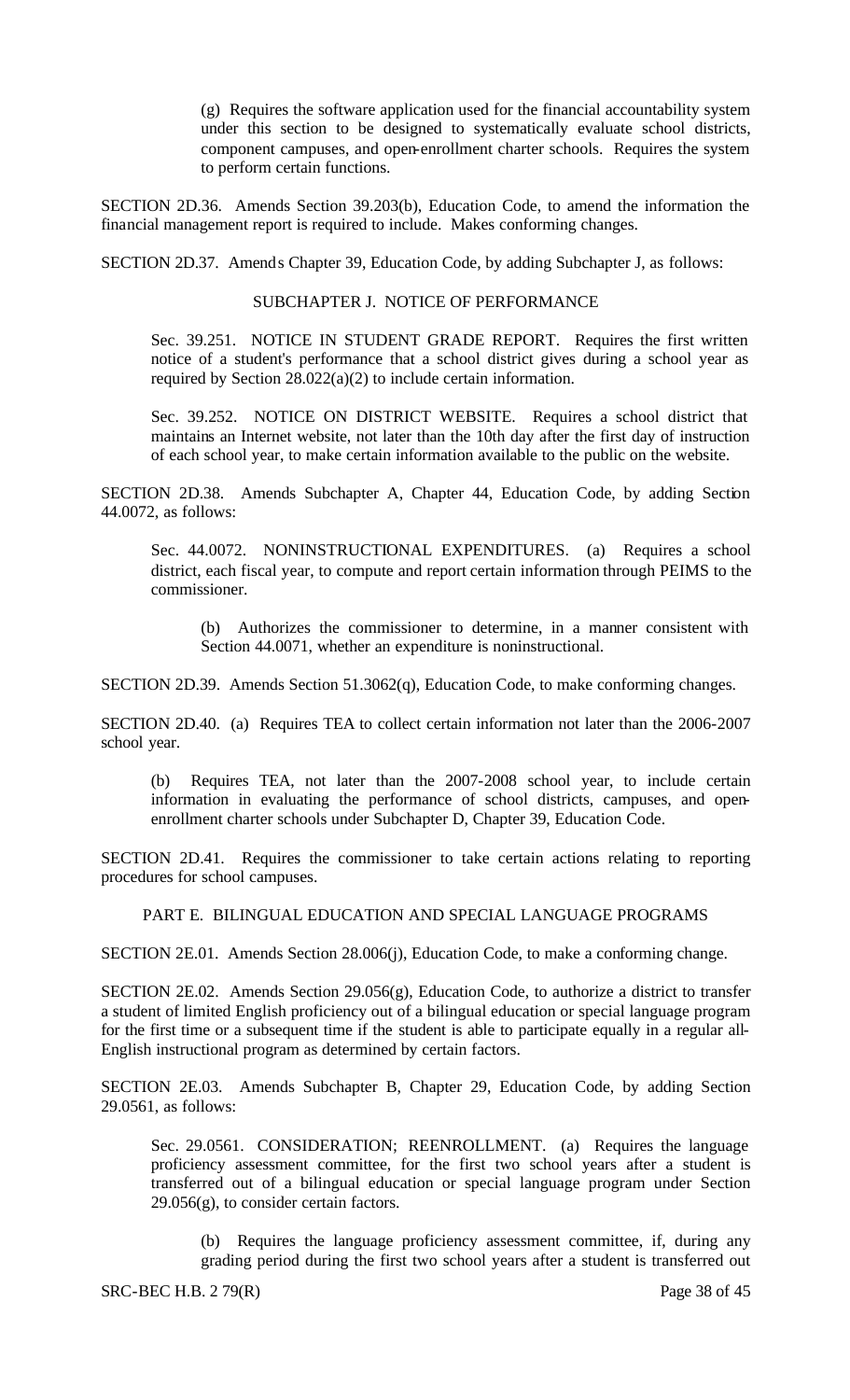(g) Requires the software application used for the financial accountability system under this section to be designed to systematically evaluate school districts, component campuses, and open-enrollment charter schools. Requires the system to perform certain functions.

SECTION 2D.36. Amends Section 39.203(b), Education Code, to amend the information the financial management report is required to include. Makes conforming changes.

SECTION 2D.37. Amends Chapter 39, Education Code, by adding Subchapter J, as follows:

SUBCHAPTER J. NOTICE OF PERFORMANCE

Sec. 39.251. NOTICE IN STUDENT GRADE REPORT. Requires the first written notice of a student's performance that a school district gives during a school year as required by Section 28.022(a)(2) to include certain information.

Sec. 39.252. NOTICE ON DISTRICT WEBSITE. Requires a school district that maintains an Internet website, not later than the 10th day after the first day of instruction of each school year, to make certain information available to the public on the website.

SECTION 2D.38. Amends Subchapter A, Chapter 44, Education Code, by adding Section 44.0072, as follows:

Sec. 44.0072. NONINSTRUCTIONAL EXPENDITURES. (a) Requires a school district, each fiscal year, to compute and report certain information through PEIMS to the commissioner.

(b) Authorizes the commissioner to determine, in a manner consistent with Section 44.0071, whether an expenditure is noninstructional.

SECTION 2D.39. Amends Section 51.3062(q), Education Code, to make conforming changes.

SECTION 2D.40. (a) Requires TEA to collect certain information not later than the 2006-2007 school year.

(b) Requires TEA, not later than the 2007-2008 school year, to include certain information in evaluating the performance of school districts, campuses, and open-enrollment charter schools under Subchapter D, Chapter 39, Education Code.

SECTION 2D.41. Requires the commissioner to take certain actions relating to reporting procedures for school campuses.

PART E. BILINGUAL EDUCATION AND SPECIAL LANGUAGE PROGRAMS

SECTION 2E.01. Amends Section 28.006(j), Education Code, to make a conforming change.

SECTION 2E.02. Amends Section 29.056(g), Education Code, to authorize a district to transfer a student of limited English proficiency out of a bilingual education or special language program for the first time or a subsequent time if the student is able to participate equally in a regular all-English instructional program as determined by certain factors.

SECTION 2E.03. Amends Subchapter B, Chapter 29, Education Code, by adding Section 29.0561, as follows:

Sec. 29.0561. CONSIDERATION; REENROLLMENT. (a) Requires the language proficiency assessment committee, for the first two school years after a student is transferred out of a bilingual education or special language program under Section 29.056(g), to consider certain factors.

(b) Requires the language proficiency assessment committee, if, during any grading period during the first two school years after a student is transferred out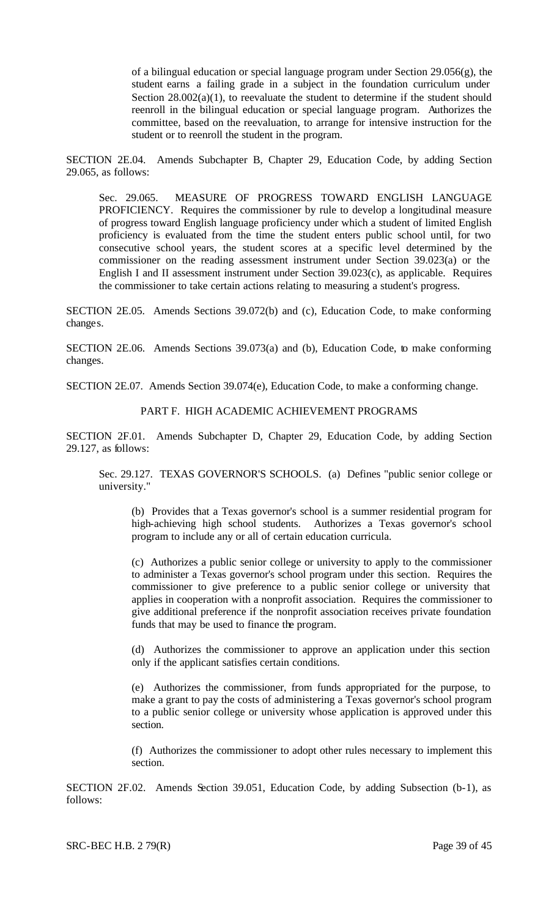of a bilingual education or special language program under Section 29.056(g), the student earns a failing grade in a subject in the foundation curriculum under Section 28.002(a)(1), to reevaluate the student to determine if the student should reenroll in the bilingual education or special language program. Authorizes the committee, based on the reevaluation, to arrange for intensive instruction for the student or to reenroll the student in the program.

SECTION 2E.04. Amends Subchapter B, Chapter 29, Education Code, by adding Section 29.065, as follows:

Sec. 29.065. MEASURE OF PROGRESS TOWARD ENGLISH LANGUAGE PROFICIENCY. Requires the commissioner by rule to develop a longitudinal measure of progress toward English language proficiency under which a student of limited English proficiency is evaluated from the time the student enters public school until, for two consecutive school years, the student scores at a specific level determined by the commissioner on the reading assessment instrument under Section 39.023(a) or the English I and II assessment instrument under Section 39.023(c), as applicable. Requires the commissioner to take certain actions relating to measuring a student's progress.

SECTION 2E.05. Amends Sections 39.072(b) and (c), Education Code, to make conforming changes.

SECTION 2E.06. Amends Sections 39.073(a) and (b), Education Code, to make conforming changes.

SECTION 2E.07. Amends Section 39.074(e), Education Code, to make a conforming change.

PART F. HIGH ACADEMIC ACHIEVEMENT PROGRAMS

SECTION 2F.01. Amends Subchapter D, Chapter 29, Education Code, by adding Section 29.127, as follows:

Sec. 29.127. TEXAS GOVERNOR'S SCHOOLS. (a) Defines "public senior college or university."

(b) Provides that a Texas governor's school is a summer residential program for high-achieving high school students. Authorizes a Texas governor's school program to include any or all of certain education curricula.

(c) Authorizes a public senior college or university to apply to the commissioner to administer a Texas governor's school program under this section. Requires the commissioner to give preference to a public senior college or university that applies in cooperation with a nonprofit association. Requires the commissioner to give additional preference if the nonprofit association receives private foundation funds that may be used to finance the program.

(d) Authorizes the commissioner to approve an application under this section only if the applicant satisfies certain conditions.

(e) Authorizes the commissioner, from funds appropriated for the purpose, to make a grant to pay the costs of administering a Texas governor's school program to a public senior college or university whose application is approved under this section.

(f) Authorizes the commissioner to adopt other rules necessary to implement this section.

SECTION 2F.02. Amends Section 39.051, Education Code, by adding Subsection (b-1), as follows: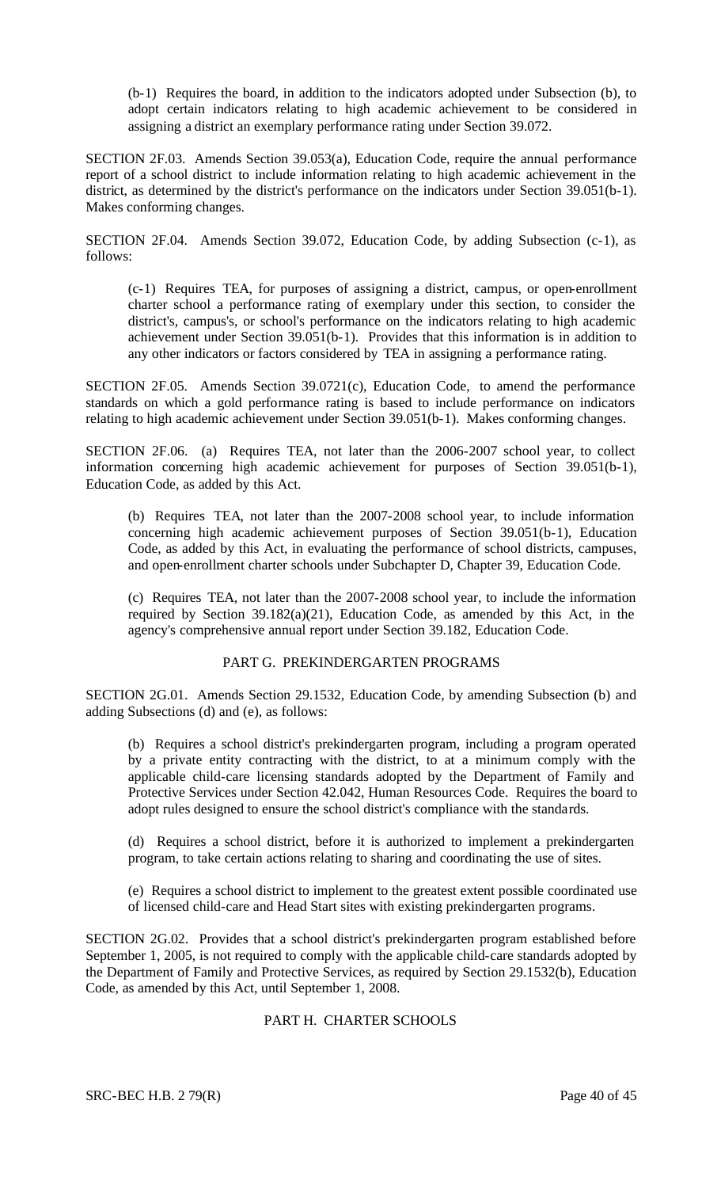(b-1) Requires the board, in addition to the indicators adopted under Subsection (b), to adopt certain indicators relating to high academic achievement to be considered in assigning a district an exemplary performance rating under Section 39.072.

SECTION 2F.03. Amends Section 39.053(a), Education Code, require the annual performance report of a school district to include information relating to high academic achievement in the district, as determined by the district's performance on the indicators under Section 39.051(b-1). Makes conforming changes.

SECTION 2F.04. Amends Section 39.072, Education Code, by adding Subsection (c-1), as follows:

(c-1) Requires TEA, for purposes of assigning a district, campus, or open-enrollment charter school a performance rating of exemplary under this section, to consider the district's, campus's, or school's performance on the indicators relating to high academic achievement under Section 39.051(b-1). Provides that this information is in addition to any other indicators or factors considered by TEA in assigning a performance rating.

SECTION 2F.05. Amends Section 39.0721(c), Education Code, to amend the performance standards on which a gold performance rating is based to include performance on indicators relating to high academic achievement under Section 39.051(b-1). Makes conforming changes.

SECTION 2F.06. (a) Requires TEA, not later than the 2006-2007 school year, to collect information concerning high academic achievement for purposes of Section 39.051(b-1), Education Code, as added by this Act.

(b) Requires TEA, not later than the 2007-2008 school year, to include information concerning high academic achievement purposes of Section 39.051(b-1), Education Code, as added by this Act, in evaluating the performance of school districts, campuses, and open-enrollment charter schools under Subchapter D, Chapter 39, Education Code.

(c) Requires TEA, not later than the 2007-2008 school year, to include the information required by Section 39.182(a)(21), Education Code, as amended by this Act, in the agency's comprehensive annual report under Section 39.182, Education Code.

## PART G. PREKINDERGARTEN PROGRAMS

SECTION 2G.01. Amends Section 29.1532, Education Code, by amending Subsection (b) and adding Subsections (d) and (e), as follows:

(b) Requires a school district's prekindergarten program, including a program operated by a private entity contracting with the district, to at a minimum comply with the applicable child-care licensing standards adopted by the Department of Family and Protective Services under Section 42.042, Human Resources Code. Requires the board to adopt rules designed to ensure the school district's compliance with the standards.

(d) Requires a school district, before it is authorized to implement a prekindergarten program, to take certain actions relating to sharing and coordinating the use of sites.

(e) Requires a school district to implement to the greatest extent possible coordinated use of licensed child-care and Head Start sites with existing prekindergarten programs.

SECTION 2G.02. Provides that a school district's prekindergarten program established before September 1, 2005, is not required to comply with the applicable child-care standards adopted by the Department of Family and Protective Services, as required by Section 29.1532(b), Education Code, as amended by this Act, until September 1, 2008.

## PART H. CHARTER SCHOOLS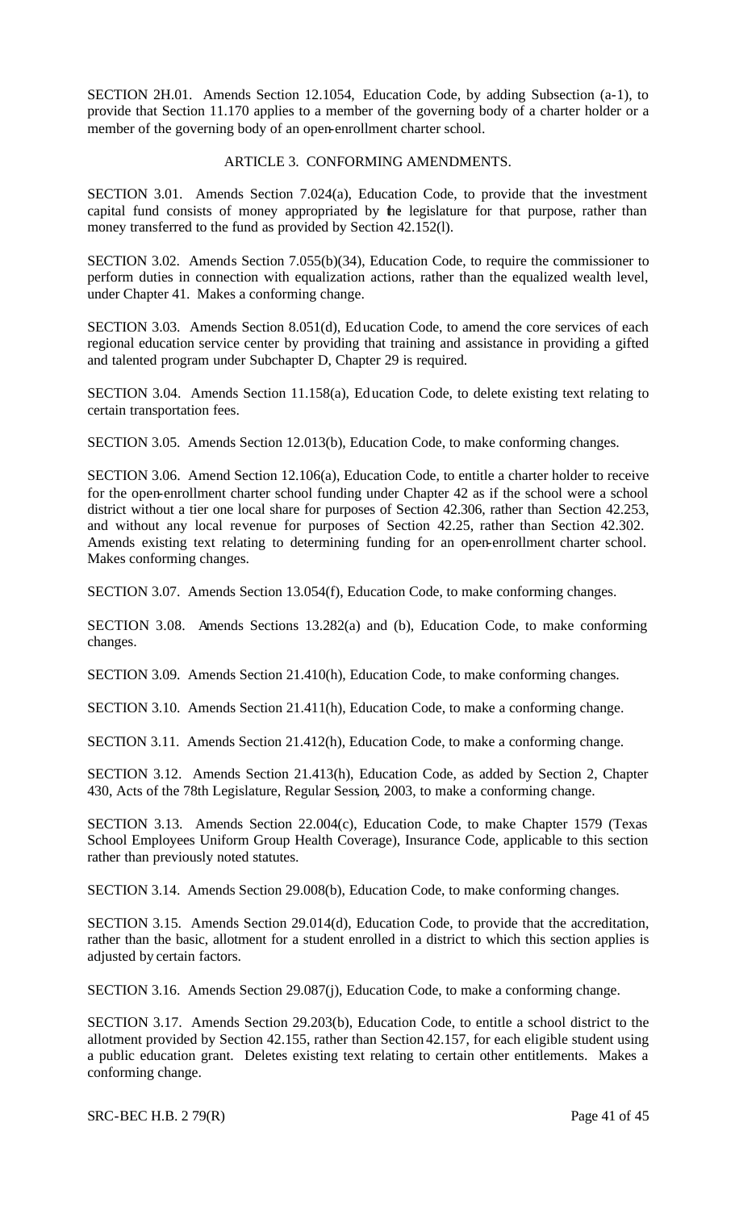SECTION 2H.01. Amends Section 12.1054, Education Code, by adding Subsection (a-1), to provide that Section 11.170 applies to a member of the governing body of a charter holder or a member of the governing body of an open-enrollment charter school.

## ARTICLE 3. CONFORMING AMENDMENTS.

SECTION 3.01. Amends Section 7.024(a), Education Code, to provide that the investment capital fund consists of money appropriated by the legislature for that purpose, rather than money transferred to the fund as provided by Section 42.152(l).

SECTION 3.02. Amends Section 7.055(b)(34), Education Code, to require the commissioner to perform duties in connection with equalization actions, rather than the equalized wealth level, under Chapter 41. Makes a conforming change.

SECTION 3.03. Amends Section 8.051(d), Education Code, to amend the core services of each regional education service center by providing that training and assistance in providing a gifted and talented program under Subchapter D, Chapter 29 is required.

SECTION 3.04. Amends Section 11.158(a), Education Code, to delete existing text relating to certain transportation fees.

SECTION 3.05. Amends Section 12.013(b), Education Code, to make conforming changes.

SECTION 3.06. Amend Section 12.106(a), Education Code, to entitle a charter holder to receive for the open-enrollment charter school funding under Chapter 42 as if the school were a school district without a tier one local share for purposes of Section 42.306, rather than Section 42.253, and without any local revenue for purposes of Section 42.25, rather than Section 42.302. Amends existing text relating to determining funding for an open-enrollment charter school. Makes conforming changes.

SECTION 3.07. Amends Section 13.054(f), Education Code, to make conforming changes.

SECTION 3.08. Amends Sections 13.282(a) and (b), Education Code, to make conforming changes.

SECTION 3.09. Amends Section 21.410(h), Education Code, to make conforming changes.

SECTION 3.10. Amends Section 21.411(h), Education Code, to make a conforming change.

SECTION 3.11. Amends Section 21.412(h), Education Code, to make a conforming change.

SECTION 3.12. Amends Section 21.413(h), Education Code, as added by Section 2, Chapter 430, Acts of the 78th Legislature, Regular Session, 2003, to make a conforming change.

SECTION 3.13. Amends Section 22.004(c), Education Code, to make Chapter 1579 (Texas School Employees Uniform Group Health Coverage), Insurance Code, applicable to this section rather than previously noted statutes.

SECTION 3.14. Amends Section 29.008(b), Education Code, to make conforming changes.

SECTION 3.15. Amends Section 29.014(d), Education Code, to provide that the accreditation, rather than the basic, allotment for a student enrolled in a district to which this section applies is adjusted by certain factors.

SECTION 3.16. Amends Section 29.087(j), Education Code, to make a conforming change.

SECTION 3.17. Amends Section 29.203(b), Education Code, to entitle a school district to the allotment provided by Section 42.155, rather than Section 42.157, for each eligible student using a public education grant. Deletes existing text relating to certain other entitlements. Makes a conforming change.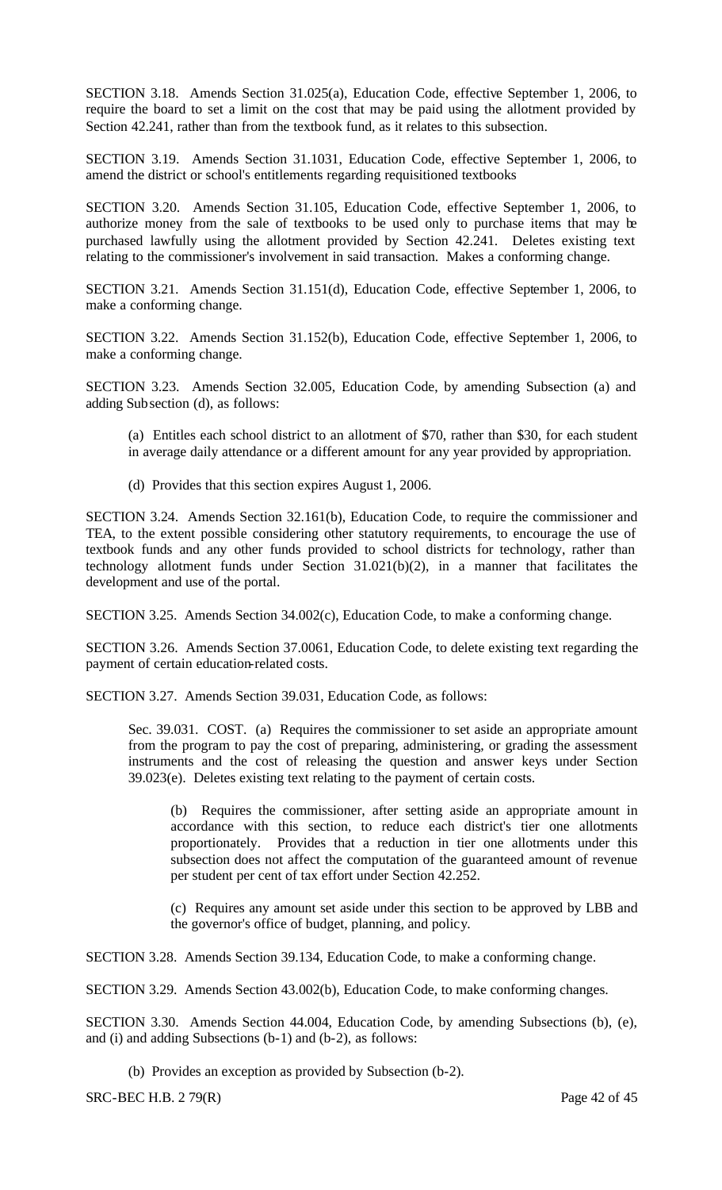SECTION 3.18. Amends Section 31.025(a), Education Code, effective September 1, 2006, to require the board to set a limit on the cost that may be paid using the allotment provided by Section 42.241, rather than from the textbook fund, as it relates to this subsection.

SECTION 3.19. Amends Section 31.1031, Education Code, effective September 1, 2006, to amend the district or school's entitlements regarding requisitioned textbooks

SECTION 3.20. Amends Section 31.105, Education Code, effective September 1, 2006, to authorize money from the sale of textbooks to be used only to purchase items that may be purchased lawfully using the allotment provided by Section 42.241. Deletes existing text relating to the commissioner's involvement in said transaction. Makes a conforming change.

SECTION 3.21. Amends Section 31.151(d), Education Code, effective September 1, 2006, to make a conforming change.

SECTION 3.22. Amends Section 31.152(b), Education Code, effective September 1, 2006, to make a conforming change.

SECTION 3.23. Amends Section 32.005, Education Code, by amending Subsection (a) and adding Subsection (d), as follows:

(a) Entitles each school district to an allotment of $70, rather than $30, for each student in average daily attendance or a different amount for any year provided by appropriation.

(d) Provides that this section expires August 1, 2006.

SECTION 3.24. Amends Section 32.161(b), Education Code, to require the commissioner and TEA, to the extent possible considering other statutory requirements, to encourage the use of textbook funds and any other funds provided to school districts for technology, rather than technology allotment funds under Section 31.021(b)(2), in a manner that facilitates the development and use of the portal.

SECTION 3.25. Amends Section 34.002(c), Education Code, to make a conforming change.

SECTION 3.26. Amends Section 37.0061, Education Code, to delete existing text regarding the payment of certain education-related costs.

SECTION 3.27. Amends Section 39.031, Education Code, as follows:

Sec. 39.031. COST. (a) Requires the commissioner to set aside an appropriate amount from the program to pay the cost of preparing, administering, or grading the assessment instruments and the cost of releasing the question and answer keys under Section 39.023(e). Deletes existing text relating to the payment of certain costs.

(b) Requires the commissioner, after setting aside an appropriate amount in accordance with this section, to reduce each district's tier one allotments proportionately. Provides that a reduction in tier one allotments under this subsection does not affect the computation of the guaranteed amount of revenue per student per cent of tax effort under Section 42.252.

(c) Requires any amount set aside under this section to be approved by LBB and the governor's office of budget, planning, and policy.

SECTION 3.28. Amends Section 39.134, Education Code, to make a conforming change.

SECTION 3.29. Amends Section 43.002(b), Education Code, to make conforming changes.

SECTION 3.30. Amends Section 44.004, Education Code, by amending Subsections (b), (e), and (i) and adding Subsections (b-1) and (b-2), as follows:

(b) Provides an exception as provided by Subsection (b-2).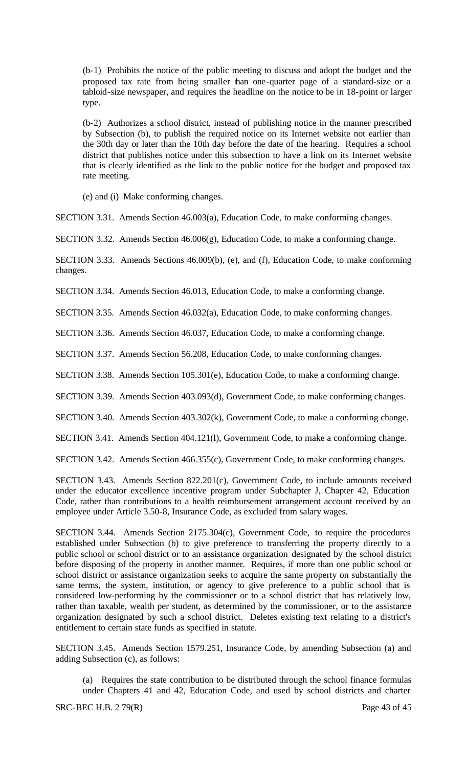(b-1) Prohibits the notice of the public meeting to discuss and adopt the budget and the proposed tax rate from being smaller than one-quarter page of a standard-size or a tabloid-size newspaper, and requires the headline on the notice to be in 18-point or larger type.

(b-2) Authorizes a school district, instead of publishing notice in the manner prescribed by Subsection (b), to publish the required notice on its Internet website not earlier than the 30th day or later than the 10th day before the date of the hearing. Requires a school district that publishes notice under this subsection to have a link on its Internet website that is clearly identified as the link to the public notice for the budget and proposed tax rate meeting.

(e) and (i) Make conforming changes.

SECTION 3.31. Amends Section 46.003(a), Education Code, to make conforming changes.

SECTION 3.32. Amends Section 46.006(g), Education Code, to make a conforming change.

SECTION 3.33. Amends Sections 46.009(b), (e), and (f), Education Code, to make conforming changes.

SECTION 3.34. Amends Section 46.013, Education Code, to make a conforming change.

SECTION 3.35. Amends Section 46.032(a), Education Code, to make conforming changes.

SECTION 3.36. Amends Section 46.037, Education Code, to make a conforming change.

SECTION 3.37. Amends Section 56.208, Education Code, to make conforming changes.

SECTION 3.38. Amends Section 105.301(e), Education Code, to make a conforming change.

SECTION 3.39. Amends Section 403.093(d), Government Code, to make conforming changes.

SECTION 3.40. Amends Section 403.302(k), Government Code, to make a conforming change.

SECTION 3.41. Amends Section 404.121(l), Government Code, to make a conforming change.

SECTION 3.42. Amends Section 466.355(c), Government Code, to make conforming changes.

SECTION 3.43. Amends Section 822.201(c), Government Code, to include amounts received under the educator excellence incentive program under Subchapter J, Chapter 42, Education Code, rather than contributions to a health reimbursement arrangement account received by an employee under Article 3.50-8, Insurance Code, as excluded from salary wages.

SECTION 3.44. Amends Section 2175.304(c), Government Code, to require the procedures established under Subsection (b) to give preference to transferring the property directly to a public school or school district or to an assistance organization designated by the school district before disposing of the property in another manner. Requires, if more than one public school or school district or assistance organization seeks to acquire the same property on substantially the same terms, the system, institution, or agency to give preference to a public school that is considered low-performing by the commissioner or to a school district that has relatively low, rather than taxable, wealth per student, as determined by the commissioner, or to the assistance organization designated by such a school district. Deletes existing text relating to a district's entitlement to certain state funds as specified in statute.

SECTION 3.45. Amends Section 1579.251, Insurance Code, by amending Subsection (a) and adding Subsection (c), as follows:

(a) Requires the state contribution to be distributed through the school finance formulas under Chapters 41 and 42, Education Code, and used by school districts and charter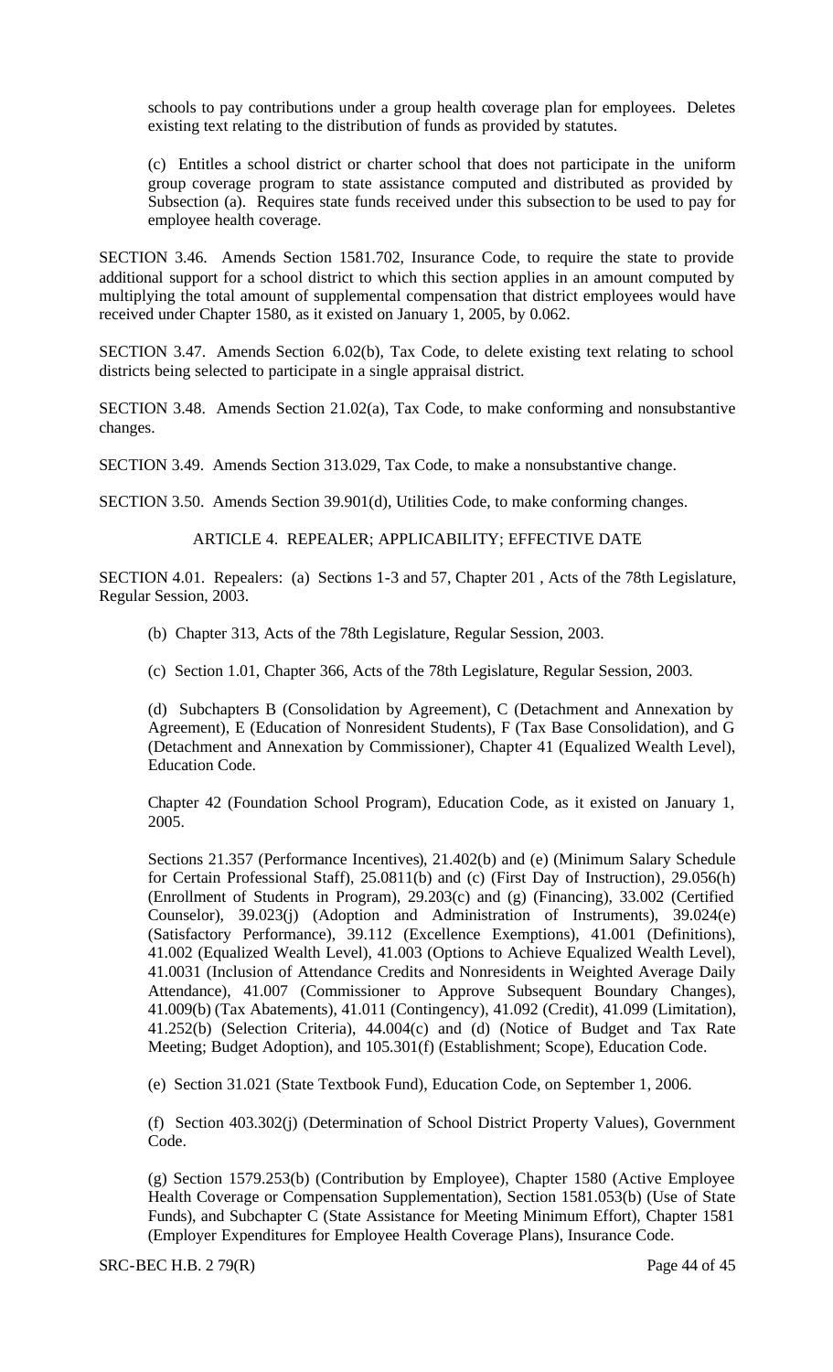schools to pay contributions under a group health coverage plan for employees. Deletes existing text relating to the distribution of funds as provided by statutes.

(c) Entitles a school district or charter school that does not participate in the uniform group coverage program to state assistance computed and distributed as provided by Subsection (a). Requires state funds received under this subsection to be used to pay for employee health coverage.

SECTION 3.46. Amends Section 1581.702, Insurance Code, to require the state to provide additional support for a school district to which this section applies in an amount computed by multiplying the total amount of supplemental compensation that district employees would have received under Chapter 1580, as it existed on January 1, 2005, by 0.062.

SECTION 3.47. Amends Section 6.02(b), Tax Code, to delete existing text relating to school districts being selected to participate in a single appraisal district.

SECTION 3.48. Amends Section 21.02(a), Tax Code, to make conforming and nonsubstantive changes.

SECTION 3.49. Amends Section 313.029, Tax Code, to make a nonsubstantive change.

SECTION 3.50. Amends Section 39.901(d), Utilities Code, to make conforming changes.

ARTICLE 4. REPEALER; APPLICABILITY; EFFECTIVE DATE

SECTION 4.01. Repealers: (a) Sections 1-3 and 57, Chapter 201 , Acts of the 78th Legislature, Regular Session, 2003.

(b) Chapter 313, Acts of the 78th Legislature, Regular Session, 2003.

(c) Section 1.01, Chapter 366, Acts of the 78th Legislature, Regular Session, 2003.

(d) Subchapters B (Consolidation by Agreement), C (Detachment and Annexation by Agreement), E (Education of Nonresident Students), F (Tax Base Consolidation), and G (Detachment and Annexation by Commissioner), Chapter 41 (Equalized Wealth Level), Education Code.

Chapter 42 (Foundation School Program), Education Code, as it existed on January 1, 2005.

Sections 21.357 (Performance Incentives), 21.402(b) and (e) (Minimum Salary Schedule for Certain Professional Staff), 25.0811(b) and (c) (First Day of Instruction), 29.056(h) (Enrollment of Students in Program), 29.203(c) and (g) (Financing), 33.002 (Certified Counselor), 39.023(j) (Adoption and Administration of Instruments), 39.024(e) (Satisfactory Performance), 39.112 (Excellence Exemptions), 41.001 (Definitions), 41.002 (Equalized Wealth Level), 41.003 (Options to Achieve Equalized Wealth Level), 41.0031 (Inclusion of Attendance Credits and Nonresidents in Weighted Average Daily Attendance), 41.007 (Commissioner to Approve Subsequent Boundary Changes), 41.009(b) (Tax Abatements), 41.011 (Contingency), 41.092 (Credit), 41.099 (Limitation), 41.252(b) (Selection Criteria), 44.004(c) and (d) (Notice of Budget and Tax Rate Meeting; Budget Adoption), and 105.301(f) (Establishment; Scope), Education Code.

(e) Section 31.021 (State Textbook Fund), Education Code, on September 1, 2006.

(f) Section 403.302(j) (Determination of School District Property Values), Government Code.

(g) Section 1579.253(b) (Contribution by Employee), Chapter 1580 (Active Employee Health Coverage or Compensation Supplementation), Section 1581.053(b) (Use of State Funds), and Subchapter C (State Assistance for Meeting Minimum Effort), Chapter 1581 (Employer Expenditures for Employee Health Coverage Plans), Insurance Code.

SRC-BEC H.B. 2 79(R)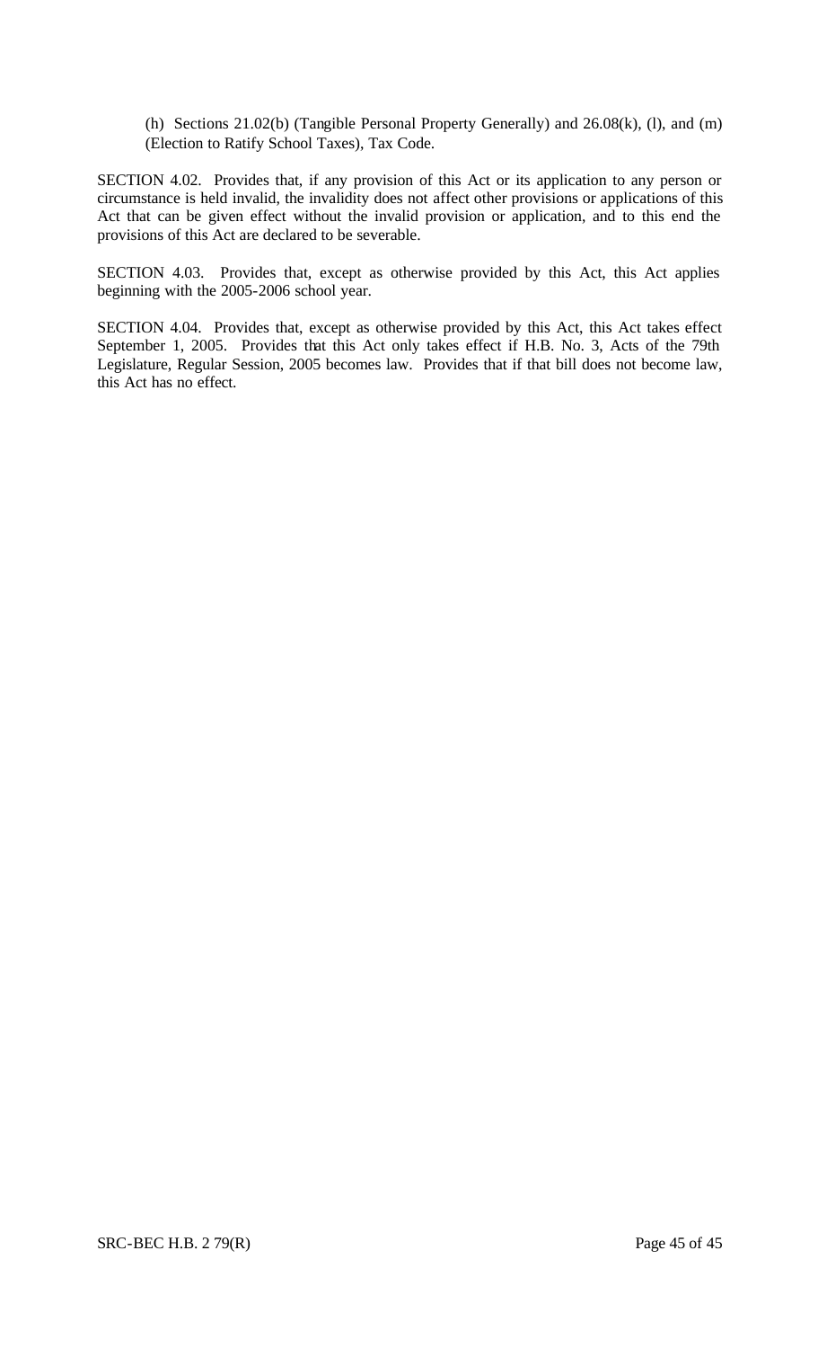(h) Sections 21.02(b) (Tangible Personal Property Generally) and 26.08(k), (l), and (m) (Election to Ratify School Taxes), Tax Code.

SECTION 4.02. Provides that, if any provision of this Act or its application to any person or circumstance is held invalid, the invalidity does not affect other provisions or applications of this Act that can be given effect without the invalid provision or application, and to this end the provisions of this Act are declared to be severable.

SECTION 4.03. Provides that, except as otherwise provided by this Act, this Act applies beginning with the 2005-2006 school year.

SECTION 4.04. Provides that, except as otherwise provided by this Act, this Act takes effect September 1, 2005. Provides that this Act only takes effect if H.B. No. 3, Acts of the 79th Legislature, Regular Session, 2005 becomes law. Provides that if that bill does not become law, this Act has no effect.